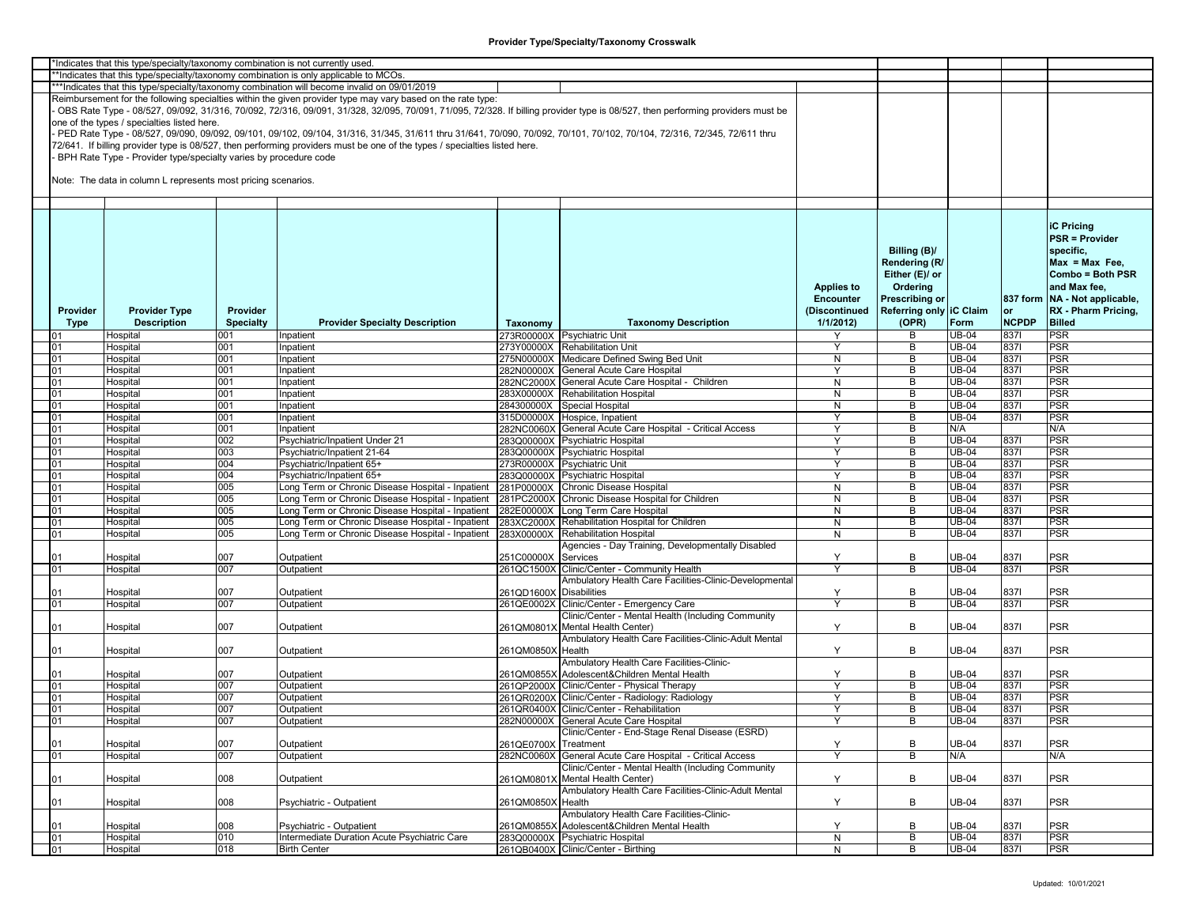# Provider Type/Specialty/Taxonomy Crosswalk

*Indicates that this type/specialty/taxonomy combination is not currently used.

**Indicates that this type/specialty/taxonomy combination is only applicable to MCOs.

***Indicates that this type/specialty/taxonomy combination will become invalid on 09/01/2019

Reimbursement for the following specialties within the given provider type may vary based on the rate type:

- OBS Rate Type - 08/527, 09/092, 31/316, 70/092, 72/316, 09/091, 31/328, 32/095, 70/091, 71/095, 72/328. If billing provider type is 08/527, then performing providers must be one of the types / specialties listed here.
- PED Rate Type - 08/527, 09/090, 09/092, 09/101, 09/102, 09/104, 31/316, 31/345, 31/611 thru 31/641, 70/090, 70/092, 70/101, 70/102, 70/104, 72/316, 72/345, 72/611 thru 72/641. If billing provider type is 08/527, then performing providers must be one of the types / specialties listed here.
- BPH Rate Type - Provider type/specialty varies by procedure code

Note: The data in column L represents most pricing scenarios.

| Provider Type | Provider Type Description | Provider Specialty | Provider Specialty Description | Taxonomy | Taxonomy Description | Applies to Encounter (Discontinued 1/1/2012) | Billing (B)/ Rendering (R/ Either (E)/ or Ordering Prescribing or Referring only (OPR) | iC Claim Form | 837 form or NCPDP | iC Pricing PSR = Provider specific, Max = Max Fee, Combo = Both PSR and Max fee, NA - Not applicable, RX - Pharm Pricing, Billed |
|---|---|---|---|---|---|---|---|---|---|---|
| 01 | Hospital | 001 | Inpatient | 273R00000X | Psychiatric Unit | Y | B | UB-04 | 837I | PSR |
| 01 | Hospital | 001 | Inpatient | 273Y00000X | Rehabilitation Unit | Y | B | UB-04 | 837I | PSR |
| 01 | Hospital | 001 | Inpatient | 275N00000X | Medicare Defined Swing Bed Unit | N | B | UB-04 | 837I | PSR |
| 01 | Hospital | 001 | Inpatient | 282N00000X | General Acute Care Hospital | Y | B | UB-04 | 837I | PSR |
| 01 | Hospital | 001 | Inpatient | 282NC2000X | General Acute Care Hospital - Children | N | B | UB-04 | 837I | PSR |
| 01 | Hospital | 001 | Inpatient | 283X00000X | Rehabilitation Hospital | N | B | UB-04 | 837I | PSR |
| 01 | Hospital | 001 | Inpatient | 284300000X | Special Hospital | N | B | UB-04 | 837I | PSR |
| 01 | Hospital | 001 | Inpatient | 315D00000X | Hospice, Inpatient | Y | B | UB-04 | 837I | PSR |
| 01 | Hospital | 001 | Inpatient | 282NC0060X | General Acute Care Hospital - Critical Access | Y | B | N/A | | N/A |
| 01 | Hospital | 002 | Psychiatric/Inpatient Under 21 | 283Q00000X | Psychiatric Hospital | Y | B | UB-04 | 837I | PSR |
| 01 | Hospital | 003 | Psychiatric/Inpatient 21-64 | 283Q00000X | Psychiatric Hospital | Y | B | UB-04 | 837I | PSR |
| 01 | Hospital | 004 | Psychiatric/Inpatient 65+ | 273R00000X | Psychiatric Unit | Y | B | UB-04 | 837I | PSR |
| 01 | Hospital | 004 | Psychiatric/Inpatient 65+ | 283Q00000X | Psychiatric Hospital | Y | B | UB-04 | 837I | PSR |
| 01 | Hospital | 005 | Long Term or Chronic Disease Hospital - Inpatient | 281P00000X | Chronic Disease Hospital | N | B | UB-04 | 837I | PSR |
| 01 | Hospital | 005 | Long Term or Chronic Disease Hospital - Inpatient | 281PC2000X | Chronic Disease Hospital for Children | N | B | UB-04 | 837I | PSR |
| 01 | Hospital | 005 | Long Term or Chronic Disease Hospital - Inpatient | 282E00000X | Long Term Care Hospital | N | B | UB-04 | 837I | PSR |
| 01 | Hospital | 005 | Long Term or Chronic Disease Hospital - Inpatient | 283XC2000X | Rehabilitation Hospital for Children | N | B | UB-04 | 837I | PSR |
| 01 | Hospital | 005 | Long Term or Chronic Disease Hospital - Inpatient | 283X00000X | Rehabilitation Hospital | N | B | UB-04 | 837I | PSR |
| 01 | Hospital | 007 | Outpatient | 251C00000X | Agencies - Day Training, Developmentally Disabled Services | Y | B | UB-04 | 837I | PSR |
| 01 | Hospital | 007 | Outpatient | 261QC1500X | Clinic/Center - Community Health | Y | B | UB-04 | 837I | PSR |
| 01 | Hospital | 007 | Outpatient | 261QD1600X | Ambulatory Health Care Facilities-Clinic-Developmental Disabilities | Y | B | UB-04 | 837I | PSR |
| 01 | Hospital | 007 | Outpatient | 261QE0002X | Clinic/Center - Emergency Care | Y | B | UB-04 | 837I | PSR |
| 01 | Hospital | 007 | Outpatient | 261QM0801X | Clinic/Center - Mental Health (Including Community Mental Health Center) | Y | B | UB-04 | 837I | PSR |
| 01 | Hospital | 007 | Outpatient | 261QM0850X | Ambulatory Health Care Facilities-Clinic-Adult Mental Health | Y | B | UB-04 | 837I | PSR |
| 01 | Hospital | 007 | Outpatient | 261QM0855X | Ambulatory Health Care Facilities-Clinic-Adolescent&Children Mental Health | Y | B | UB-04 | 837I | PSR |
| 01 | Hospital | 007 | Outpatient | 261QP2000X | Clinic/Center - Physical Therapy | Y | B | UB-04 | 837I | PSR |
| 01 | Hospital | 007 | Outpatient | 261QR0200X | Clinic/Center - Radiology: Radiology | Y | B | UB-04 | 837I | PSR |
| 01 | Hospital | 007 | Outpatient | 261QR0400X | Clinic/Center - Rehabilitation | Y | B | UB-04 | 837I | PSR |
| 01 | Hospital | 007 | Outpatient | 282N00000X | General Acute Care Hospital | Y | B | UB-04 | 837I | PSR |
| 01 | Hospital | 007 | Outpatient | 261QE0700X | Clinic/Center - End-Stage Renal Disease (ESRD) Treatment | Y | B | UB-04 | 837I | PSR |
| 01 | Hospital | 007 | Outpatient | 282NC0060X | General Acute Care Hospital - Critical Access | Y | B | N/A | | N/A |
| 01 | Hospital | 008 | Outpatient | 261QM0801X | Clinic/Center - Mental Health (Including Community Mental Health Center) | Y | B | UB-04 | 837I | PSR |
| 01 | Hospital | 008 | Psychiatric - Outpatient | 261QM0850X | Ambulatory Health Care Facilities-Clinic-Adult Mental Health | Y | B | UB-04 | 837I | PSR |
| 01 | Hospital | 008 | Psychiatric - Outpatient | 261QM0855X | Ambulatory Health Care Facilities-Clinic-Adolescent&Children Mental Health | Y | B | UB-04 | 837I | PSR |
| 01 | Hospital | 010 | Intermediate Duration Acute Psychiatric Care | 283Q00000X | Psychiatric Hospital | N | B | UB-04 | 837I | PSR |
| 01 | Hospital | 018 | Birth Center | 261QB0400X | Clinic/Center - Birthing | N | B | UB-04 | 837I | PSR |

Updated: 10/01/2021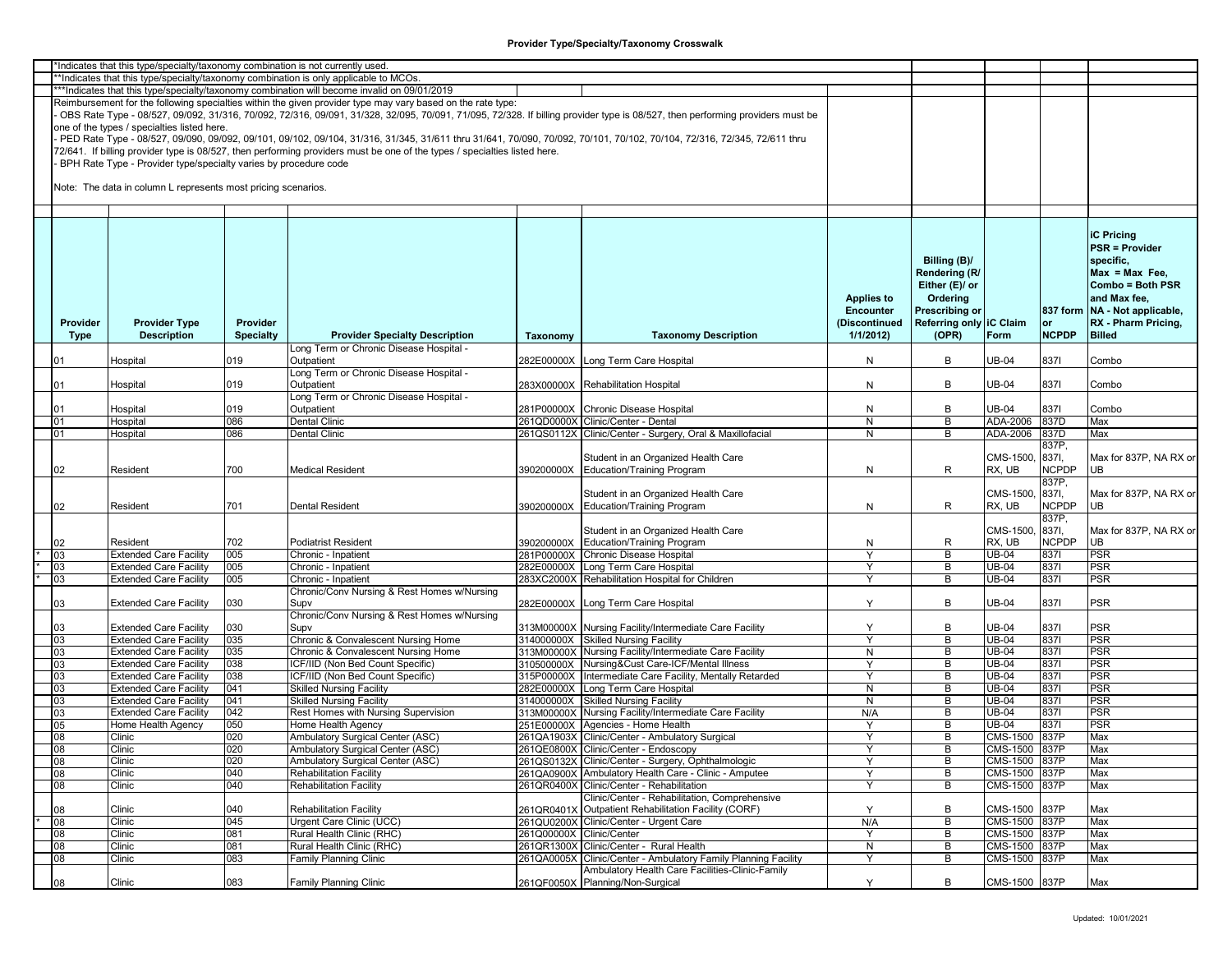# Provider Type/Specialty/Taxonomy Crosswalk

*Indicates that this type/specialty/taxonomy combination is not currently used.

**Indicates that this type/specialty/taxonomy combination is only applicable to MCOs.

***Indicates that this type/specialty/taxonomy combination will become invalid on 09/01/2019

Reimbursement for the following specialties within the given provider type may vary based on the rate type:

- OBS Rate Type - 08/527, 09/092, 31/316, 70/092, 72/316, 09/091, 31/328, 32/095, 70/091, 71/095, 72/328. If billing provider type is 08/527, then performing providers must be one of the types / specialties listed here.
- PED Rate Type - 08/527, 09/090, 09/092, 09/101, 09/102, 09/104, 31/316, 31/345, 31/611 thru 31/641, 70/090, 70/092, 70/101, 70/102, 70/104, 72/316, 72/345, 72/611 thru 72/641. If billing provider type is 08/527, then performing providers must be one of the types / specialties listed here.
- BPH Rate Type - Provider type/specialty varies by procedure code

Note: The data in column L represents most pricing scenarios.

| | Provider Type | Provider Type Description | Provider Specialty | Provider Specialty Description | Taxonomy | Taxonomy Description | Applies to Encounter (Discontinued 1/1/2012) | Billing (B)/ Rendering (R/ Either (E)/ or Ordering Prescribing or Referring only (OPR) | iC Claim Form | 837 form or NCPDP | iC Pricing PSR = Provider specific, Max = Max Fee, Combo = Both PSR and Max fee, NA - Not applicable, RX - Pharm Pricing, Billed |
|---|---|---|---|---|---|---|---|---|---|---|---|
| | 01 | Hospital | 019 | Long Term or Chronic Disease Hospital - Outpatient | 282E00000X | Long Term Care Hospital | N | B | UB-04 | 837I | Combo |
| | 01 | Hospital | 019 | Long Term or Chronic Disease Hospital - Outpatient | 283X00000X | Rehabilitation Hospital | N | B | UB-04 | 837I | Combo |
| | 01 | Hospital | 019 | Long Term or Chronic Disease Hospital - Outpatient | 281P00000X | Chronic Disease Hospital | N | B | UB-04 | 837I | Combo |
| | 01 | Hospital | 086 | Dental Clinic | 261QD0000X | Clinic/Center - Dental | N | B | ADA-2006 | 837D | Max |
| | 01 | Hospital | 086 | Dental Clinic | 261QS0112X | Clinic/Center - Surgery, Oral & Maxillofacial | N | B | ADA-2006 | 837D | Max |
| | 02 | Resident | 700 | Medical Resident | 390200000X | Student in an Organized Health Care Education/Training Program | N | R | CMS-1500, RX, UB | 837P, 837I, NCPDP | Max for 837P, NA RX or UB |
| | 02 | Resident | 701 | Dental Resident | 390200000X | Student in an Organized Health Care Education/Training Program | N | R | CMS-1500, RX, UB | 837P, 837I, NCPDP | Max for 837P, NA RX or UB |
| | 02 | Resident | 702 | Podiatrist Resident | 390200000X | Student in an Organized Health Care Education/Training Program | N | R | CMS-1500, RX, UB | 837P, 837I, NCPDP | Max for 837P, NA RX or UB |
| * | 03 | Extended Care Facility | 005 | Chronic - Inpatient | 281P00000X | Chronic Disease Hospital | Y | B | UB-04 | 837I | PSR |
| * | 03 | Extended Care Facility | 005 | Chronic - Inpatient | 282E00000X | Long Term Care Hospital | Y | B | UB-04 | 837I | PSR |
| * | 03 | Extended Care Facility | 005 | Chronic - Inpatient | 283XC2000X | Rehabilitation Hospital for Children | Y | B | UB-04 | 837I | PSR |
| | 03 | Extended Care Facility | 030 | Chronic/Conv Nursing & Rest Homes w/Nursing Supv | 282E00000X | Long Term Care Hospital | Y | B | UB-04 | 837I | PSR |
| | 03 | Extended Care Facility | 030 | Chronic/Conv Nursing & Rest Homes w/Nursing Supv | 313M00000X | Nursing Facility/Intermediate Care Facility | Y | B | UB-04 | 837I | PSR |
| | 03 | Extended Care Facility | 035 | Chronic & Convalescent Nursing Home | 314000000X | Skilled Nursing Facility | Y | B | UB-04 | 837I | PSR |
| | 03 | Extended Care Facility | 035 | Chronic & Convalescent Nursing Home | 313M00000X | Nursing Facility/Intermediate Care Facility | N | B | UB-04 | 837I | PSR |
| | 03 | Extended Care Facility | 038 | ICF/IID (Non Bed Count Specific) | 310500000X | Nursing&Cust Care-ICF/Mental Illness | Y | B | UB-04 | 837I | PSR |
| | 03 | Extended Care Facility | 038 | ICF/IID (Non Bed Count Specific) | 315P00000X | Intermediate Care Facility, Mentally Retarded | Y | B | UB-04 | 837I | PSR |
| | 03 | Extended Care Facility | 041 | Skilled Nursing Facility | 282E00000X | Long Term Care Hospital | N | B | UB-04 | 837I | PSR |
| | 03 | Extended Care Facility | 041 | Skilled Nursing Facility | 314000000X | Skilled Nursing Facility | N | B | UB-04 | 837I | PSR |
| | 03 | Extended Care Facility | 042 | Rest Homes with Nursing Supervision | 313M00000X | Nursing Facility/Intermediate Care Facility | N/A | B | UB-04 | 837I | PSR |
| | 05 | Home Health Agency | 050 | Home Health Agency | 251E00000X | Agencies - Home Health | Y | B | UB-04 | 837I | PSR |
| | 08 | Clinic | 020 | Ambulatory Surgical Center (ASC) | 261QA1903X | Clinic/Center - Ambulatory Surgical | Y | B | CMS-1500 | 837P | Max |
| | 08 | Clinic | 020 | Ambulatory Surgical Center (ASC) | 261QE0800X | Clinic/Center - Endoscopy | Y | B | CMS-1500 | 837P | Max |
| | 08 | Clinic | 020 | Ambulatory Surgical Center (ASC) | 261QS0132X | Clinic/Center - Surgery, Ophthalmologic | Y | B | CMS-1500 | 837P | Max |
| | 08 | Clinic | 040 | Rehabilitation Facility | 261QA0900X | Ambulatory Health Care - Clinic - Amputee | Y | B | CMS-1500 | 837P | Max |
| | 08 | Clinic | 040 | Rehabilitation Facility | 261QR0400X | Clinic/Center - Rehabilitation | Y | B | CMS-1500 | 837P | Max |
| | 08 | Clinic | 040 | Rehabilitation Facility | 261QR0401X | Clinic/Center - Rehabilitation, Comprehensive Outpatient Rehabilitation Facility (CORF) | Y | B | CMS-1500 | 837P | Max |
| * | 08 | Clinic | 045 | Urgent Care Clinic (UCC) | 261QU0200X | Clinic/Center - Urgent Care | N/A | B | CMS-1500 | 837P | Max |
| | 08 | Clinic | 081 | Rural Health Clinic (RHC) | 261Q00000X | Clinic/Center | Y | B | CMS-1500 | 837P | Max |
| | 08 | Clinic | 081 | Rural Health Clinic (RHC) | 261QR1300X | Clinic/Center - Rural Health | N | B | CMS-1500 | 837P | Max |
| | 08 | Clinic | 083 | Family Planning Clinic | 261QA0005X | Clinic/Center - Ambulatory Family Planning Facility | Y | B | CMS-1500 | 837P | Max |
| | 08 | Clinic | 083 | Family Planning Clinic | 261QF0050X | Ambulatory Health Care Facilities-Clinic-Family Planning/Non-Surgical | Y | B | CMS-1500 | 837P | Max |

Updated: 10/01/2021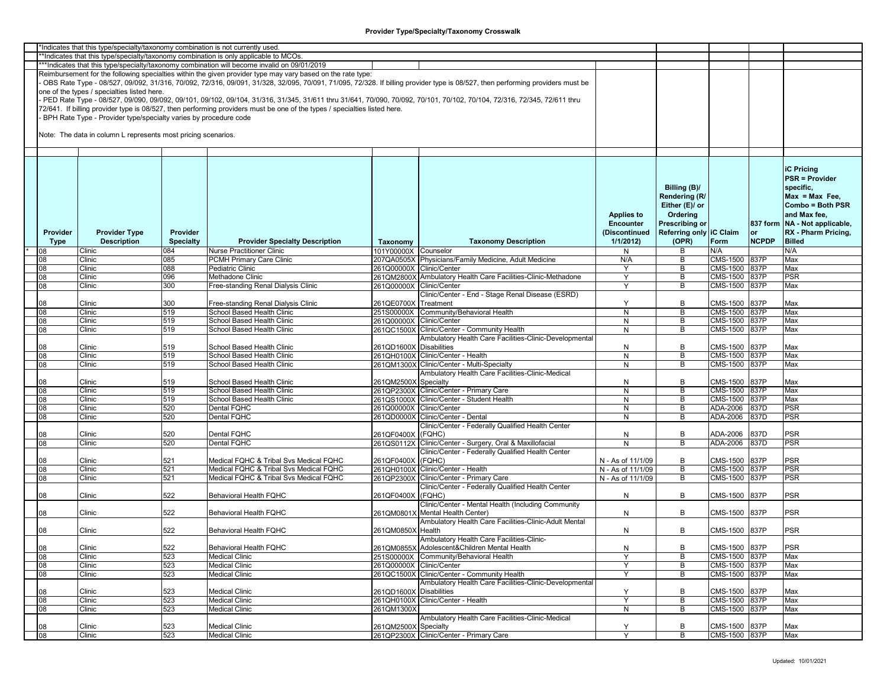# Provider Type/Specialty/Taxonomy Crosswalk

*Indicates that this type/specialty/taxonomy combination is not currently used.

**Indicates that this type/specialty/taxonomy combination is only applicable to MCOs.

***Indicates that this type/specialty/taxonomy combination will become invalid on 09/01/2019

Reimbursement for the following specialties within the given provider type may vary based on the rate type:

- OBS Rate Type - 08/527, 09/092, 31/316, 70/092, 72/316, 09/091, 31/328, 32/095, 70/091, 71/095, 72/328. If billing provider type is 08/527, then performing providers must be one of the types / specialties listed here.
- PED Rate Type - 08/527, 09/090, 09/092, 09/101, 09/102, 09/104, 31/316, 31/345, 31/611 thru 31/641, 70/090, 70/092, 70/101, 70/102, 70/104, 72/316, 72/345, 72/611 thru 72/641. If billing provider type is 08/527, then performing providers must be one of the types / specialties listed here.
- BPH Rate Type - Provider type/specialty varies by procedure code

Note: The data in column L represents most pricing scenarios.

| | Provider Type | Provider Type Description | Provider Specialty | Provider Specialty Description | Taxonomy | Taxonomy Description | Applies to Encounter (Discontinued 1/1/2012) | Billing (B)/ Rendering (R/ Either (E)/ or Ordering Prescribing or Referring only (OPR) | iC Claim Form | 837 form or NCPDP | iC Pricing PSR = Provider specific, Max = Max Fee, Combo = Both PSR and Max fee, NA - Not applicable, RX - Pharm Pricing, Billed |
|---|---|---|---|---|---|---|---|---|---|---|---|
| * | 08 | Clinic | 084 | Nurse Practitioner Clinic | 101Y00000X | Counselor | N | B | N/A | | N/A |
| | 08 | Clinic | 085 | PCMH Primary Care Clinic | 207QA0505X | Physicians/Family Medicine, Adult Medicine | N/A | B | CMS-1500 | 837P | Max |
| | 08 | Clinic | 088 | Pediatric Clinic | 261Q00000X | Clinic/Center | Y | B | CMS-1500 | 837P | Max |
| | 08 | Clinic | 096 | Methadone Clinic | 261QM2800X | Ambulatory Health Care Facilities-Clinic-Methadone | Y | B | CMS-1500 | 837P | PSR |
| | 08 | Clinic | 300 | Free-standing Renal Dialysis Clinic | 261Q00000X | Clinic/Center | Y | B | CMS-1500 | 837P | Max |
| | 08 | Clinic | 300 | Free-standing Renal Dialysis Clinic | 261QE0700X | Clinic/Center - End - Stage Renal Disease (ESRD) Treatment | Y | B | CMS-1500 | 837P | Max |
| | 08 | Clinic | 519 | School Based Health Clinic | 251S00000X | Community/Behavioral Health | N | B | CMS-1500 | 837P | Max |
| | 08 | Clinic | 519 | School Based Health Clinic | 261Q00000X | Clinic/Center | N | B | CMS-1500 | 837P | Max |
| | 08 | Clinic | 519 | School Based Health Clinic | 261QC1500X | Clinic/Center - Community Health | N | B | CMS-1500 | 837P | Max |
| | 08 | Clinic | 519 | School Based Health Clinic | 261QD1600X | Ambulatory Health Care Facilities-Clinic-Developmental Disabilities | N | B | CMS-1500 | 837P | Max |
| | 08 | Clinic | 519 | School Based Health Clinic | 261QH0100X | Clinic/Center - Health | N | B | CMS-1500 | 837P | Max |
| | 08 | Clinic | 519 | School Based Health Clinic | 261QM1300X | Clinic/Center - Multi-Specialty | N | B | CMS-1500 | 837P | Max |
| | 08 | Clinic | 519 | School Based Health Clinic | 261QM2500X | Ambulatory Health Care Facilities-Clinic-Medical Specialty | N | B | CMS-1500 | 837P | Max |
| | 08 | Clinic | 519 | School Based Health Clinic | 261QP2300X | Clinic/Center - Primary Care | N | B | CMS-1500 | 837P | Max |
| | 08 | Clinic | 519 | School Based Health Clinic | 261QS1000X | Clinic/Center - Student Health | N | B | CMS-1500 | 837P | Max |
| | 08 | Clinic | 520 | Dental FQHC | 261Q00000X | Clinic/Center | N | B | ADA-2006 | 837D | PSR |
| | 08 | Clinic | 520 | Dental FQHC | 261QD0000X | Clinic/Center - Dental | N | B | ADA-2006 | 837D | PSR |
| | 08 | Clinic | 520 | Dental FQHC | 261QF0400X | Clinic/Center - Federally Qualified Health Center (FQHC) | N | B | ADA-2006 | 837D | PSR |
| | 08 | Clinic | 520 | Dental FQHC | 261QS0112X | Clinic/Center - Surgery, Oral & Maxillofacial | N | B | ADA-2006 | 837D | PSR |
| | 08 | Clinic | 521 | Medical FQHC & Tribal Svs Medical FQHC | 261QF0400X | Clinic/Center - Federally Qualified Health Center (FQHC) | N - As of 11/1/09 | B | CMS-1500 | 837P | PSR |
| | 08 | Clinic | 521 | Medical FQHC & Tribal Svs Medical FQHC | 261QH0100X | Clinic/Center - Health | N - As of 11/1/09 | B | CMS-1500 | 837P | PSR |
| | 08 | Clinic | 521 | Medical FQHC & Tribal Svs Medical FQHC | 261QP2300X | Clinic/Center - Primary Care | N - As of 11/1/09 | B | CMS-1500 | 837P | PSR |
| | 08 | Clinic | 522 | Behavioral Health FQHC | 261QF0400X | Clinic/Center - Federally Qualified Health Center (FQHC) | N | B | CMS-1500 | 837P | PSR |
| | 08 | Clinic | 522 | Behavioral Health FQHC | 261QM0801X | Clinic/Center - Mental Health (Including Community Mental Health Center) | N | B | CMS-1500 | 837P | PSR |
| | 08 | Clinic | 522 | Behavioral Health FQHC | 261QM0850X | Ambulatory Health Care Facilities-Clinic-Adult Mental Health | N | B | CMS-1500 | 837P | PSR |
| | 08 | Clinic | 522 | Behavioral Health FQHC | 261QM0855X | Ambulatory Health Care Facilities-Clinic-Adolescent&Children Mental Health | N | B | CMS-1500 | 837P | PSR |
| | 08 | Clinic | 523 | Medical Clinic | 251S00000X | Community/Behavioral Health | Y | B | CMS-1500 | 837P | Max |
| | 08 | Clinic | 523 | Medical Clinic | 261Q00000X | Clinic/Center | Y | B | CMS-1500 | 837P | Max |
| | 08 | Clinic | 523 | Medical Clinic | 261QC1500X | Clinic/Center - Community Health | Y | B | CMS-1500 | 837P | Max |
| | 08 | Clinic | 523 | Medical Clinic | 261QD1600X | Ambulatory Health Care Facilities-Clinic-Developmental Disabilities | Y | B | CMS-1500 | 837P | Max |
| | 08 | Clinic | 523 | Medical Clinic | 261QH0100X | Clinic/Center - Health | Y | B | CMS-1500 | 837P | Max |
| | 08 | Clinic | 523 | Medical Clinic | 261QM1300X | | N | B | CMS-1500 | 837P | Max |
| | 08 | Clinic | 523 | Medical Clinic | 261QM2500X | Ambulatory Health Care Facilities-Clinic-Medical Specialty | Y | B | CMS-1500 | 837P | Max |
| | 08 | Clinic | 523 | Medical Clinic | 261QP2300X | Clinic/Center - Primary Care | Y | B | CMS-1500 | 837P | Max |

Updated: 10/01/2021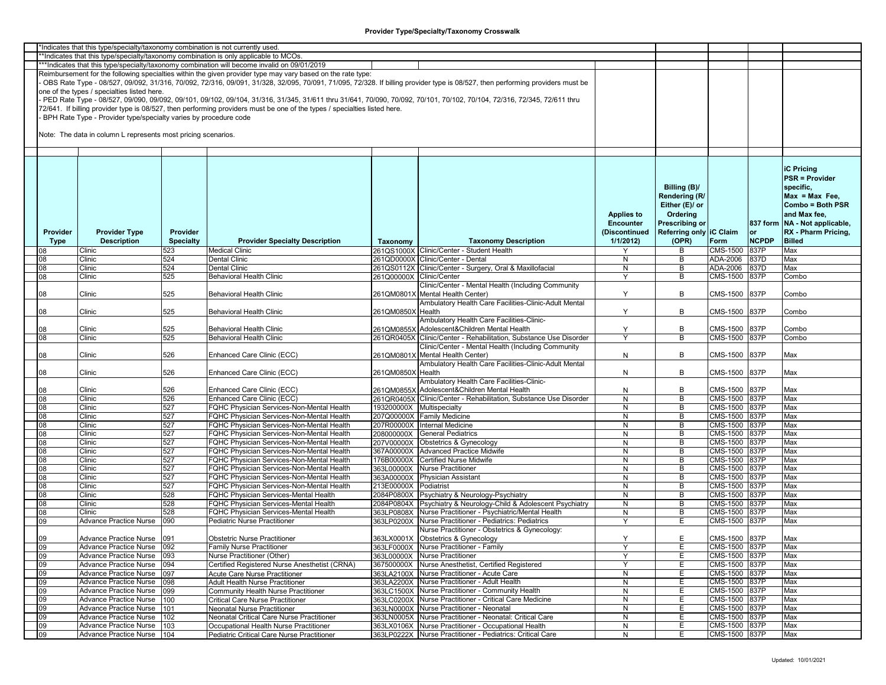**Provider Type/Specialty/Taxonomy Crosswalk**

*Indicates that this type/specialty/taxonomy combination is not currently used.

**Indicates that this type/specialty/taxonomy combination is only applicable to MCOs.

***Indicates that this type/specialty/taxonomy combination will become invalid on 09/01/2019

Reimbursement for the following specialties within the given provider type may vary based on the rate type:

- OBS Rate Type - 08/527, 09/092, 31/316, 70/092, 72/316, 09/091, 31/328, 32/095, 70/091, 71/095, 72/328. If billing provider type is 08/527, then performing providers must be one of the types / specialties listed here.
- PED Rate Type - 08/527, 09/090, 09/092, 09/101, 09/102, 09/104, 31/316, 31/345, 31/611 thru 31/641, 70/090, 70/092, 70/101, 70/102, 70/104, 72/316, 72/345, 72/611 thru 72/641. If billing provider type is 08/527, then performing providers must be one of the types / specialties listed here.
- BPH Rate Type - Provider type/specialty varies by procedure code

Note: The data in column L represents most pricing scenarios.

| Provider Type | Provider Type Description | Provider Specialty | Provider Specialty Description | Taxonomy | Taxonomy Description | Applies to Encounter (Discontinued 1/1/2012) | Billing (B)/ Rendering (R/ Either (E)/ or Ordering Prescribing or Referring only (OPR) | iC Claim Form | 837 form or NCPDP | iC Pricing PSR = Provider specific, Max = Max Fee, Combo = Both PSR and Max fee, NA - Not applicable, RX - Pharm Pricing, Billed |
|---|---|---|---|---|---|---|---|---|---|---|
| 08 | Clinic | 523 | Medical Clinic | 261QS1000X | Clinic/Center - Student Health | Y | B | CMS-1500 | 837P | Max |
| 08 | Clinic | 524 | Dental Clinic | 261QD0000X | Clinic/Center - Dental | N | B | ADA-2006 | 837D | Max |
| 08 | Clinic | 524 | Dental Clinic | 261QS0112X | Clinic/Center - Surgery, Oral & Maxillofacial | N | B | ADA-2006 | 837D | Max |
| 08 | Clinic | 525 | Behavioral Health Clinic | 261Q00000X | Clinic/Center | Y | B | CMS-1500 | 837P | Combo |
| 08 | Clinic | 525 | Behavioral Health Clinic | 261QM0801X | Clinic/Center - Mental Health (Including Community Mental Health Center) | Y | B | CMS-1500 | 837P | Combo |
| 08 | Clinic | 525 | Behavioral Health Clinic | 261QM0850X | Ambulatory Health Care Facilities-Clinic-Adult Mental Health | Y | B | CMS-1500 | 837P | Combo |
| 08 | Clinic | 525 | Behavioral Health Clinic | 261QM0855X | Ambulatory Health Care Facilities-Clinic-Adolescent&Children Mental Health | Y | B | CMS-1500 | 837P | Combo |
| 08 | Clinic | 525 | Behavioral Health Clinic | 261QR0405X | Clinic/Center - Rehabilitation, Substance Use Disorder | Y | B | CMS-1500 | 837P | Combo |
| 08 | Clinic | 526 | Enhanced Care Clinic (ECC) | 261QM0801X | Clinic/Center - Mental Health (Including Community Mental Health Center) | N | B | CMS-1500 | 837P | Max |
| 08 | Clinic | 526 | Enhanced Care Clinic (ECC) | 261QM0850X | Ambulatory Health Care Facilities-Clinic-Adult Mental Health | N | B | CMS-1500 | 837P | Max |
| 08 | Clinic | 526 | Enhanced Care Clinic (ECC) | 261QM0855X | Ambulatory Health Care Facilities-Clinic-Adolescent&Children Mental Health | N | B | CMS-1500 | 837P | Max |
| 08 | Clinic | 526 | Enhanced Care Clinic (ECC) | 261QR0405X | Clinic/Center - Rehabilitation, Substance Use Disorder | N | B | CMS-1500 | 837P | Max |
| 08 | Clinic | 527 | FQHC Physician Services-Non-Mental Health | 193200000X | Multispecialty | N | B | CMS-1500 | 837P | Max |
| 08 | Clinic | 527 | FQHC Physician Services-Non-Mental Health | 207Q00000X | Family Medicine | N | B | CMS-1500 | 837P | Max |
| 08 | Clinic | 527 | FQHC Physician Services-Non-Mental Health | 207R00000X | Internal Medicine | N | B | CMS-1500 | 837P | Max |
| 08 | Clinic | 527 | FQHC Physician Services-Non-Mental Health | 208000000X | General Pediatrics | N | B | CMS-1500 | 837P | Max |
| 08 | Clinic | 527 | FQHC Physician Services-Non-Mental Health | 207V00000X | Obstetrics & Gynecology | N | B | CMS-1500 | 837P | Max |
| 08 | Clinic | 527 | FQHC Physician Services-Non-Mental Health | 367A00000X | Advanced Practice Midwife | N | B | CMS-1500 | 837P | Max |
| 08 | Clinic | 527 | FQHC Physician Services-Non-Mental Health | 176B00000X | Certified Nurse Midwife | N | B | CMS-1500 | 837P | Max |
| 08 | Clinic | 527 | FQHC Physician Services-Non-Mental Health | 363L00000X | Nurse Practitioner | N | B | CMS-1500 | 837P | Max |
| 08 | Clinic | 527 | FQHC Physician Services-Non-Mental Health | 363A00000X | Physician Assistant | N | B | CMS-1500 | 837P | Max |
| 08 | Clinic | 527 | FQHC Physician Services-Non-Mental Health | 213E00000X | Podiatrist | N | B | CMS-1500 | 837P | Max |
| 08 | Clinic | 528 | FQHC Physician Services-Mental Health | 2084P0800X | Psychiatry & Neurology-Psychiatry | N | B | CMS-1500 | 837P | Max |
| 08 | Clinic | 528 | FQHC Physician Services-Mental Health | 2084P0804X | Psychiatry & Neurology-Child & Adolescent Psychiatry | N | B | CMS-1500 | 837P | Max |
| 08 | Clinic | 528 | FQHC Physician Services-Mental Health | 363LP0808X | Nurse Practitioner - Psychiatric/Mental Health | N | B | CMS-1500 | 837P | Max |
| 09 | Advance Practice Nurse | 090 | Pediatric Nurse Practitioner | 363LP0200X | Nurse Practitioner - Pediatrics: Pediatrics | Y | E | CMS-1500 | 837P | Max |
| 09 | Advance Practice Nurse | 091 | Obstetric Nurse Practitioner | 363LX0001X | Nurse Practitioner - Obstetrics & Gynecology: Obstetrics & Gynecology | Y | E | CMS-1500 | 837P | Max |
| 09 | Advance Practice Nurse | 092 | Family Nurse Practitioner | 363LF0000X | Nurse Practitioner - Family | Y | E | CMS-1500 | 837P | Max |
| 09 | Advance Practice Nurse | 093 | Nurse Practitioner (Other) | 363L00000X | Nurse Practitioner | Y | E | CMS-1500 | 837P | Max |
| 09 | Advance Practice Nurse | 094 | Certified Registered Nurse Anesthetist (CRNA) | 367500000X | Nurse Anesthetist, Certified Registered | Y | E | CMS-1500 | 837P | Max |
| 09 | Advance Practice Nurse | 097 | Acute Care Nurse Practitioner | 363LA2100X | Nurse Practitioner - Acute Care | N | E | CMS-1500 | 837P | Max |
| 09 | Advance Practice Nurse | 098 | Adult Health Nurse Practitioner | 363LA2200X | Nurse Practitioner - Adult Health | N | E | CMS-1500 | 837P | Max |
| 09 | Advance Practice Nurse | 099 | Community Health Nurse Practitioner | 363LC1500X | Nurse Practitioner - Community Health | N | E | CMS-1500 | 837P | Max |
| 09 | Advance Practice Nurse | 100 | Critical Care Nurse Practitioner | 363LC0200X | Nurse Practitioner - Critical Care Medicine | N | E | CMS-1500 | 837P | Max |
| 09 | Advance Practice Nurse | 101 | Neonatal Nurse Practitioner | 363LN0000X | Nurse Practitioner - Neonatal | N | E | CMS-1500 | 837P | Max |
| 09 | Advance Practice Nurse | 102 | Neonatal Critical Care Nurse Practitioner | 363LN0005X | Nurse Practitioner - Neonatal: Critical Care | N | E | CMS-1500 | 837P | Max |
| 09 | Advance Practice Nurse | 103 | Occupational Health Nurse Practitioner | 363LX0106X | Nurse Practitioner - Occupational Health | N | E | CMS-1500 | 837P | Max |
| 09 | Advance Practice Nurse | 104 | Pediatric Critical Care Nurse Practitioner | 363LP0222X | Nurse Practitioner - Pediatrics: Critical Care | N | E | CMS-1500 | 837P | Max |

Updated: 10/01/2021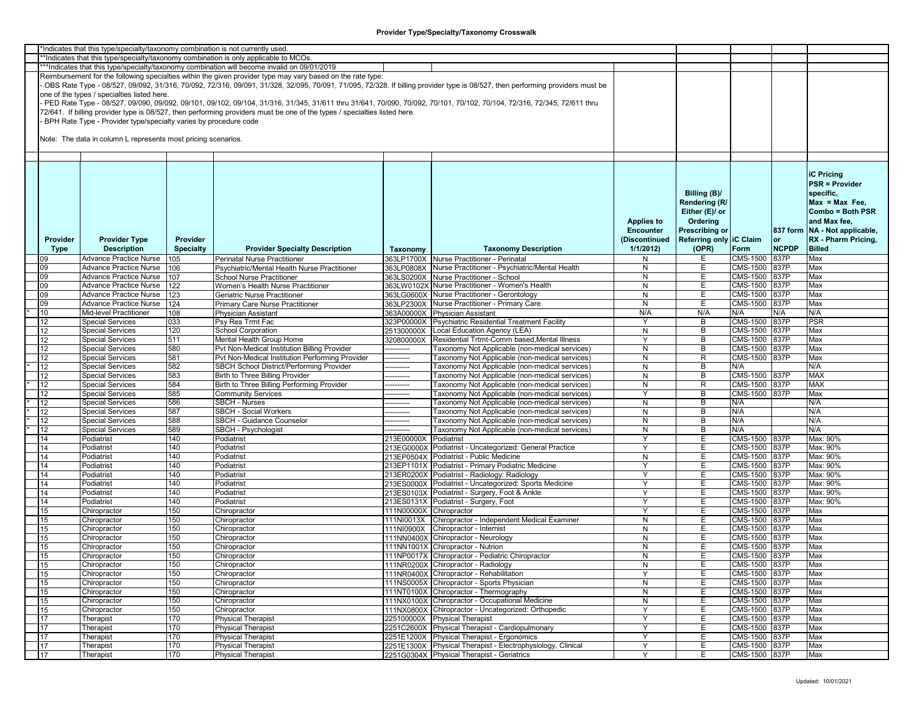# Provider Type/Specialty/Taxonomy Crosswalk

*Indicates that this type/specialty/taxonomy combination is not currently used.

**Indicates that this type/specialty/taxonomy combination is only applicable to MCOs.

***Indicates that this type/specialty/taxonomy combination will become invalid on 09/01/2019

Reimbursement for the following specialties within the given provider type may vary based on the rate type:

- OBS Rate Type - 08/527, 09/092, 31/316, 70/092, 72/316, 09/091, 31/328, 32/095, 70/091, 71/095, 72/328. If billing provider type is 08/527, then performing providers must be one of the types / specialties listed here.
- PED Rate Type - 08/527, 09/090, 09/092, 09/101, 09/102, 09/104, 31/316, 31/345, 31/611 thru 31/641, 70/090, 70/092, 70/101, 70/102, 70/104, 72/316, 72/345, 72/611 thru 72/641. If billing provider type is 08/527, then performing providers must be one of the types / specialties listed here.
- BPH Rate Type - Provider type/specialty varies by procedure code

Note: The data in column L represents most pricing scenarios.

| | Provider Type | Provider Type Description | Provider Specialty | Provider Specialty Description | Taxonomy | Taxonomy Description | Applies to Encounter (Discontinued 1/1/2012) | Billing (B)/ Rendering (R/ Either (E)/ or Ordering Prescribing or Referring only (OPR) | iC Claim Form | 837 form or NCPDP | iC Pricing PSR = Provider specific, Max = Max Fee, Combo = Both PSR and Max fee, NA - Not applicable, RX - Pharm Pricing, Billed |
|---|---|---|---|---|---|---|---|---|---|---|---|
| | 09 | Advance Practice Nurse | 105 | Perinatal Nurse Practitioner | 363LP1700X | Nurse Practitioner - Perinatal | N | E | CMS-1500 | 837P | Max |
| | 09 | Advance Practice Nurse | 106 | Psychiatric/Mental Health Nurse Practitioner | 363LP0808X | Nurse Practitioner - Psychiatric/Mental Health | N | E | CMS-1500 | 837P | Max |
| | 09 | Advance Practice Nurse | 107 | School Nurse Practitioner | 363LS0200X | Nurse Practitioner - School | N | E | CMS-1500 | 837P | Max |
| | 09 | Advance Practice Nurse | 122 | Women's Health Nurse Practitioner | 363LW0102X | Nurse Practitioner - Women's Health | N | E | CMS-1500 | 837P | Max |
| | 09 | Advance Practice Nurse | 123 | Geriatric Nurse Practitioner | 363LG0600X | Nurse Practitioner - Gerontology | N | E | CMS-1500 | 837P | Max |
| | 09 | Advance Practice Nurse | 124 | Primary Care Nurse Practitioner | 363LP2300X | Nurse Practitioner - Primary Care | N | E | CMS-1500 | 837P | Max |
| * | 10 | Mid-level Practitioner | 108 | Physician Assistant | 363A00000X | Physician Assistant | N/A | N/A | N/A | N/A | N/A |
| | 12 | Special Services | 033 | Psy Res Trmt Fac | 323P00000X | Psychiatric Residential Treatment Facility | Y | B | CMS-1500 | 837P | PSR |
| | 12 | Special Services | 120 | School Corporation | 251300000X | Local Education Agency (LEA) | N | B | CMS-1500 | 837P | Max |
| | 12 | Special Services | 511 | Mental Health Group Home | 320800000X | Residential Trtmt-Comm based,Mental Illness | Y | B | CMS-1500 | 837P | Max |
| | 12 | Special Services | 580 | Pvt Non-Medical Institution Billing Provider | ---------- | Taxonomy Not Applicable (non-medical services) | N | B | CMS-1500 | 837P | Max |
| | 12 | Special Services | 581 | Pvt Non-Medical Institution Performing Provider | ---------- | Taxonomy Not Applicable (non-medical services) | N | R | CMS-1500 | 837P | Max |
| * | 12 | Special Services | 582 | SBCH School District/Performing Provider | ---------- | Taxonomy Not Applicable (non-medical services) | N | B | N/A | | N/A |
| | 12 | Special Services | 583 | Birth to Three Billing Provider | ---------- | Taxonomy Not Applicable (non-medical services) | N | B | CMS-1500 | 837P | MAX |
| * | 12 | Special Services | 584 | Birth to Three Billing Performing Provider | ---------- | Taxonomy Not Applicable (non-medical services) | N | R | CMS-1500 | 837P | MAX |
| | 12 | Special Services | 585 | Community Services | ---------- | Taxonomy Not Applicable (non-medical services) | Y | B | CMS-1500 | 837P | Max |
| * | 12 | Special Services | 586 | SBCH - Nurses | ---------- | Taxonomy Not Applicable (non-medical services) | N | B | N/A | | N/A |
| * | 12 | Special Services | 587 | SBCH - Social Workers | ---------- | Taxonomy Not Applicable (non-medical services) | N | B | N/A | | N/A |
| * | 12 | Special Services | 588 | SBCH - Guidance Counselor | ---------- | Taxonomy Not Applicable (non-medical services) | N | B | N/A | | N/A |
| * | 12 | Special Services | 589 | SBCH - Psychologist | ---------- | Taxonomy Not Applicable (non-medical services) | N | B | N/A | | N/A |
| | 14 | Podiatrist | 140 | Podiatrist | 213E00000X | Podiatrist | Y | E | CMS-1500 | 837P | Max: 90% |
| | 14 | Podiatrist | 140 | Podiatrist | 213EG0000X | Podiatrist - Uncategorized: General Practice | Y | E | CMS-1500 | 837P | Max: 90% |
| | 14 | Podiatrist | 140 | Podiatrist | 213EP0504X | Podiatrist - Public Medicine | N | E | CMS-1500 | 837P | Max: 90% |
| | 14 | Podiatrist | 140 | Podiatrist | 213EP1101X | Podiatrist - Primary Podiatric Medicine | Y | E | CMS-1500 | 837P | Max: 90% |
| | 14 | Podiatrist | 140 | Podiatrist | 213ER0200X | Podiatrist - Radiology: Radiology | Y | E | CMS-1500 | 837P | Max: 90% |
| | 14 | Podiatrist | 140 | Podiatrist | 213ES0000X | Podiatrist - Uncategorized: Sports Medicine | Y | E | CMS-1500 | 837P | Max: 90% |
| | 14 | Podiatrist | 140 | Podiatrist | 213ES0103X | Podiatrist - Surgery, Foot & Ankle | Y | E | CMS-1500 | 837P | Max: 90% |
| | 14 | Podiatrist | 140 | Podiatrist | 213ES0131X | Podiatrist - Surgery, Foot | Y | E | CMS-1500 | 837P | Max: 90% |
| | 15 | Chiropractor | 150 | Chiropractor | 111N00000X | Chiropractor | Y | E | CMS-1500 | 837P | Max |
| | 15 | Chiropractor | 150 | Chiropractor | 111NI0013X | Chiropractor - Independent Medical Examiner | N | E | CMS-1500 | 837P | Max |
| | 15 | Chiropractor | 150 | Chiropractor | 111NI0900X | Chiropractor - Internist | N | E | CMS-1500 | 837P | Max |
| | 15 | Chiropractor | 150 | Chiropractor | 111NN0400X | Chiropractor - Neurology | N | E | CMS-1500 | 837P | Max |
| | 15 | Chiropractor | 150 | Chiropractor | 111NN1001X | Chiropractor - Nutrion | N | E | CMS-1500 | 837P | Max |
| | 15 | Chiropractor | 150 | Chiropractor | 111NP0017X | Chiropractor - Pediatric Chiropractor | N | E | CMS-1500 | 837P | Max |
| | 15 | Chiropractor | 150 | Chiropractor | 111NR0200X | Chiropractor - Radiology | N | E | CMS-1500 | 837P | Max |
| | 15 | Chiropractor | 150 | Chiropractor | 111NR0400X | Chiropractor - Rehabilitation | Y | E | CMS-1500 | 837P | Max |
| | 15 | Chiropractor | 150 | Chiropractor | 111NS0005X | Chiropractor - Sports Physician | N | E | CMS-1500 | 837P | Max |
| | 15 | Chiropractor | 150 | Chiropractor | 111NT0100X | Chiropractor - Thermography | N | E | CMS-1500 | 837P | Max |
| | 15 | Chiropractor | 150 | Chiropractor | 111NX0100X | Chiropractor - Occupational Medicine | N | E | CMS-1500 | 837P | Max |
| | 15 | Chiropractor | 150 | Chiropractor | 111NX0800X | Chiropractor - Uncategorized: Orthopedic | Y | E | CMS-1500 | 837P | Max |
| | 17 | Therapist | 170 | Physical Therapist | 225100000X | Physical Therapist | Y | E | CMS-1500 | 837P | Max |
| | 17 | Therapist | 170 | Physical Therapist | 2251C2600X | Physical Therapist - Cardiopulmonary | Y | E | CMS-1500 | 837P | Max |
| | 17 | Therapist | 170 | Physical Therapist | 2251E1200X | Physical Therapist - Ergonomics | Y | E | CMS-1500 | 837P | Max |
| | 17 | Therapist | 170 | Physical Therapist | 2251E1300X | Physical Therapist - Electrophysiology, Clinical | Y | E | CMS-1500 | 837P | Max |
| | 17 | Therapist | 170 | Physical Therapist | 2251G0304X | Physical Therapist - Geriatrics | Y | E | CMS-1500 | 837P | Max |

Updated: 10/01/2021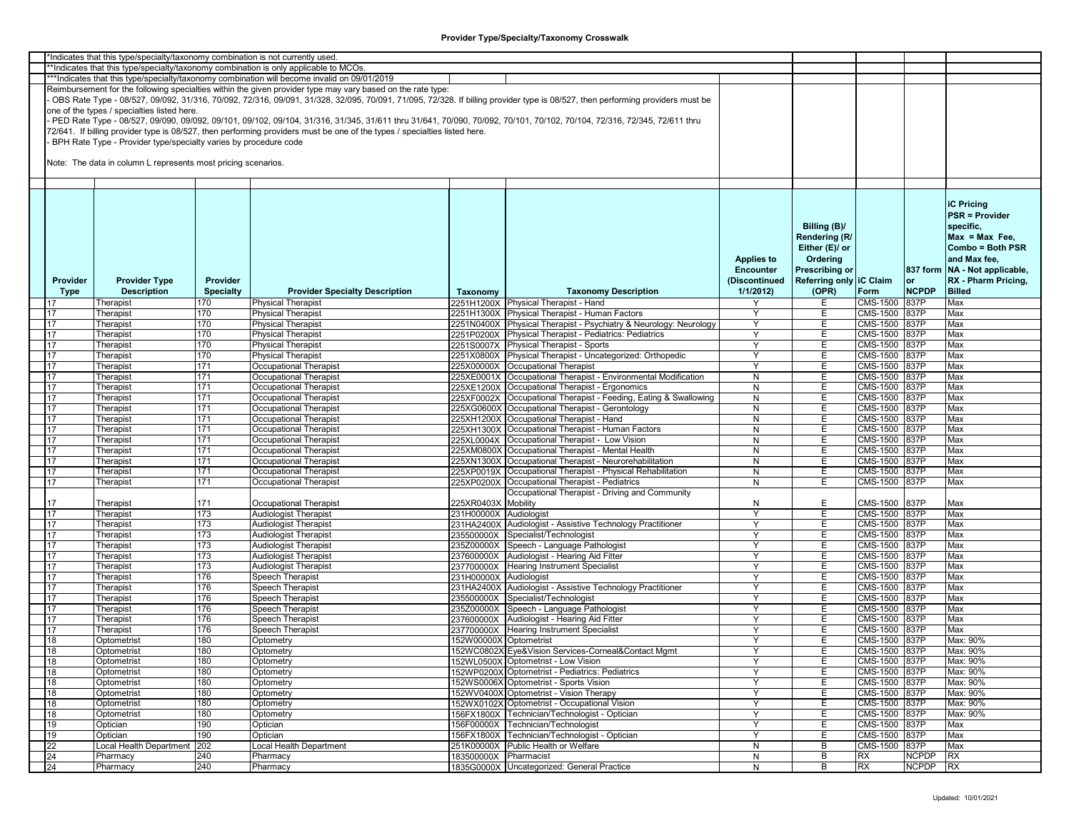**Provider Type/Specialty/Taxonomy Crosswalk**

*Indicates that this type/specialty/taxonomy combination is not currently used.

**Indicates that this type/specialty/taxonomy combination is only applicable to MCOs.

***Indicates that this type/specialty/taxonomy combination will become invalid on 09/01/2019

Reimbursement for the following specialties within the given provider type may vary based on the rate type:
- OBS Rate Type - 08/527, 09/092, 31/316, 70/092, 72/316, 09/091, 31/328, 32/095, 70/091, 71/095, 72/328. If billing provider type is 08/527, then performing providers must be one of the types / specialties listed here.
- PED Rate Type - 08/527, 09/090, 09/092, 09/101, 09/102, 09/104, 31/316, 31/345, 31/611 thru 31/641, 70/090, 70/092, 70/101, 70/102, 70/104, 72/316, 72/345, 72/611 thru 72/641. If billing provider type is 08/527, then performing providers must be one of the types / specialties listed here.
- BPH Rate Type - Provider type/specialty varies by procedure code

Note: The data in column L represents most pricing scenarios.

| Provider Type | Provider Type Description | Provider Specialty | Provider Specialty Description | Taxonomy | Taxonomy Description | Applies to Encounter (Discontinued 1/1/2012) | Billing (B)/ Rendering (R/ Either (E)/ or Ordering Prescribing or Referring only (OPR) | iC Claim Form | 837 form or NCPDP | iC Pricing PSR = Provider specific, Max = Max Fee, Combo = Both PSR and Max fee, NA - Not applicable, RX - Pharm Pricing, Billed |
|---|---|---|---|---|---|---|---|---|---|---|
| 17 | Therapist | 170 | Physical Therapist | 2251H1200X | Physical Therapist - Hand | Y | E | CMS-1500 | 837P | Max |
| 17 | Therapist | 170 | Physical Therapist | 2251H1300X | Physical Therapist - Human Factors | Y | E | CMS-1500 | 837P | Max |
| 17 | Therapist | 170 | Physical Therapist | 2251N0400X | Physical Therapist - Psychiatry & Neurology: Neurology | Y | E | CMS-1500 | 837P | Max |
| 17 | Therapist | 170 | Physical Therapist | 2251P0200X | Physical Therapist - Pediatrics: Pediatrics | Y | E | CMS-1500 | 837P | Max |
| 17 | Therapist | 170 | Physical Therapist | 2251S0007X | Physical Therapist - Sports | Y | E | CMS-1500 | 837P | Max |
| 17 | Therapist | 170 | Physical Therapist | 2251X0800X | Physical Therapist - Uncategorized: Orthopedic | Y | E | CMS-1500 | 837P | Max |
| 17 | Therapist | 171 | Occupational Therapist | 225X00000X | Occupational Therapist | Y | E | CMS-1500 | 837P | Max |
| 17 | Therapist | 171 | Occupational Therapist | 225XE0001X | Occupational Therapist - Environmental Modification | N | E | CMS-1500 | 837P | Max |
| 17 | Therapist | 171 | Occupational Therapist | 225XE1200X | Occupational Therapist - Ergonomics | N | E | CMS-1500 | 837P | Max |
| 17 | Therapist | 171 | Occupational Therapist | 225XF0002X | Occupational Therapist - Feeding, Eating & Swallowing | N | E | CMS-1500 | 837P | Max |
| 17 | Therapist | 171 | Occupational Therapist | 225XG0600X | Occupational Therapist - Gerontology | N | E | CMS-1500 | 837P | Max |
| 17 | Therapist | 171 | Occupational Therapist | 225XH1200X | Occupational Therapist - Hand | N | E | CMS-1500 | 837P | Max |
| 17 | Therapist | 171 | Occupational Therapist | 225XH1300X | Occupational Therapist - Human Factors | N | E | CMS-1500 | 837P | Max |
| 17 | Therapist | 171 | Occupational Therapist | 225XL0004X | Occupational Therapist - Low Vision | N | E | CMS-1500 | 837P | Max |
| 17 | Therapist | 171 | Occupational Therapist | 225XM0800X | Occupational Therapist - Mental Health | N | E | CMS-1500 | 837P | Max |
| 17 | Therapist | 171 | Occupational Therapist | 225XN1300X | Occupational Therapist - Neurorehabilitation | N | E | CMS-1500 | 837P | Max |
| 17 | Therapist | 171 | Occupational Therapist | 225XP0019X | Occupational Therapist - Physical Rehabilitation | N | E | CMS-1500 | 837P | Max |
| 17 | Therapist | 171 | Occupational Therapist | 225XP0200X | Occupational Therapist - Pediatrics | N | E | CMS-1500 | 837P | Max |
| 17 | Therapist | 171 | Occupational Therapist | 225XR0403X | Occupational Therapist - Driving and Community Mobility | N | E | CMS-1500 | 837P | Max |
| 17 | Therapist | 173 | Audiologist Therapist | 231H00000X | Audiologist | Y | E | CMS-1500 | 837P | Max |
| 17 | Therapist | 173 | Audiologist Therapist | 231HA2400X | Audiologist - Assistive Technology Practitioner | Y | E | CMS-1500 | 837P | Max |
| 17 | Therapist | 173 | Audiologist Therapist | 235500000X | Specialist/Technologist | Y | E | CMS-1500 | 837P | Max |
| 17 | Therapist | 173 | Audiologist Therapist | 235Z00000X | Speech - Language Pathologist | Y | E | CMS-1500 | 837P | Max |
| 17 | Therapist | 173 | Audiologist Therapist | 237600000X | Audiologist - Hearing Aid Fitter | Y | E | CMS-1500 | 837P | Max |
| 17 | Therapist | 173 | Audiologist Therapist | 237700000X | Hearing Instrument Specialist | Y | E | CMS-1500 | 837P | Max |
| 17 | Therapist | 176 | Speech Therapist | 231H00000X | Audiologist | Y | E | CMS-1500 | 837P | Max |
| 17 | Therapist | 176 | Speech Therapist | 231HA2400X | Audiologist - Assistive Technology Practitioner | Y | E | CMS-1500 | 837P | Max |
| 17 | Therapist | 176 | Speech Therapist | 235500000X | Specialist/Technologist | Y | E | CMS-1500 | 837P | Max |
| 17 | Therapist | 176 | Speech Therapist | 235Z00000X | Speech - Language Pathologist | Y | E | CMS-1500 | 837P | Max |
| 17 | Therapist | 176 | Speech Therapist | 237600000X | Audiologist - Hearing Aid Fitter | Y | E | CMS-1500 | 837P | Max |
| 17 | Therapist | 176 | Speech Therapist | 237700000X | Hearing Instrument Specialist | Y | E | CMS-1500 | 837P | Max |
| 18 | Optometrist | 180 | Optometry | 152W00000X | Optometrist | Y | E | CMS-1500 | 837P | Max: 90% |
| 18 | Optometrist | 180 | Optometry | 152WC0802X | Eye&Vision Services-Corneal&Contact Mgmt | Y | E | CMS-1500 | 837P | Max: 90% |
| 18 | Optometrist | 180 | Optometry | 152WL0500X | Optometrist - Low Vision | Y | E | CMS-1500 | 837P | Max: 90% |
| 18 | Optometrist | 180 | Optometry | 152WP0200X | Optometrist - Pediatrics: Pediatrics | Y | E | CMS-1500 | 837P | Max: 90% |
| 18 | Optometrist | 180 | Optometry | 152WS0006X | Optometrist - Sports Vision | Y | E | CMS-1500 | 837P | Max: 90% |
| 18 | Optometrist | 180 | Optometry | 152WV0400X | Optometrist - Vision Therapy | Y | E | CMS-1500 | 837P | Max: 90% |
| 18 | Optometrist | 180 | Optometry | 152WX0102X | Optometrist - Occupational Vision | Y | E | CMS-1500 | 837P | Max: 90% |
| 18 | Optometrist | 180 | Optometry | 156FX1800X | Technician/Technologist - Optician | Y | E | CMS-1500 | 837P | Max: 90% |
| 19 | Optician | 190 | Optician | 156F00000X | Technician/Technologist | Y | E | CMS-1500 | 837P | Max |
| 19 | Optician | 190 | Optician | 156FX1800X | Technician/Technologist - Optician | Y | E | CMS-1500 | 837P | Max |
| 22 | Local Health Department | 202 | Local Health Department | 251K00000X | Public Health or Welfare | N | B | CMS-1500 | 837P | Max |
| 24 | Pharmacy | 240 | Pharmacy | 183500000X | Pharmacist | N | B | RX | NCPDP | RX |
| 24 | Pharmacy | 240 | Pharmacy | 1835G0000X | Uncategorized: General Practice | N | B | RX | NCPDP | RX |

Updated: 10/01/2021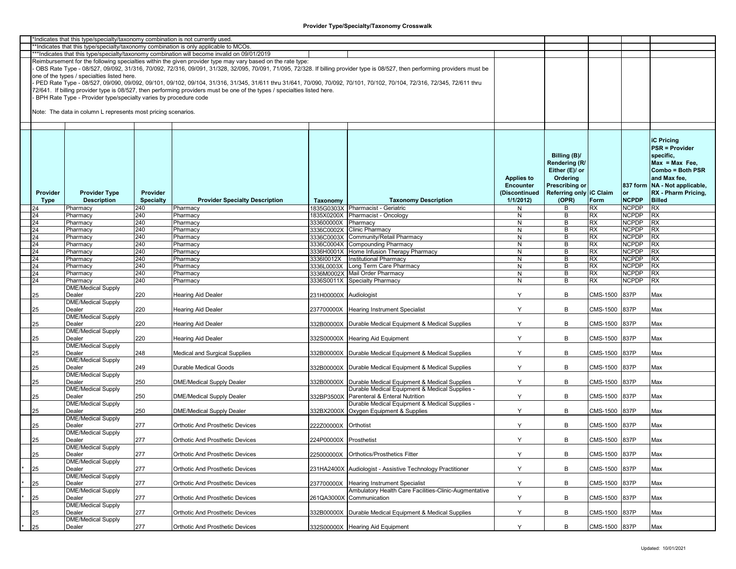# Provider Type/Specialty/Taxonomy Crosswalk

*Indicates that this type/specialty/taxonomy combination is not currently used.
**Indicates that this type/specialty/taxonomy combination is only applicable to MCOs.
***Indicates that this type/specialty/taxonomy combination will become invalid on 09/01/2019

Reimbursement for the following specialties within the given provider type may vary based on the rate type:
- OBS Rate Type - 08/527, 09/092, 31/316, 70/092, 72/316, 09/091, 31/328, 32/095, 70/091, 71/095, 72/328. If billing provider type is 08/527, then performing providers must be one of the types / specialties listed here.
- PED Rate Type - 08/527, 09/090, 09/092, 09/101, 09/102, 09/104, 31/316, 31/345, 31/611 thru 31/641, 70/090, 70/092, 70/101, 70/102, 70/104, 72/316, 72/345, 72/611 thru 72/641. If billing provider type is 08/527, then performing providers must be one of the types / specialties listed here.
- BPH Rate Type - Provider type/specialty varies by procedure code

Note: The data in column L represents most pricing scenarios.

| | Provider Type | Provider Type Description | Provider Specialty | Provider Specialty Description | Taxonomy | Taxonomy Description | Applies to Encounter (Discontinued 1/1/2012) | Billing (B)/ Rendering (R/ Either (E)/ or Ordering Prescribing or Referring only (OPR) | iC Claim Form | 837 form or NCPDP | iC Pricing PSR = Provider specific, Max = Max Fee, Combo = Both PSR and Max fee, NA - Not applicable, RX - Pharm Pricing, Billed |
|---|---|---|---|---|---|---|---|---|---|---|---|
| | 24 | Pharmacy | 240 | Pharmacy | 1835G0303X | Pharmacist - Geriatric | N | B | RX | NCPDP | RX |
| | 24 | Pharmacy | 240 | Pharmacy | 1835X0200X | Pharmacist - Oncology | N | B | RX | NCPDP | RX |
| | 24 | Pharmacy | 240 | Pharmacy | 333600000X | Pharmacy | N | B | RX | NCPDP | RX |
| | 24 | Pharmacy | 240 | Pharmacy | 3336C0002X | Clinic Pharmacy | N | B | RX | NCPDP | RX |
| | 24 | Pharmacy | 240 | Pharmacy | 3336C0003X | Community/Retail Pharmacy | N | B | RX | NCPDP | RX |
| | 24 | Pharmacy | 240 | Pharmacy | 3336C0004X | Compounding Pharmacy | N | B | RX | NCPDP | RX |
| | 24 | Pharmacy | 240 | Pharmacy | 3336H0001X | Home Infusion Therapy Pharmacy | N | B | RX | NCPDP | RX |
| | 24 | Pharmacy | 240 | Pharmacy | 3336I0012X | Institutional Pharmacy | N | B | RX | NCPDP | RX |
| | 24 | Pharmacy | 240 | Pharmacy | 3336L0003X | Long Term Care Pharmacy | N | B | RX | NCPDP | RX |
| | 24 | Pharmacy | 240 | Pharmacy | 3336M0002X | Mail Order Pharmacy | N | B | RX | NCPDP | RX |
| | 24 | Pharmacy | 240 | Pharmacy | 3336S0011X | Specialty Pharmacy | N | B | RX | NCPDP | RX |
| | 25 | DME/Medical Supply Dealer | 220 | Hearing Aid Dealer | 231H00000X | Audiologist | Y | B | CMS-1500 | 837P | Max |
| | 25 | DME/Medical Supply Dealer | 220 | Hearing Aid Dealer | 237700000X | Hearing Instrument Specialist | Y | B | CMS-1500 | 837P | Max |
| | 25 | DME/Medical Supply Dealer | 220 | Hearing Aid Dealer | 332B00000X | Durable Medical Equipment & Medical Supplies | Y | B | CMS-1500 | 837P | Max |
| | 25 | DME/Medical Supply Dealer | 220 | Hearing Aid Dealer | 332S00000X | Hearing Aid Equipment | Y | B | CMS-1500 | 837P | Max |
| | 25 | DME/Medical Supply Dealer | 248 | Medical and Surgical Supplies | 332B00000X | Durable Medical Equipment & Medical Supplies | Y | B | CMS-1500 | 837P | Max |
| | 25 | DME/Medical Supply Dealer | 249 | Durable Medical Goods | 332B00000X | Durable Medical Equipment & Medical Supplies | Y | B | CMS-1500 | 837P | Max |
| | 25 | DME/Medical Supply Dealer | 250 | DME/Medical Supply Dealer | 332B00000X | Durable Medical Equipment & Medical Supplies | Y | B | CMS-1500 | 837P | Max |
| | 25 | DME/Medical Supply Dealer | 250 | DME/Medical Supply Dealer | 332BP3500X | Durable Medical Equipment & Medical Supplies - Parenteral & Enteral Nutrition | Y | B | CMS-1500 | 837P | Max |
| | 25 | DME/Medical Supply Dealer | 250 | DME/Medical Supply Dealer | 332BX2000X | Durable Medical Equipment & Medical Supplies - Oxygen Equipment & Supplies | Y | B | CMS-1500 | 837P | Max |
| | 25 | DME/Medical Supply Dealer | 277 | Orthotic And Prosthetic Devices | 222Z00000X | Orthotist | Y | B | CMS-1500 | 837P | Max |
| | 25 | DME/Medical Supply Dealer | 277 | Orthotic And Prosthetic Devices | 224P00000X | Prosthetist | Y | B | CMS-1500 | 837P | Max |
| | 25 | DME/Medical Supply Dealer | 277 | Orthotic And Prosthetic Devices | 225000000X | Orthotics/Prosthetics Fitter | Y | B | CMS-1500 | 837P | Max |
| * | 25 | DME/Medical Supply Dealer | 277 | Orthotic And Prosthetic Devices | 231HA2400X | Audiologist - Assistive Technology Practitioner | Y | B | CMS-1500 | 837P | Max |
| * | 25 | DME/Medical Supply Dealer | 277 | Orthotic And Prosthetic Devices | 237700000X | Hearing Instrument Specialist | Y | B | CMS-1500 | 837P | Max |
| * | 25 | DME/Medical Supply Dealer | 277 | Orthotic And Prosthetic Devices | 261QA3000X | Ambulatory Health Care Facilities-Clinic-Augmentative Communication | Y | B | CMS-1500 | 837P | Max |
| | 25 | DME/Medical Supply Dealer | 277 | Orthotic And Prosthetic Devices | 332B00000X | Durable Medical Equipment & Medical Supplies | Y | B | CMS-1500 | 837P | Max |
| * | 25 | DME/Medical Supply Dealer | 277 | Orthotic And Prosthetic Devices | 332S00000X | Hearing Aid Equipment | Y | B | CMS-1500 | 837P | Max |

Updated: 10/01/2021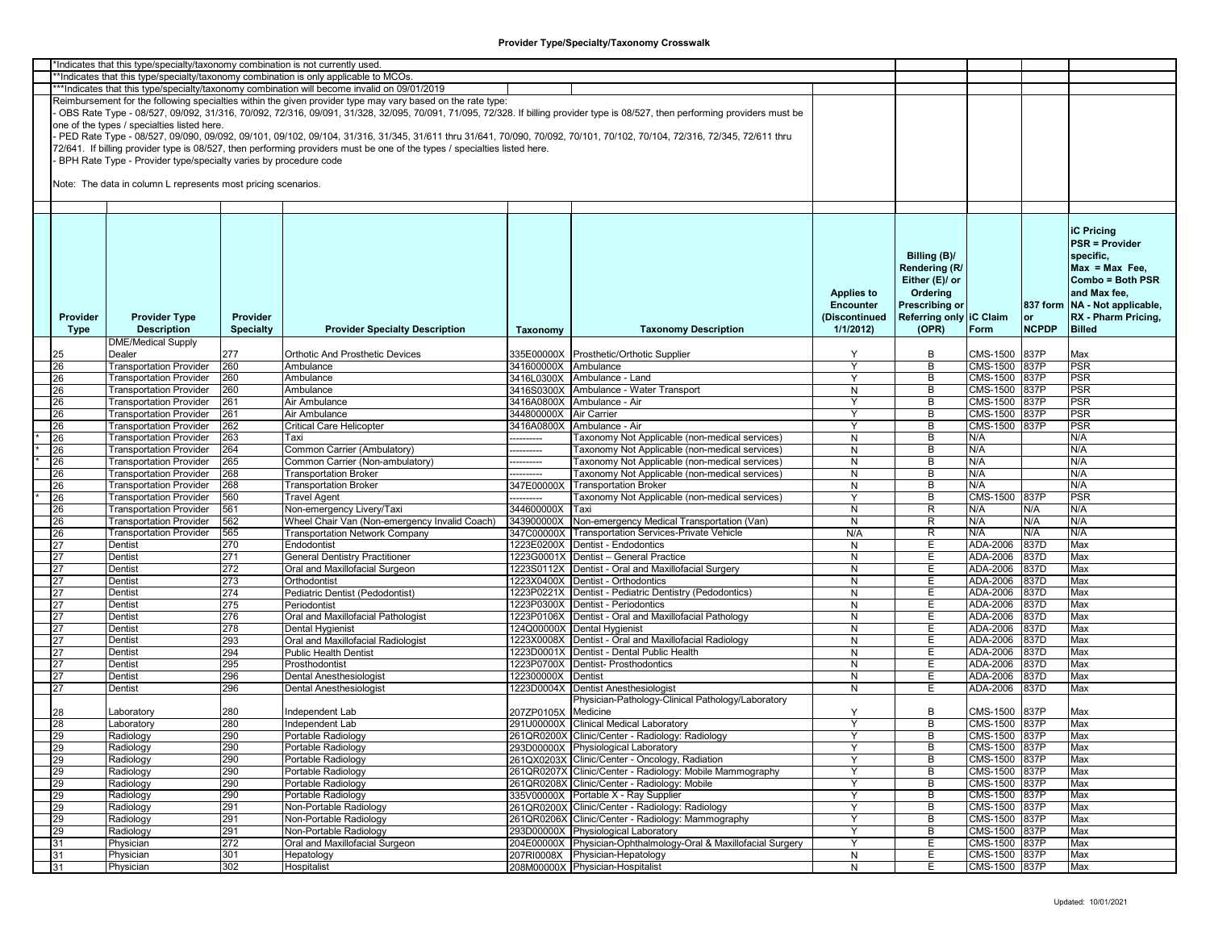## Provider Type/Specialty/Taxonomy Crosswalk

*Indicates that this type/specialty/taxonomy combination is not currently used.

**Indicates that this type/specialty/taxonomy combination is only applicable to MCOs.

***Indicates that this type/specialty/taxonomy combination will become invalid on 09/01/2019

Reimbursement for the following specialties within the given provider type may vary based on the rate type:

- OBS Rate Type - 08/527, 09/092, 31/316, 70/092, 72/316, 09/091, 31/328, 32/095, 70/091, 71/095, 72/328. If billing provider type is 08/527, then performing providers must be one of the types / specialties listed here.
- PED Rate Type - 08/527, 09/090, 09/092, 09/101, 09/102, 09/104, 31/316, 31/345, 31/611 thru 31/641, 70/090, 70/092, 70/101, 70/102, 70/104, 72/316, 72/345, 72/611 thru 72/641. If billing provider type is 08/527, then performing providers must be one of the types / specialties listed here.
- BPH Rate Type - Provider type/specialty varies by procedure code

Note: The data in column L represents most pricing scenarios.

| | Provider Type | Provider Type Description | Provider Specialty | Provider Specialty Description | Taxonomy | Taxonomy Description | Applies to Encounter (Discontinued 1/1/2012) | Billing (B)/ Rendering (R/ Either (E)/ or Ordering Prescribing or Referring only (OPR) | iC Claim Form | 837 form or NCPDP | iC Pricing PSR = Provider specific, Max = Max Fee, Combo = Both PSR and Max fee, NA - Not applicable, RX - Pharm Pricing, Billed |
|---|---|---|---|---|---|---|---|---|---|---|---|
| | 25 | DME/Medical Supply Dealer | 277 | Orthotic And Prosthetic Devices | 335E00000X | Prosthetic/Orthotic Supplier | Y | B | CMS-1500 | 837P | Max |
| | 26 | Transportation Provider | 260 | Ambulance | 341600000X | Ambulance | Y | B | CMS-1500 | 837P | PSR |
| | 26 | Transportation Provider | 260 | Ambulance | 3416L0300X | Ambulance - Land | Y | B | CMS-1500 | 837P | PSR |
| | 26 | Transportation Provider | 260 | Ambulance | 3416S0300X | Ambulance - Water Transport | N | B | CMS-1500 | 837P | PSR |
| | 26 | Transportation Provider | 261 | Air Ambulance | 3416A0800X | Ambulance - Air | Y | B | CMS-1500 | 837P | PSR |
| | 26 | Transportation Provider | 261 | Air Ambulance | 344800000X | Air Carrier | Y | B | CMS-1500 | 837P | PSR |
| | 26 | Transportation Provider | 262 | Critical Care Helicopter | 3416A0800X | Ambulance - Air | Y | B | CMS-1500 | 837P | PSR |
| * | 26 | Transportation Provider | 263 | Taxi | ---------- | Taxonomy Not Applicable (non-medical services) | N | B | N/A | | N/A |
| * | 26 | Transportation Provider | 264 | Common Carrier (Ambulatory) | ---------- | Taxonomy Not Applicable (non-medical services) | N | B | N/A | | N/A |
| * | 26 | Transportation Provider | 265 | Common Carrier (Non-ambulatory) | ---------- | Taxonomy Not Applicable (non-medical services) | N | B | N/A | | N/A |
| | 26 | Transportation Provider | 268 | Transportation Broker | ---------- | Taxonomy Not Applicable (non-medical services) | N | B | N/A | | N/A |
| | 26 | Transportation Provider | 268 | Transportation Broker | 347E00000X | Transportation Broker | N | B | N/A | | N/A |
| * | 26 | Transportation Provider | 560 | Travel Agent | ---------- | Taxonomy Not Applicable (non-medical services) | Y | B | CMS-1500 | 837P | PSR |
| | 26 | Transportation Provider | 561 | Non-emergency Livery/Taxi | 344600000X | Taxi | N | R | N/A | N/A | N/A |
| | 26 | Transportation Provider | 562 | Wheel Chair Van (Non-emergency Invalid Coach) | 343900000X | Non-emergency Medical Transportation (Van) | N | R | N/A | N/A | N/A |
| | 26 | Transportation Provider | 565 | Transportation Network Company | 347C00000X | Transportation Services-Private Vehicle | N/A | R | N/A | N/A | N/A |
| | 27 | Dentist | 270 | Endodontist | 1223E0200X | Dentist - Endodontics | N | E | ADA-2006 | 837D | Max |
| | 27 | Dentist | 271 | General Dentistry Practitioner | 1223G0001X | Dentist – General Practice | N | E | ADA-2006 | 837D | Max |
| | 27 | Dentist | 272 | Oral and Maxillofacial Surgeon | 1223S0112X | Dentist - Oral and Maxillofacial Surgery | N | E | ADA-2006 | 837D | Max |
| | 27 | Dentist | 273 | Orthodontist | 1223X0400X | Dentist - Orthodontics | N | E | ADA-2006 | 837D | Max |
| | 27 | Dentist | 274 | Pediatric Dentist (Pedodontist) | 1223P0221X | Dentist - Pediatric Dentistry (Pedodontics) | N | E | ADA-2006 | 837D | Max |
| | 27 | Dentist | 275 | Periodontist | 1223P0300X | Dentist - Periodontics | N | E | ADA-2006 | 837D | Max |
| | 27 | Dentist | 276 | Oral and Maxillofacial Pathologist | 1223P0106X | Dentist - Oral and Maxillofacial Pathology | N | E | ADA-2006 | 837D | Max |
| | 27 | Dentist | 278 | Dental Hygienist | 124Q00000X | Dental Hygienist | N | E | ADA-2006 | 837D | Max |
| | 27 | Dentist | 293 | Oral and Maxillofacial Radiologist | 1223X0008X | Dentist - Oral and Maxillofacial Radiology | N | E | ADA-2006 | 837D | Max |
| | 27 | Dentist | 294 | Public Health Dentist | 1223D0001X | Dentist - Dental Public Health | N | E | ADA-2006 | 837D | Max |
| | 27 | Dentist | 295 | Prosthodontist | 1223P0700X | Dentist- Prosthodontics | N | E | ADA-2006 | 837D | Max |
| | 27 | Dentist | 296 | Dental Anesthesiologist | 122300000X | Dentist | N | E | ADA-2006 | 837D | Max |
| | 27 | Dentist | 296 | Dental Anesthesiologist | 1223D0004X | Dentist Anesthesiologist | N | E | ADA-2006 | 837D | Max |
| | 28 | Laboratory | 280 | Independent Lab | 207ZP0105X | Physician-Pathology-Clinical Pathology/Laboratory Medicine | Y | B | CMS-1500 | 837P | Max |
| | 28 | Laboratory | 280 | Independent Lab | 291U00000X | Clinical Medical Laboratory | Y | B | CMS-1500 | 837P | Max |
| | 29 | Radiology | 290 | Portable Radiology | 261QR0200X | Clinic/Center - Radiology: Radiology | Y | B | CMS-1500 | 837P | Max |
| | 29 | Radiology | 290 | Portable Radiology | 293D00000X | Physiological Laboratory | Y | B | CMS-1500 | 837P | Max |
| | 29 | Radiology | 290 | Portable Radiology | 261QX0203X | Clinic/Center - Oncology, Radiation | Y | B | CMS-1500 | 837P | Max |
| | 29 | Radiology | 290 | Portable Radiology | 261QR0207X | Clinic/Center - Radiology: Mobile Mammography | Y | B | CMS-1500 | 837P | Max |
| | 29 | Radiology | 290 | Portable Radiology | 261QR0208X | Clinic/Center - Radiology: Mobile | Y | B | CMS-1500 | 837P | Max |
| | 29 | Radiology | 290 | Portable Radiology | 335V00000X | Portable X - Ray Supplier | Y | B | CMS-1500 | 837P | Max |
| | 29 | Radiology | 291 | Non-Portable Radiology | 261QR0200X | Clinic/Center - Radiology: Radiology | Y | B | CMS-1500 | 837P | Max |
| | 29 | Radiology | 291 | Non-Portable Radiology | 261QR0206X | Clinic/Center - Radiology: Mammography | Y | B | CMS-1500 | 837P | Max |
| | 29 | Radiology | 291 | Non-Portable Radiology | 293D00000X | Physiological Laboratory | Y | B | CMS-1500 | 837P | Max |
| | 31 | Physician | 272 | Oral and Maxillofacial Surgeon | 204E00000X | Physician-Ophthalmology-Oral & Maxillofacial Surgery | Y | E | CMS-1500 | 837P | Max |
| | 31 | Physician | 301 | Hepatology | 207RI0008X | Physician-Hepatology | N | E | CMS-1500 | 837P | Max |
| | 31 | Physician | 302 | Hospitalist | 208M00000X | Physician-Hospitalist | N | E | CMS-1500 | 837P | Max |

Updated: 10/01/2021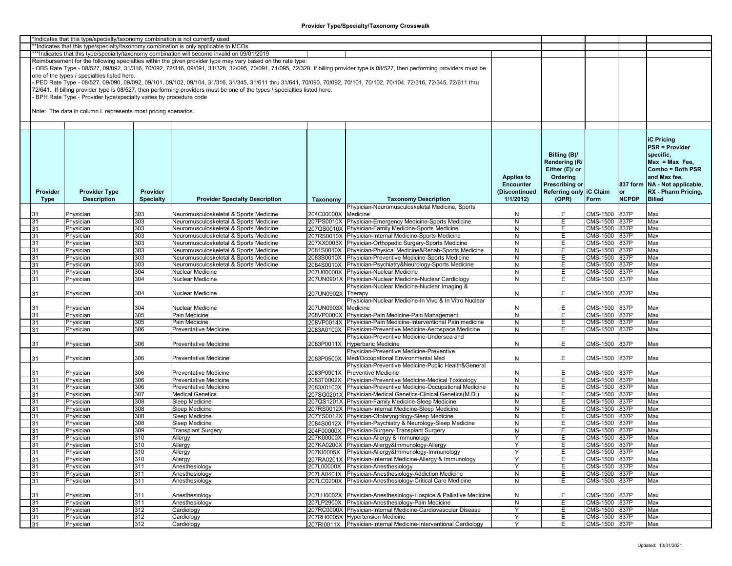# Provider Type/Specialty/Taxonomy Crosswalk

*Indicates that this type/specialty/taxonomy combination is not currently used.

**Indicates that this type/specialty/taxonomy combination is only applicable to MCOs.

***Indicates that this type/specialty/taxonomy combination will become invalid on 09/01/2019

Reimbursement for the following specialties within the given provider type may vary based on the rate type:

- OBS Rate Type - 08/527, 09/092, 31/316, 70/092, 72/316, 09/091, 31/328, 32/095, 70/091, 71/095, 72/328. If billing provider type is 08/527, then performing providers must be one of the types / specialties listed here.
- PED Rate Type - 08/527, 09/090, 09/092, 09/101, 09/102, 09/104, 31/316, 31/345, 31/611 thru 31/641, 70/090, 70/092, 70/101, 70/102, 70/104, 72/316, 72/345, 72/611 thru 72/641. If billing provider type is 08/527, then performing providers must be one of the types / specialties listed here.
- BPH Rate Type - Provider type/specialty varies by procedure code

Note: The data in column L represents most pricing scenarios.

| Provider Type | Provider Type Description | Provider Specialty | Provider Specialty Description | Taxonomy | Taxonomy Description | Applies to Encounter (Discontinued 1/1/2012) | Billing (B)/ Rendering (R/ Either (E)/ or Ordering Prescribing or Referring only (OPR) | iC Claim Form | 837 form or NCPDP | iC Pricing PSR = Provider specific, Max = Max Fee, Combo = Both PSR and Max fee, NA - Not applicable, RX - Pharm Pricing, Billed |
|---|---|---|---|---|---|---|---|---|---|---|
| 31 | Physician | 303 | Neuromusculoskeletal & Sports Medicine | 204C00000X | Physician-Neuromusculoskeletal Medicine, Sports Medicine | N | E | CMS-1500 | 837P | Max |
| 31 | Physician | 303 | Neuromusculoskeletal & Sports Medicine | 207PS0010X | Physician-Emergency Medicine-Sports Medicine | N | E | CMS-1500 | 837P | Max |
| 31 | Physician | 303 | Neuromusculoskeletal & Sports Medicine | 207QS0010X | Physician-Family Medicine-Sports Medicine | N | E | CMS-1500 | 837P | Max |
| 31 | Physician | 303 | Neuromusculoskeletal & Sports Medicine | 207RS0010X | Physician-Internal Medicine-Sports Medicine | N | E | CMS-1500 | 837P | Max |
| 31 | Physician | 303 | Neuromusculoskeletal & Sports Medicine | 207XX0005X | Physician-Orthopedic Surgery-Sports Medicine | N | E | CMS-1500 | 837P | Max |
| 31 | Physician | 303 | Neuromusculoskeletal & Sports Medicine | 2081S0010X | Physician-Physical Medicine&Rehab-Sports Medicine | N | E | CMS-1500 | 837P | Max |
| 31 | Physician | 303 | Neuromusculoskeletal & Sports Medicine | 2083S0010X | Physician-Preventive Medicine-Sports Medicine | N | E | CMS-1500 | 837P | Max |
| 31 | Physician | 303 | Neuromusculoskeletal & Sports Medicine | 2084S0010X | Physician-Psychiatry&Neurology-Sports Medicine | N | E | CMS-1500 | 837P | Max |
| 31 | Physician | 304 | Nuclear Medicine | 207U00000X | Physician-Nuclear Medicine | N | E | CMS-1500 | 837P | Max |
| 31 | Physician | 304 | Nuclear Medicine | 207UN0901X | Physician-Nuclear Medicine-Nuclear Cardiology | N | E | CMS-1500 | 837P | Max |
| 31 | Physician | 304 | Nuclear Medicine | 207UN0902X | Physician-Nuclear Medicine-Nuclear Imaging & Therapy | N | E | CMS-1500 | 837P | Max |
| 31 | Physician | 304 | Nuclear Medicine | 207UN0903X | Physician-Nuclear Medicine-In Vivo & In Vitro Nuclear Medicine | N | E | CMS-1500 | 837P | Max |
| 31 | Physician | 305 | Pain Medicine | 208VP0000X | Physician-Pain Medicine-Pain Management | N | E | CMS-1500 | 837P | Max |
| 31 | Physician | 305 | Pain Medicine | 208VP0014X | Physician-Pain Medicine-Interventional Pain medicine | N | E | CMS-1500 | 837P | Max |
| 31 | Physician | 306 | Preventative Medicine | 2083A0100X | Physician-Preventive Medicine-Aerospace Medicine | N | E | CMS-1500 | 837P | Max |
| 31 | Physician | 306 | Preventative Medicine | 2083P0011X | Physician-Preventive Medicine-Undersea and Hyperbaric Medicine | N | E | CMS-1500 | 837P | Max |
| 31 | Physician | 306 | Preventative Medicine | 2083P0500X | Physician-Preventive Medicine-Preventive Med/Occupational Environmental Med | N | E | CMS-1500 | 837P | Max |
| 31 | Physician | 306 | Preventative Medicine | 2083P0901X | Physician-Preventive Medicine-Public Health&General Preventive Medicine | N | E | CMS-1500 | 837P | Max |
| 31 | Physician | 306 | Preventative Medicine | 2083T0002X | Physician-Preventive Medicine-Medical Toxicology | N | E | CMS-1500 | 837P | Max |
| 31 | Physician | 306 | Preventative Medicine | 2083X0100X | Physician-Preventive Medicine-Occupational Medicine | N | E | CMS-1500 | 837P | Max |
| 31 | Physician | 307 | Medical Genetics | 207SG0201X | Physician-Medical Genetics-Clinical Genetics(M.D.) | N | E | CMS-1500 | 837P | Max |
| 31 | Physician | 308 | Sleep Medicine | 207QS1201X | Physician-Family Medicine-Sleep Medicine | N | E | CMS-1500 | 837P | Max |
| 31 | Physician | 308 | Sleep Medicine | 207RS0012X | Physician-Internal Medicine-Sleep Medicine | N | E | CMS-1500 | 837P | Max |
| 31 | Physician | 308 | Sleep Medicine | 207YS0012X | Physician-Otolaryngology-Sleep Medicine | N | E | CMS-1500 | 837P | Max |
| 31 | Physician | 308 | Sleep Medicine | 2084S0012X | Physician-Psychiatry & Neurology-Sleep Medicine | N | E | CMS-1500 | 837P | Max |
| 31 | Physician | 309 | Transplant Surgery | 204F00000X | Physician-Surgery-Transplant Surgery | N | E | CMS-1500 | 837P | Max |
| 31 | Physician | 310 | Allergy | 207K00000X | Physician-Allergy & Immunology | Y | E | CMS-1500 | 837P | Max |
| 31 | Physician | 310 | Allergy | 207KA0200X | Physician-Allergy&Immunology-Allergy | Y | E | CMS-1500 | 837P | Max |
| 31 | Physician | 310 | Allergy | 207KI0005X | Physician-Allergy&Immunology-Immunology | Y | E | CMS-1500 | 837P | Max |
| 31 | Physician | 310 | Allergy | 207RA0201X | Physician-Internal Medicine-Allergy & Immunology | Y | E | CMS-1500 | 837P | Max |
| 31 | Physician | 311 | Anesthesiology | 207L00000X | Physician-Anesthesiology | Y | E | CMS-1500 | 837P | Max |
| 31 | Physician | 311 | Anesthesiology | 207LA0401X | Physician-Anesthesiology-Addiction Medicine | N | E | CMS-1500 | 837P | Max |
| 31 | Physician | 311 | Anesthesiology | 207LC0200X | Physician-Anesthesiology-Critical Care Medicine | N | E | CMS-1500 | 837P | Max |
| 31 | Physician | 311 | Anesthesiology | 207LH0002X | Physician-Anesthesiology-Hospice & Palliative Medicine | N | E | CMS-1500 | 837P | Max |
| 31 | Physician | 311 | Anesthesiology | 207LP2900X | Physician-Anesthesiology-Pain Medicine | N | E | CMS-1500 | 837P | Max |
| 31 | Physician | 312 | Cardiology | 207RC0000X | Physician-Internal Medicine-Cardiovascular Disease | Y | E | CMS-1500 | 837P | Max |
| 31 | Physician | 312 | Cardiology | 207RH0005X | Hypertension Medicine | Y | E | CMS-1500 | 837P | Max |
| 31 | Physician | 312 | Cardiology | 207RI0011X | Physician-Internal Medicine-Interventional Cardiology | Y | E | CMS-1500 | 837P | Max |

Updated: 10/01/2021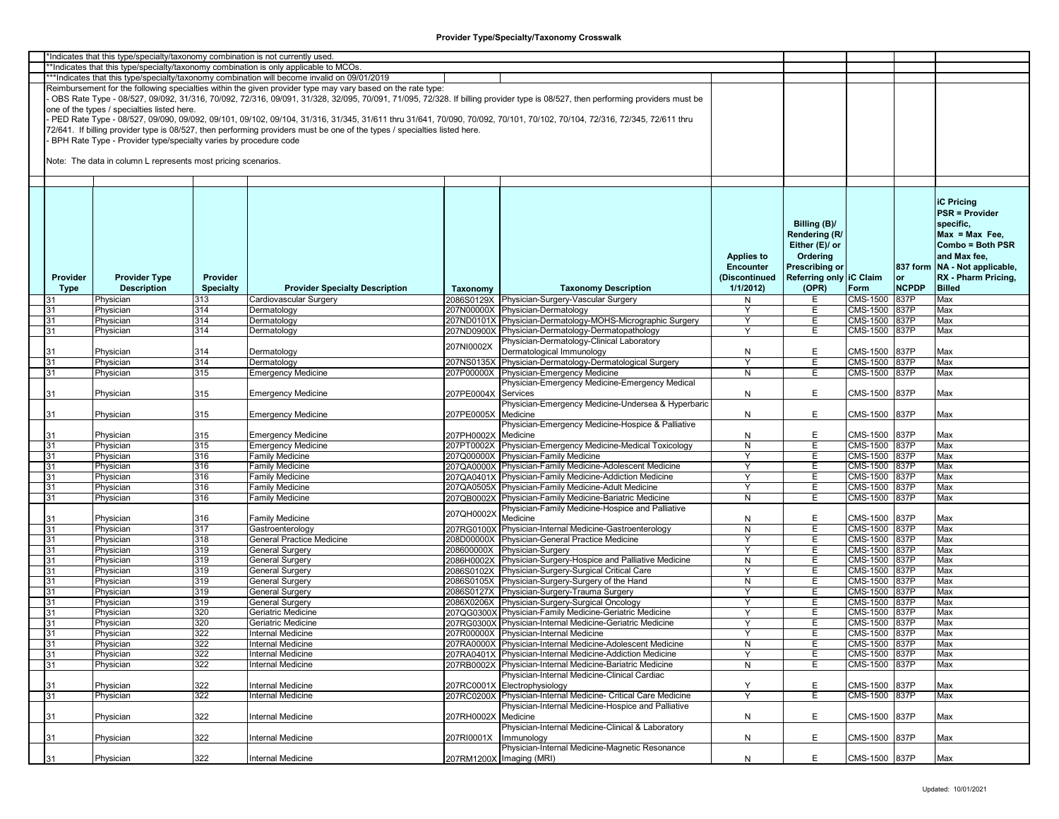# Provider Type/Specialty/Taxonomy Crosswalk

*Indicates that this type/specialty/taxonomy combination is not currently used.

**Indicates that this type/specialty/taxonomy combination is only applicable to MCOs.

***Indicates that this type/specialty/taxonomy combination will become invalid on 09/01/2019

Reimbursement for the following specialties within the given provider type may vary based on the rate type:

- OBS Rate Type - 08/527, 09/092, 31/316, 70/092, 72/316, 09/091, 31/328, 32/095, 70/091, 71/095, 72/328. If billing provider type is 08/527, then performing providers must be one of the types / specialties listed here.
- PED Rate Type - 08/527, 09/090, 09/092, 09/101, 09/102, 09/104, 31/316, 31/345, 31/611 thru 31/641, 70/090, 70/092, 70/101, 70/102, 70/104, 72/316, 72/345, 72/611 thru 72/641. If billing provider type is 08/527, then performing providers must be one of the types / specialties listed here.
- BPH Rate Type - Provider type/specialty varies by procedure code

Note: The data in column L represents most pricing scenarios.

| Provider Type | Provider Type Description | Provider Specialty | Provider Specialty Description | Taxonomy | Taxonomy Description | Applies to Encounter (Discontinued 1/1/2012) | Billing (B)/ Rendering (R/ Either (E)/ or Ordering Prescribing or Referring only (OPR) | iC Claim Form | 837 form or NCPDP | iC Pricing PSR = Provider specific, Max = Max Fee, Combo = Both PSR and Max fee, NA - Not applicable, RX - Pharm Pricing, Billed |
|---|---|---|---|---|---|---|---|---|---|---|
| 31 | Physician | 313 | Cardiovascular Surgery | 2086S0129X | Physician-Surgery-Vascular Surgery | N | E | CMS-1500 | 837P | Max |
| 31 | Physician | 314 | Dermatology | 207N00000X | Physician-Dermatology | Y | E | CMS-1500 | 837P | Max |
| 31 | Physician | 314 | Dermatology | 207ND0101X | Physician-Dermatology-MOHS-Micrographic Surgery | Y | E | CMS-1500 | 837P | Max |
| 31 | Physician | 314 | Dermatology | 207ND0900X | Physician-Dermatology-Dermatopathology | Y | E | CMS-1500 | 837P | Max |
| 31 | Physician | 314 | Dermatology | 207NI0002X | Physician-Dermatology-Clinical Laboratory Dermatological Immunology | N | E | CMS-1500 | 837P | Max |
| 31 | Physician | 314 | Dermatology | 207NS0135X | Physician-Dermatology-Dermatological Surgery | Y | E | CMS-1500 | 837P | Max |
| 31 | Physician | 315 | Emergency Medicine | 207P00000X | Physician-Emergency Medicine | N | E | CMS-1500 | 837P | Max |
| 31 | Physician | 315 | Emergency Medicine | 207PE0004X | Physician-Emergency Medicine-Emergency Medical Services | N | E | CMS-1500 | 837P | Max |
| 31 | Physician | 315 | Emergency Medicine | 207PE0005X | Physician-Emergency Medicine-Undersea & Hyperbaric Medicine | N | E | CMS-1500 | 837P | Max |
| 31 | Physician | 315 | Emergency Medicine | 207PH0002X | Physician-Emergency Medicine-Hospice & Palliative Medicine | N | E | CMS-1500 | 837P | Max |
| 31 | Physician | 315 | Emergency Medicine | 207PT0002X | Physician-Emergency Medicine-Medical Toxicology | N | E | CMS-1500 | 837P | Max |
| 31 | Physician | 316 | Family Medicine | 207Q00000X | Physician-Family Medicine | Y | E | CMS-1500 | 837P | Max |
| 31 | Physician | 316 | Family Medicine | 207QA0000X | Physician-Family Medicine-Adolescent Medicine | Y | E | CMS-1500 | 837P | Max |
| 31 | Physician | 316 | Family Medicine | 207QA0401X | Physician-Family Medicine-Addiction Medicine | Y | E | CMS-1500 | 837P | Max |
| 31 | Physician | 316 | Family Medicine | 207QA0505X | Physician-Family Medicine-Adult Medicine | Y | E | CMS-1500 | 837P | Max |
| 31 | Physician | 316 | Family Medicine | 207QB0002X | Physician-Family Medicine-Bariatric Medicine | N | E | CMS-1500 | 837P | Max |
| 31 | Physician | 316 | Family Medicine | 207QH0002X | Physician-Family Medicine-Hospice and Palliative Medicine | N | E | CMS-1500 | 837P | Max |
| 31 | Physician | 317 | Gastroenterology | 207RG0100X | Physician-Internal Medicine-Gastroenterology | N | E | CMS-1500 | 837P | Max |
| 31 | Physician | 318 | General Practice Medicine | 208D00000X | Physician-General Practice Medicine | Y | E | CMS-1500 | 837P | Max |
| 31 | Physician | 319 | General Surgery | 208600000X | Physician-Surgery | Y | E | CMS-1500 | 837P | Max |
| 31 | Physician | 319 | General Surgery | 2086H0002X | Physician-Surgery-Hospice and Palliative Medicine | N | E | CMS-1500 | 837P | Max |
| 31 | Physician | 319 | General Surgery | 2086S0102X | Physician-Surgery-Surgical Critical Care | Y | E | CMS-1500 | 837P | Max |
| 31 | Physician | 319 | General Surgery | 2086S0105X | Physician-Surgery-Surgery of the Hand | N | E | CMS-1500 | 837P | Max |
| 31 | Physician | 319 | General Surgery | 2086S0127X | Physician-Surgery-Trauma Surgery | Y | E | CMS-1500 | 837P | Max |
| 31 | Physician | 319 | General Surgery | 2086X0206X | Physician-Surgery-Surgical Oncology | Y | E | CMS-1500 | 837P | Max |
| 31 | Physician | 320 | Geriatric Medicine | 207QG0300X | Physician-Family Medicine-Geriatric Medicine | Y | E | CMS-1500 | 837P | Max |
| 31 | Physician | 320 | Geriatric Medicine | 207RG0300X | Physician-Internal Medicine-Geriatric Medicine | Y | E | CMS-1500 | 837P | Max |
| 31 | Physician | 322 | Internal Medicine | 207R00000X | Physician-Internal Medicine | Y | E | CMS-1500 | 837P | Max |
| 31 | Physician | 322 | Internal Medicine | 207RA0000X | Physician-Internal Medicine-Adolescent Medicine | N | E | CMS-1500 | 837P | Max |
| 31 | Physician | 322 | Internal Medicine | 207RA0401X | Physician-Internal Medicine-Addiction Medicine | Y | E | CMS-1500 | 837P | Max |
| 31 | Physician | 322 | Internal Medicine | 207RB0002X | Physician-Internal Medicine-Bariatric Medicine | N | E | CMS-1500 | 837P | Max |
| 31 | Physician | 322 | Internal Medicine | 207RC0001X | Physician-Internal Medicine-Clinical Cardiac Electrophysiology | Y | E | CMS-1500 | 837P | Max |
| 31 | Physician | 322 | Internal Medicine | 207RC0200X | Physician-Internal Medicine- Critical Care Medicine | Y | E | CMS-1500 | 837P | Max |
| 31 | Physician | 322 | Internal Medicine | 207RH0002X | Physician-Internal Medicine-Hospice and Palliative Medicine | N | E | CMS-1500 | 837P | Max |
| 31 | Physician | 322 | Internal Medicine | 207RI0001X | Physician-Internal Medicine-Clinical & Laboratory Immunology | N | E | CMS-1500 | 837P | Max |
| 31 | Physician | 322 | Internal Medicine | 207RM1200X | Physician-Internal Medicine-Magnetic Resonance Imaging (MRI) | N | E | CMS-1500 | 837P | Max |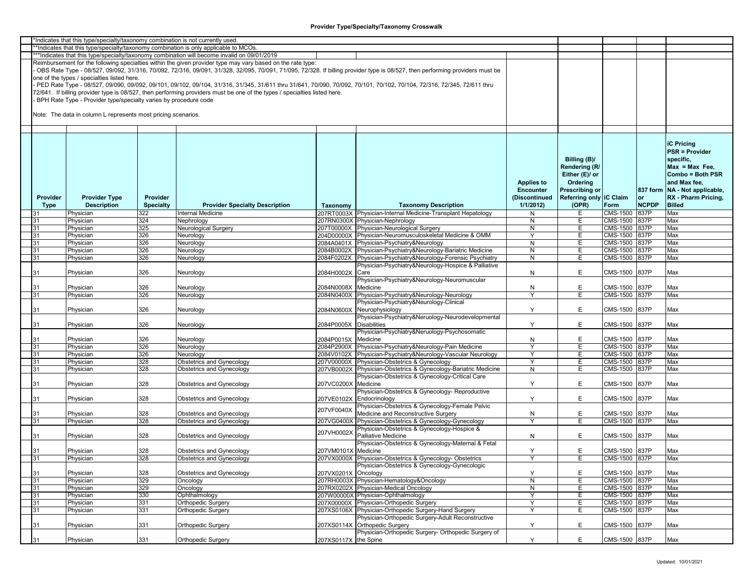**Provider Type/Specialty/Taxonomy Crosswalk**

*Indicates that this type/specialty/taxonomy combination is not currently used.

**Indicates that this type/specialty/taxonomy combination is only applicable to MCOs.

***Indicates that this type/specialty/taxonomy combination will become invalid on 09/01/2019

Reimbursement for the following specialties within the given provider type may vary based on the rate type:

- OBS Rate Type - 08/527, 09/092, 31/316, 70/092, 72/316, 09/091, 31/328, 32/095, 70/091, 71/095, 72/328. If billing provider type is 08/527, then performing providers must be one of the types / specialties listed here.
- PED Rate Type - 08/527, 09/090, 09/092, 09/101, 09/102, 09/104, 31/316, 31/345, 31/611 thru 31/641, 70/090, 70/092, 70/101, 70/102, 70/104, 72/316, 72/345, 72/611 thru 72/641. If billing provider type is 08/527, then performing providers must be one of the types / specialties listed here.
- BPH Rate Type - Provider type/specialty varies by procedure code

Note: The data in column L represents most pricing scenarios.

| Provider Type | Provider Type Description | Provider Specialty | Provider Specialty Description | Taxonomy | Taxonomy Description | Applies to Encounter (Discontinued 1/1/2012) | Billing (B)/ Rendering (R/ Either (E)/ or Ordering Prescribing or Referring only (OPR) | iC Claim Form | 837 form or NCPDP | iC Pricing PSR = Provider specific, Max = Max Fee, Combo = Both PSR and Max fee, NA - Not applicable, RX - Pharm Pricing, Billed |
|---|---|---|---|---|---|---|---|---|---|---|
| 31 | Physician | 322 | Internal Medicine | 207RT0003X | Physician-Internal Medicine-Transplant Hepatology | N | E | CMS-1500 | 837P | Max |
| 31 | Physician | 324 | Nephrology | 207RN0300X | Physician-Nephrology | N | E | CMS-1500 | 837P | Max |
| 31 | Physician | 325 | Neurological Surgery | 207T00000X | Physician-Neurological Surgery | N | E | CMS-1500 | 837P | Max |
| 31 | Physician | 326 | Neurology | 204D00000X | Physician-Neuromusculoskeletal Medicine & OMM | Y | E | CMS-1500 | 837P | Max |
| 31 | Physician | 326 | Neurology | 2084A0401X | Physician-Psychiatry&Neurology | N | E | CMS-1500 | 837P | Max |
| 31 | Physician | 326 | Neurology | 2084B0002X | Physician-Psychiatry&Neurology-Bariatric Medicine | N | E | CMS-1500 | 837P | Max |
| 31 | Physician | 326 | Neurology | 2084F0202X | Physician-Psychiatry&Neurology-Forensic Psychiatry | N | E | CMS-1500 | 837P | Max |
| 31 | Physician | 326 | Neurology | 2084H0002X | Physician-Psychiatry&Neurology-Hospice & Palliative Care | N | E | CMS-1500 | 837P | Max |
| 31 | Physician | 326 | Neurology | 2084N0008X | Physician-Psychiatry&Neurology-Neuromuscular Medicine | N | E | CMS-1500 | 837P | Max |
| 31 | Physician | 326 | Neurology | 2084N0400X | Physician-Psychiatry&Neurology-Neurology | Y | E | CMS-1500 | 837P | Max |
| 31 | Physician | 326 | Neurology | 2084N0600X | Physician-Psychiatry&Neurology-Clinical Neurophysiology | Y | E | CMS-1500 | 837P | Max |
| 31 | Physician | 326 | Neurology | 2084P0005X | Physician-Psychiatry&Neruology-Neurodevelopmental Disabilities | Y | E | CMS-1500 | 837P | Max |
| 31 | Physician | 326 | Neurology | 2084P0015X | Physician-Psychiatry&Neruology-Psychosomatic Medicine | N | E | CMS-1500 | 837P | Max |
| 31 | Physician | 326 | Neurology | 2084P2900X | Physician-Psychiatry&Neurology-Pain Medicine | Y | E | CMS-1500 | 837P | Max |
| 31 | Physician | 326 | Neurology | 2084V0102X | Physician-Psychiatry&Neurology-Vascular Neurology | Y | E | CMS-1500 | 837P | Max |
| 31 | Physician | 328 | Obstetrics and Gynecology | 207V00000X | Physician-Obstetrics & Gynecology | Y | E | CMS-1500 | 837P | Max |
| 31 | Physician | 328 | Obstetrics and Gynecology | 207VB0002X | Physician-Obstetrics & Gynecology-Bariatric Medicine | N | E | CMS-1500 | 837P | Max |
| 31 | Physician | 328 | Obstetrics and Gynecology | 207VC0200X | Physician-Obstetrics & Gynecology-Critical Care Medicine | Y | E | CMS-1500 | 837P | Max |
| 31 | Physician | 328 | Obstetrics and Gynecology | 207VE0102X | Physician-Obstetrics & Gynecology- Reproductive Endocrinology | Y | E | CMS-1500 | 837P | Max |
| 31 | Physician | 328 | Obstetrics and Gynecology | 207VF0040X | Physician-Obstetrics & Gynecology-Female Pelvic Medicine and Reconstructive Surgery | N | E | CMS-1500 | 837P | Max |
| 31 | Physician | 328 | Obstetrics and Gynecology | 207VG0400X | Physician-Obstetrics & Gynecology-Gynecology | Y | E | CMS-1500 | 837P | Max |
| 31 | Physician | 328 | Obstetrics and Gynecology | 207VH0002X | Physician-Obstetrics & Gynecology-Hospice & Palliative Medicine | N | E | CMS-1500 | 837P | Max |
| 31 | Physician | 328 | Obstetrics and Gynecology | 207VM0101X | Physician-Obstetrics & Gynecology-Maternal & Fetal Medicine | Y | E | CMS-1500 | 837P | Max |
| 31 | Physician | 328 | Obstetrics and Gynecology | 207VX0000X | Physician-Obstetrics & Gynecology- Obstetrics | Y | E | CMS-1500 | 837P | Max |
| 31 | Physician | 328 | Obstetrics and Gynecology | 207VX0201X | Physician-Obstetrics & Gynecology-Gynecologic Oncology | Y | E | CMS-1500 | 837P | Max |
| 31 | Physician | 329 | Oncology | 207RH0003X | Physician-Hematology&Oncology | N | E | CMS-1500 | 837P | Max |
| 31 | Physician | 329 | Oncology | 207RX0202X | Physician-Medical Oncology | N | E | CMS-1500 | 837P | Max |
| 31 | Physician | 330 | Ophthalmology | 207W00000X | Physician-Ophthalmology | Y | E | CMS-1500 | 837P | Max |
| 31 | Physician | 331 | Orthopedic Surgery | 207X00000X | Physician-Orthopedic Surgery | Y | E | CMS-1500 | 837P | Max |
| 31 | Physician | 331 | Orthopedic Surgery | 207XS0106X | Physician-Orthopedic Surgery-Hand Surgery | Y | E | CMS-1500 | 837P | Max |
| 31 | Physician | 331 | Orthopedic Surgery | 207XS0114X | Physician-Orthopedic Surgery-Adult Reconstructive Orthopedic Surgery | Y | E | CMS-1500 | 837P | Max |
| 31 | Physician | 331 | Orthopedic Surgery | 207XS0117X | Physician-Orthopedic Surgery- Orthopedic Surgery of the Spine | Y | E | CMS-1500 | 837P | Max |

Updated: 10/01/2021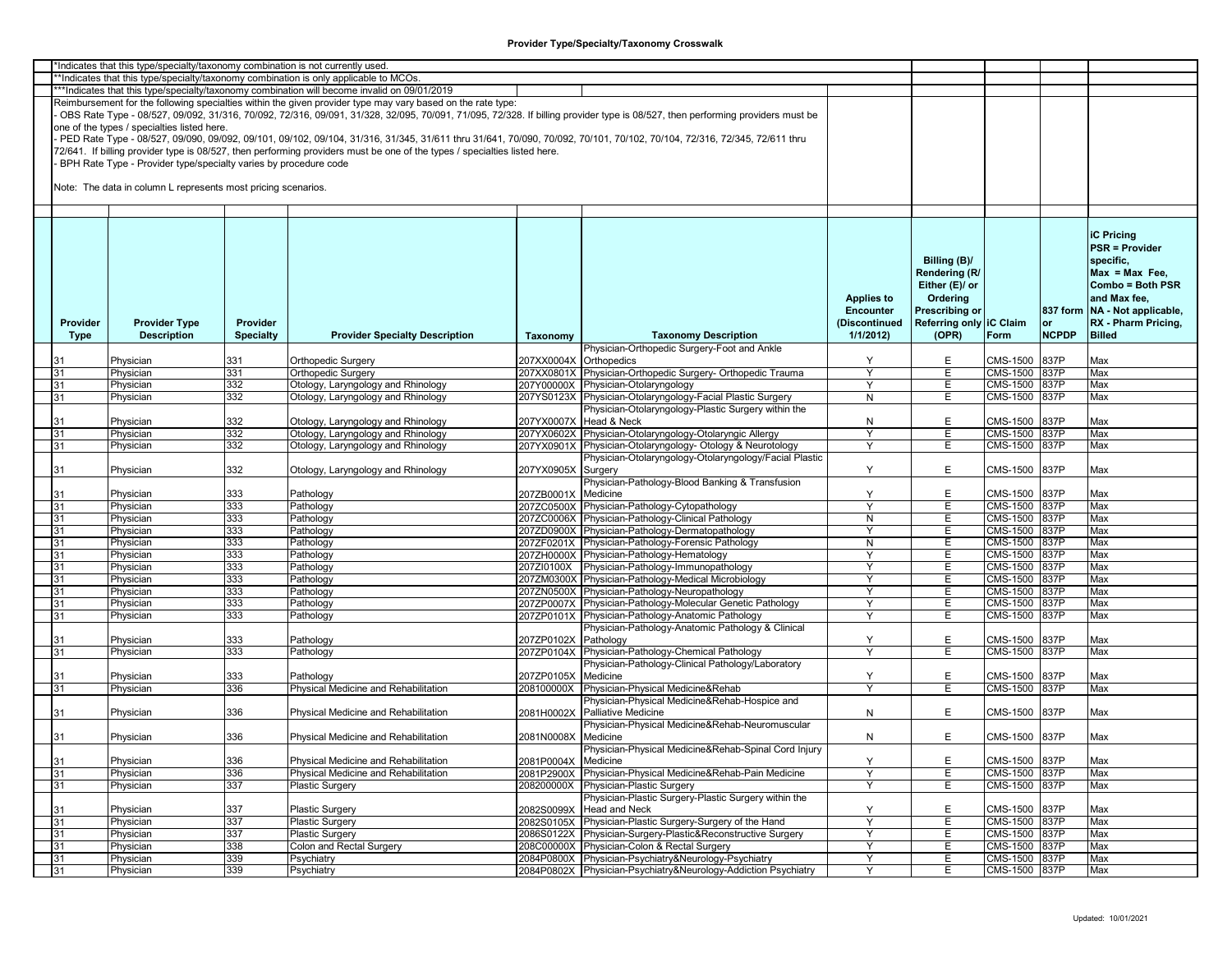## Provider Type/Specialty/Taxonomy Crosswalk

*Indicates that this type/specialty/taxonomy combination is not currently used.

**Indicates that this type/specialty/taxonomy combination is only applicable to MCOs.

***Indicates that this type/specialty/taxonomy combination will become invalid on 09/01/2019

Reimbursement for the following specialties within the given provider type may vary based on the rate type:

- OBS Rate Type - 08/527, 09/092, 31/316, 70/092, 72/316, 09/091, 31/328, 32/095, 70/091, 71/095, 72/328. If billing provider type is 08/527, then performing providers must be one of the types / specialties listed here.
- PED Rate Type - 08/527, 09/090, 09/092, 09/101, 09/102, 09/104, 31/316, 31/345, 31/611 thru 31/641, 70/090, 70/092, 70/101, 70/102, 70/104, 72/316, 72/345, 72/611 thru 72/641. If billing provider type is 08/527, then performing providers must be one of the types / specialties listed here.
- BPH Rate Type - Provider type/specialty varies by procedure code

Note: The data in column L represents most pricing scenarios.

| Provider Type | Provider Type Description | Provider Specialty | Provider Specialty Description | Taxonomy | Taxonomy Description | Applies to Encounter (Discontinued 1/1/2012) | Billing (B)/ Rendering (R/ Either (E)/ or Ordering Prescribing or Referring only (OPR) | iC Claim Form | 837 form or NCPDP | iC Pricing PSR = Provider specific, Max = Max Fee, Combo = Both PSR and Max fee, NA - Not applicable, RX - Pharm Pricing, Billed |
|---|---|---|---|---|---|---|---|---|---|---|
| 31 | Physician | 331 | Orthopedic Surgery | 207XX0004X | Physician-Orthopedic Surgery-Foot and Ankle Orthopedics | Y | E | CMS-1500 | 837P | Max |
| 31 | Physician | 331 | Orthopedic Surgery | 207XX0801X | Physician-Orthopedic Surgery- Orthopedic Trauma | Y | E | CMS-1500 | 837P | Max |
| 31 | Physician | 332 | Otology, Laryngology and Rhinology | 207Y00000X | Physician-Otolaryngology | Y | E | CMS-1500 | 837P | Max |
| 31 | Physician | 332 | Otology, Laryngology and Rhinology | 207YS0123X | Physician-Otolaryngology-Facial Plastic Surgery | N | E | CMS-1500 | 837P | Max |
| 31 | Physician | 332 | Otology, Laryngology and Rhinology | 207YX0007X | Physician-Otolaryngology-Plastic Surgery within the Head & Neck | N | E | CMS-1500 | 837P | Max |
| 31 | Physician | 332 | Otology, Laryngology and Rhinology | 207YX0602X | Physician-Otolaryngology-Otolaryngic Allergy | Y | E | CMS-1500 | 837P | Max |
| 31 | Physician | 332 | Otology, Laryngology and Rhinology | 207YX0901X | Physician-Otolaryngology- Otology & Neurotology | Y | E | CMS-1500 | 837P | Max |
| 31 | Physician | 332 | Otology, Laryngology and Rhinology | 207YX0905X | Physician-Otolaryngology-Otolaryngology/Facial Plastic Surgery | Y | E | CMS-1500 | 837P | Max |
| 31 | Physician | 333 | Pathology | 207ZB0001X | Physician-Pathology-Blood Banking & Transfusion Medicine | Y | E | CMS-1500 | 837P | Max |
| 31 | Physician | 333 | Pathology | 207ZC0500X | Physician-Pathology-Cytopathology | Y | E | CMS-1500 | 837P | Max |
| 31 | Physician | 333 | Pathology | 207ZC0006X | Physician-Pathology-Clinical Pathology | N | E | CMS-1500 | 837P | Max |
| 31 | Physician | 333 | Pathology | 207ZD0900X | Physician-Pathology-Dermatopathology | Y | E | CMS-1500 | 837P | Max |
| 31 | Physician | 333 | Pathology | 207ZF0201X | Physician-Pathology-Forensic Pathology | N | E | CMS-1500 | 837P | Max |
| 31 | Physician | 333 | Pathology | 207ZH0000X | Physician-Pathology-Hematology | Y | E | CMS-1500 | 837P | Max |
| 31 | Physician | 333 | Pathology | 207ZI0100X | Physician-Pathology-Immunopathology | Y | E | CMS-1500 | 837P | Max |
| 31 | Physician | 333 | Pathology | 207ZM0300X | Physician-Pathology-Medical Microbiology | Y | E | CMS-1500 | 837P | Max |
| 31 | Physician | 333 | Pathology | 207ZN0500X | Physician-Pathology-Neuropathology | Y | E | CMS-1500 | 837P | Max |
| 31 | Physician | 333 | Pathology | 207ZP0007X | Physician-Pathology-Molecular Genetic Pathology | Y | E | CMS-1500 | 837P | Max |
| 31 | Physician | 333 | Pathology | 207ZP0101X | Physician-Pathology-Anatomic Pathology | Y | E | CMS-1500 | 837P | Max |
| 31 | Physician | 333 | Pathology | 207ZP0102X | Physician-Pathology-Anatomic Pathology & Clinical Pathology | Y | E | CMS-1500 | 837P | Max |
| 31 | Physician | 333 | Pathology | 207ZP0104X | Physician-Pathology-Chemical Pathology | Y | E | CMS-1500 | 837P | Max |
| 31 | Physician | 333 | Pathology | 207ZP0105X | Physician-Pathology-Clinical Pathology/Laboratory Medicine | Y | E | CMS-1500 | 837P | Max |
| 31 | Physician | 336 | Physical Medicine and Rehabilitation | 208100000X | Physician-Physical Medicine&Rehab | Y | E | CMS-1500 | 837P | Max |
| 31 | Physician | 336 | Physical Medicine and Rehabilitation | 2081H0002X | Physician-Physical Medicine&Rehab-Hospice and Palliative Medicine | N | E | CMS-1500 | 837P | Max |
| 31 | Physician | 336 | Physical Medicine and Rehabilitation | 2081N0008X | Physician-Physical Medicine&Rehab-Neuromuscular Medicine | N | E | CMS-1500 | 837P | Max |
| 31 | Physician | 336 | Physical Medicine and Rehabilitation | 2081P0004X | Physician-Physical Medicine&Rehab-Spinal Cord Injury Medicine | Y | E | CMS-1500 | 837P | Max |
| 31 | Physician | 336 | Physical Medicine and Rehabilitation | 2081P2900X | Physician-Physical Medicine&Rehab-Pain Medicine | Y | E | CMS-1500 | 837P | Max |
| 31 | Physician | 337 | Plastic Surgery | 208200000X | Physician-Plastic Surgery | Y | E | CMS-1500 | 837P | Max |
| 31 | Physician | 337 | Plastic Surgery | 2082S0099X | Physician-Plastic Surgery-Plastic Surgery within the Head and Neck | Y | E | CMS-1500 | 837P | Max |
| 31 | Physician | 337 | Plastic Surgery | 2082S0105X | Physician-Plastic Surgery-Surgery of the Hand | Y | E | CMS-1500 | 837P | Max |
| 31 | Physician | 337 | Plastic Surgery | 2086S0122X | Physician-Surgery-Plastic&Reconstructive Surgery | Y | E | CMS-1500 | 837P | Max |
| 31 | Physician | 338 | Colon and Rectal Surgery | 208C00000X | Physician-Colon & Rectal Surgery | Y | E | CMS-1500 | 837P | Max |
| 31 | Physician | 339 | Psychiatry | 2084P0800X | Physician-Psychiatry&Neurology-Psychiatry | Y | E | CMS-1500 | 837P | Max |
| 31 | Physician | 339 | Psychiatry | 2084P0802X | Physician-Psychiatry&Neurology-Addiction Psychiatry | Y | E | CMS-1500 | 837P | Max |

Updated: 10/01/2021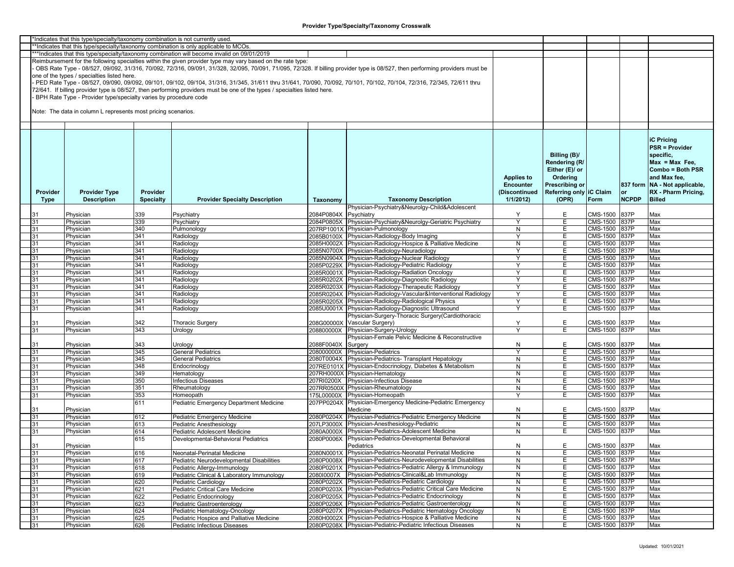# Provider Type/Specialty/Taxonomy Crosswalk

*Indicates that this type/specialty/taxonomy combination is not currently used.

**Indicates that this type/specialty/taxonomy combination is only applicable to MCOs.

***Indicates that this type/specialty/taxonomy combination will become invalid on 09/01/2019

Reimbursement for the following specialties within the given provider type may vary based on the rate type:

- OBS Rate Type - 08/527, 09/092, 31/316, 70/092, 72/316, 09/091, 31/328, 32/095, 70/091, 71/095, 72/328. If billing provider type is 08/527, then performing providers must be one of the types / specialties listed here.
- PED Rate Type - 08/527, 09/090, 09/092, 09/101, 09/102, 09/104, 31/316, 31/345, 31/611 thru 31/641, 70/090, 70/092, 70/101, 70/102, 70/104, 72/316, 72/345, 72/611 thru 72/641. If billing provider type is 08/527, then performing providers must be one of the types / specialties listed here.
- BPH Rate Type - Provider type/specialty varies by procedure code

Note: The data in column L represents most pricing scenarios.

| Provider Type | Provider Type Description | Provider Specialty | Provider Specialty Description | Taxonomy | Taxonomy Description | Applies to Encounter (Discontinued 1/1/2012) | Billing (B)/ Rendering (R/ Either (E)/ or Ordering Prescribing or Referring only (OPR) | iC Claim Form | 837 form or NCPDP | iC Pricing PSR = Provider specific, Max = Max Fee, Combo = Both PSR and Max fee, NA - Not applicable, RX - Pharm Pricing, Billed |
|---|---|---|---|---|---|---|---|---|---|---|
| 31 | Physician | 339 | Psychiatry | 2084P0804X | Physician-Psychiatry&Neurolgy-Child&Adolescent Psychiatry | Y | E | CMS-1500 | 837P | Max |
| 31 | Physician | 339 | Psychiatry | 2084P0805X | Physician-Psychiatry&Neurolgy-Geriatric Psychiatry | Y | E | CMS-1500 | 837P | Max |
| 31 | Physician | 340 | Pulmonology | 207RP1001X | Physician-Pulmonology | N | E | CMS-1500 | 837P | Max |
| 31 | Physician | 341 | Radiology | 2085B0100X | Physician-Radiology-Body Imaging | Y | E | CMS-1500 | 837P | Max |
| 31 | Physician | 341 | Radiology | 2085H0002X | Physician-Radiology-Hospice & Palliative Medicine | N | E | CMS-1500 | 837P | Max |
| 31 | Physician | 341 | Radiology | 2085N0700X | Physician-Radiology-Neuradiology | Y | E | CMS-1500 | 837P | Max |
| 31 | Physician | 341 | Radiology | 2085N0904X | Physician-Radiology-Nuclear Radiology | Y | E | CMS-1500 | 837P | Max |
| 31 | Physician | 341 | Radiology | 2085P0229X | Physician-Radiology-Pediatric Radiology | Y | E | CMS-1500 | 837P | Max |
| 31 | Physician | 341 | Radiology | 2085R0001X | Physician-Radiology-Radiation Oncology | Y | E | CMS-1500 | 837P | Max |
| 31 | Physician | 341 | Radiology | 2085R0202X | Physician-Radiology-Diagnostic Radiology | Y | E | CMS-1500 | 837P | Max |
| 31 | Physician | 341 | Radiology | 2085R0203X | Physician-Radiology-Therapeutic Radiology | Y | E | CMS-1500 | 837P | Max |
| 31 | Physician | 341 | Radiology | 2085R0204X | Physician-Radiology-Vascular&Interventional Radiology | Y | E | CMS-1500 | 837P | Max |
| 31 | Physician | 341 | Radiology | 2085R0205X | Physician-Radiology-Radiological Physics | Y | E | CMS-1500 | 837P | Max |
| 31 | Physician | 341 | Radiology | 2085U0001X | Physician-Radiology-Diagnostic Ultrasound | Y | E | CMS-1500 | 837P | Max |
| 31 | Physician | 342 | Thoracic Surgery | 208G00000X | Physician-Surgery-Thoracic Surgery(Cardiothoracic Vascular Surgery) | Y | E | CMS-1500 | 837P | Max |
| 31 | Physician | 343 | Urology | 208800000X | Physician-Surgery-Urology | Y | E | CMS-1500 | 837P | Max |
| 31 | Physician | 343 | Urology | 2088F0040X | Physician-Female Pelvic Medicine & Reconstructive Surgery | N | E | CMS-1500 | 837P | Max |
| 31 | Physician | 345 | General Pediatrics | 208000000X | Physician-Pediatrics | Y | E | CMS-1500 | 837P | Max |
| 31 | Physician | 345 | General Pediatrics | 2080T0004X | Physician-Pediatrics- Transplant Hepatology | N | E | CMS-1500 | 837P | Max |
| 31 | Physician | 348 | Endocrinology | 207RE0101X | Physician-Endocrinology, Diabetes & Metabolism | N | E | CMS-1500 | 837P | Max |
| 31 | Physician | 349 | Hematology | 207RH0000X | Physician-Hematology | N | E | CMS-1500 | 837P | Max |
| 31 | Physician | 350 | Infectious Diseases | 207RI0200X | Physician-Infectious Disease | N | E | CMS-1500 | 837P | Max |
| 31 | Physician | 351 | Rheumatology | 207RR0500X | Physician-Rheumatology | N | E | CMS-1500 | 837P | Max |
| 31 | Physician | 353 | Homeopath | 175L00000X | Physician-Homeopath | Y | E | CMS-1500 | 837P | Max |
| 31 | Physician | 611 | Pediatric Emergency Department Medicine | 207PP0204X | Physician-Emergency Medicine-Pediatric Emergency Medicine | N | E | CMS-1500 | 837P | Max |
| 31 | Physician | 612 | Pediatric Emergency Medicine | 2080P0204X | Physician-Pediatrics-Pediatric Emergency Medicine | N | E | CMS-1500 | 837P | Max |
| 31 | Physician | 613 | Pediatric Anesthesiology | 207LP3000X | Physician-Anesthesiology-Pediatric | N | E | CMS-1500 | 837P | Max |
| 31 | Physician | 614 | Pediatric Adolescent Medicine | 2080A0000X | Physician-Pediatrics-Adolescent Medicine | N | E | CMS-1500 | 837P | Max |
| 31 | Physician | 615 | Developmental-Behavioral Pediatrics | 2080P0006X | Physician-Pediatrics-Developmental Behavioral Pediatrics | N | E | CMS-1500 | 837P | Max |
| 31 | Physician | 616 | Neonatal-Perinatal Medicine | 2080N0001X | Physician-Pediatrics-Neonatal Perinatal Medicine | N | E | CMS-1500 | 837P | Max |
| 31 | Physician | 617 | Pediatric Neurodevelopmental Disabilities | 2080P0008X | Physician-Pediatrics-Neurodevelopmental Disabilities | N | E | CMS-1500 | 837P | Max |
| 31 | Physician | 618 | Pediatric Allergy-Immunology | 2080P0201X | Physician-Pediatrics-Pediatric Allergy & Immunology | N | E | CMS-1500 | 837P | Max |
| 31 | Physician | 619 | Pediatric Clinical & Laboratory Immunology | 2080I0007X | Physician-Pediatrics-Clinical&Lab Immunology | N | E | CMS-1500 | 837P | Max |
| 31 | Physician | 620 | Pediatric Cardiology | 2080P0202X | Physician-Pediatrics-Pediatric Cardiology | N | E | CMS-1500 | 837P | Max |
| 31 | Physician | 621 | Pediatric Critical Care Medicine | 2080P0203X | Physician-Pediatrics-Pediatric Critical Care Medicine | N | E | CMS-1500 | 837P | Max |
| 31 | Physician | 622 | Pediatric Endocrinology | 2080P0205X | Physician-Pediatrics-Pediatric Endocrinology | N | E | CMS-1500 | 837P | Max |
| 31 | Physician | 623 | Pediatric Gastroenterology | 2080P0206X | Physician-Pediatrics-Pediatric Gastroenterology | N | E | CMS-1500 | 837P | Max |
| 31 | Physician | 624 | Pediatric Hematology-Oncology | 2080P0207X | Physician-Pediatrics-Pediatric Hematology Oncology | N | E | CMS-1500 | 837P | Max |
| 31 | Physician | 625 | Pediatric Hospice and Palliative Medicine | 2080H0002X | Physician-Pediatrics-Hospice & Palliative Medicine | N | E | CMS-1500 | 837P | Max |
| 31 | Physician | 626 | Pediatric Infectious Diseases | 2080P0208X | Physician-Pediatric-Pediatric Infectious Diseases | N | E | CMS-1500 | 837P | Max |

Updated: 10/01/2021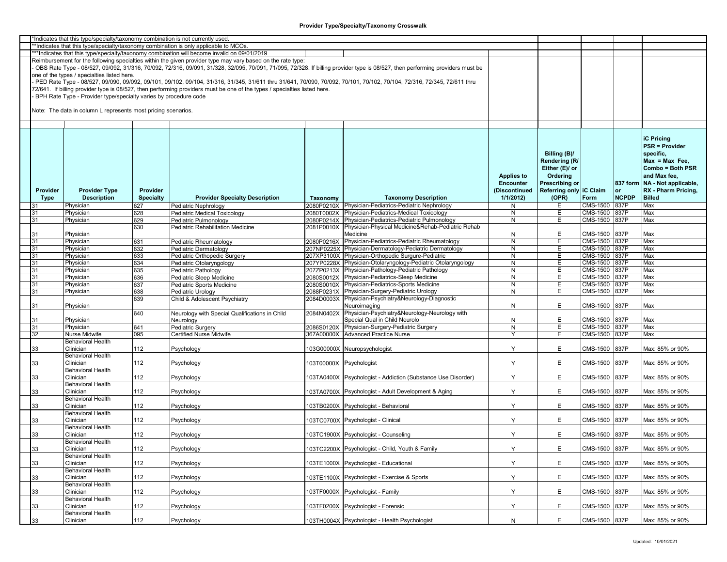## Provider Type/Specialty/Taxonomy Crosswalk

*Indicates that this type/specialty/taxonomy combination is not currently used.

**Indicates that this type/specialty/taxonomy combination is only applicable to MCOs.

***Indicates that this type/specialty/taxonomy combination will become invalid on 09/01/2019

Reimbursement for the following specialties within the given provider type may vary based on the rate type:

- OBS Rate Type - 08/527, 09/092, 31/316, 70/092, 72/316, 09/091, 31/328, 32/095, 70/091, 71/095, 72/328. If billing provider type is 08/527, then performing providers must be one of the types / specialties listed here.
- PED Rate Type - 08/527, 09/090, 09/092, 09/101, 09/102, 09/104, 31/316, 31/345, 31/611 thru 31/641, 70/090, 70/092, 70/101, 70/102, 70/104, 72/316, 72/345, 72/611 thru 72/641. If billing provider type is 08/527, then performing providers must be one of the types / specialties listed here.
- BPH Rate Type - Provider type/specialty varies by procedure code

Note: The data in column L represents most pricing scenarios.

| Provider Type | Provider Type Description | Provider Specialty | Provider Specialty Description | Taxonomy | Taxonomy Description | Applies to Encounter (Discontinued 1/1/2012) | Billing (B)/ Rendering (R/ Either (E)/ or Ordering Prescribing or Referring only (OPR) | iC Claim Form | 837 form or NCPDP | iC Pricing PSR = Provider specific, Max = Max Fee, Combo = Both PSR and Max fee, NA - Not applicable, RX - Pharm Pricing, Billed |
|---|---|---|---|---|---|---|---|---|---|---|
| 31 | Physician | 627 | Pediatric Nephrology | 2080P0210X | Physician-Pediatrics-Pediatric Nephrology | N | E | CMS-1500 | 837P | Max |
| 31 | Physician | 628 | Pediatric Medical Toxicology | 2080T0002X | Physician-Pediatrics-Medical Toxicology | N | E | CMS-1500 | 837P | Max |
| 31 | Physician | 629 | Pediatric Pulmonology | 2080P0214X | Physician-Pediatrics-Pediatric Pulmonology | N | E | CMS-1500 | 837P | Max |
| 31 | Physician | 630 | Pediatric Rehabilitation Medicine | 2081P0010X | Physician-Physical Medicine&Rehab-Pediatric Rehab Medicine | N | E | CMS-1500 | 837P | Max |
| 31 | Physician | 631 | Pediatric Rheumatology | 2080P0216X | Physician-Pediatrics-Pediatric Rheumatology | N | E | CMS-1500 | 837P | Max |
| 31 | Physician | 632 | Pediatric Dermatology | 207NP0225X | Physician-Dermatology-Pediatric Dermatology | N | E | CMS-1500 | 837P | Max |
| 31 | Physician | 633 | Pediatric Orthopedic Surgery | 207XP3100X | Physician-Orthopedic Surgure-Pediatric | N | E | CMS-1500 | 837P | Max |
| 31 | Physician | 634 | Pediatric Otolaryngology | 207YP0228X | Physician-Otolaryngology-Pediatric Otolaryngology | N | E | CMS-1500 | 837P | Max |
| 31 | Physician | 635 | Pediatric Pathology | 207ZP0213X | Physician-Pathology-Pediatric Pathology | N | E | CMS-1500 | 837P | Max |
| 31 | Physician | 636 | Pediatric Sleep Medicine | 2080S0012X | Physician-Pediatrics-Sleep Medicine | N | E | CMS-1500 | 837P | Max |
| 31 | Physician | 637 | Pediatric Sports Medicine | 2080S0010X | Physician-Pediatrics-Sports Medicine | N | E | CMS-1500 | 837P | Max |
| 31 | Physician | 638 | Pediatric Urology | 2088P0231X | Physician-Surgery-Pediatric Urology | N | E | CMS-1500 | 837P | Max |
| 31 | Physician | 639 | Child & Adolescent Psychiatry | 2084D0003X | Physician-Psychiatry&Neurology-Diagnostic Neuroimaging | N | E | CMS-1500 | 837P | Max |
| 31 | Physician | 640 | Neurology with Special Qualifications in Child Neurology | 2084N0402X | Physician-Psychiatry&Neurology-Neurology with Special Qual in Child Neurolo | N | E | CMS-1500 | 837P | Max |
| 31 | Physician | 641 | Pediatric Surgery | 2086S0120X | Physician-Surgery-Pediatric Surgery | N | E | CMS-1500 | 837P | Max |
| 32 | Nurse Midwife | 095 | Certified Nurse Midwife | 367A00000X | Advanced Practice Nurse | Y | E | CMS-1500 | 837P | Max |
| 33 | Behavioral Health Clinician | 112 | Psychology | 103G00000X | Neuropsychologist | Y | E | CMS-1500 | 837P | Max: 85% or 90% |
| 33 | Behavioral Health Clinician | 112 | Psychology | 103T00000X | Psychologist | Y | E | CMS-1500 | 837P | Max: 85% or 90% |
| 33 | Behavioral Health Clinician | 112 | Psychology | 103TA0400X | Psychologist - Addiction (Substance Use Disorder) | Y | E | CMS-1500 | 837P | Max: 85% or 90% |
| 33 | Behavioral Health Clinician | 112 | Psychology | 103TA0700X | Psychologist - Adult Development & Aging | Y | E | CMS-1500 | 837P | Max: 85% or 90% |
| 33 | Behavioral Health Clinician | 112 | Psychology | 103TB0200X | Psychologist - Behavioral | Y | E | CMS-1500 | 837P | Max: 85% or 90% |
| 33 | Behavioral Health Clinician | 112 | Psychology | 103TC0700X | Psychologist - Clinical | Y | E | CMS-1500 | 837P | Max: 85% or 90% |
| 33 | Behavioral Health Clinician | 112 | Psychology | 103TC1900X | Psychologist - Counseling | Y | E | CMS-1500 | 837P | Max: 85% or 90% |
| 33 | Behavioral Health Clinician | 112 | Psychology | 103TC2200X | Psychologist - Child, Youth & Family | Y | E | CMS-1500 | 837P | Max: 85% or 90% |
| 33 | Behavioral Health Clinician | 112 | Psychology | 103TE1000X | Psychologist - Educational | Y | E | CMS-1500 | 837P | Max: 85% or 90% |
| 33 | Behavioral Health Clinician | 112 | Psychology | 103TE1100X | Psychologist - Exercise & Sports | Y | E | CMS-1500 | 837P | Max: 85% or 90% |
| 33 | Behavioral Health Clinician | 112 | Psychology | 103TF0000X | Psychologist - Family | Y | E | CMS-1500 | 837P | Max: 85% or 90% |
| 33 | Behavioral Health Clinician | 112 | Psychology | 103TF0200X | Psychologist - Forensic | Y | E | CMS-1500 | 837P | Max: 85% or 90% |
| 33 | Behavioral Health Clinician | 112 | Psychology | 103TH0004X | Psychologist - Health Psychologist | N | E | CMS-1500 | 837P | Max: 85% or 90% |

Updated: 10/01/2021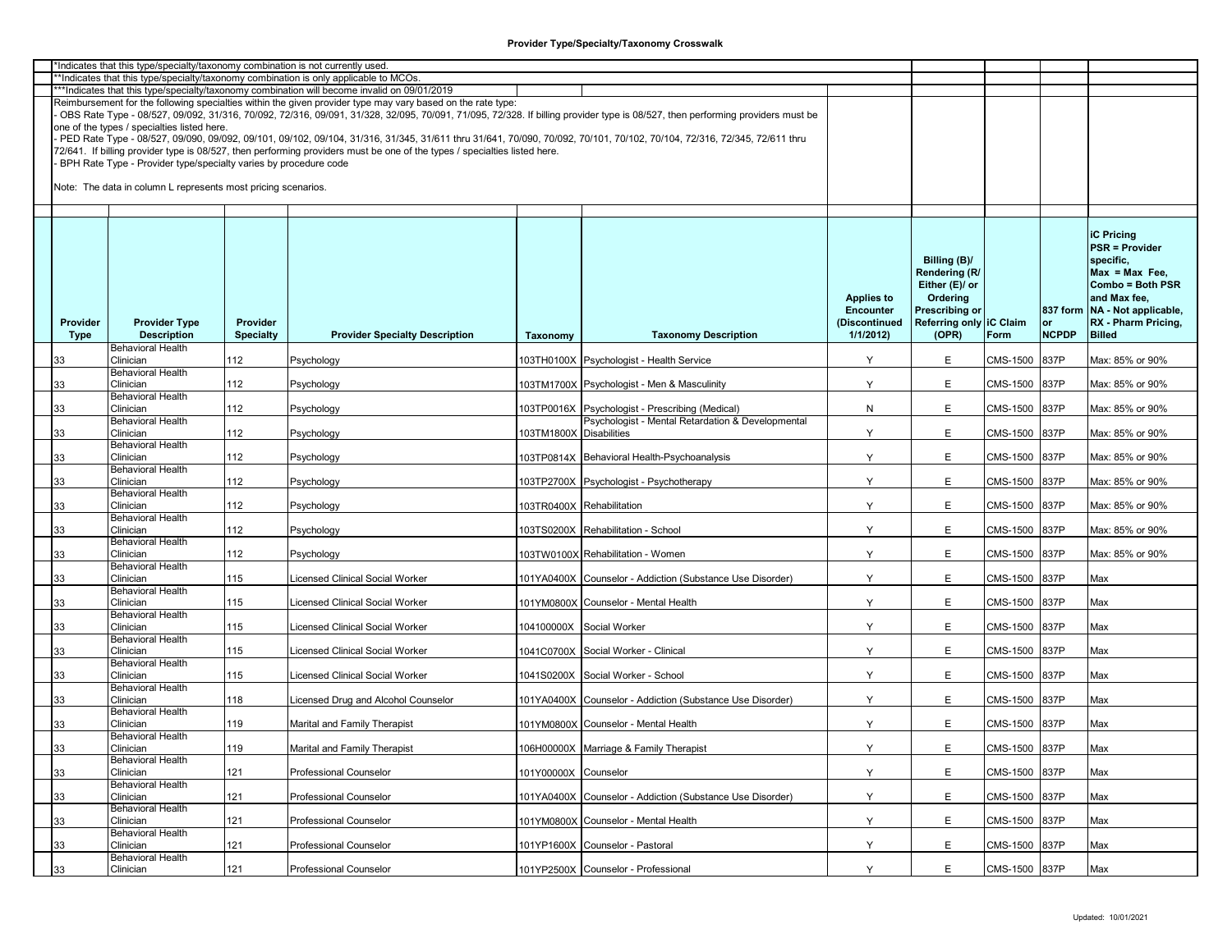**Provider Type/Specialty/Taxonomy Crosswalk**

*Indicates that this type/specialty/taxonomy combination is not currently used.

**Indicates that this type/specialty/taxonomy combination is only applicable to MCOs.

***Indicates that this type/specialty/taxonomy combination will become invalid on 09/01/2019

Reimbursement for the following specialties within the given provider type may vary based on the rate type:

- OBS Rate Type - 08/527, 09/092, 31/316, 70/092, 72/316, 09/091, 31/328, 32/095, 70/091, 71/095, 72/328. If billing provider type is 08/527, then performing providers must be one of the types / specialties listed here.
- PED Rate Type - 08/527, 09/090, 09/092, 09/101, 09/102, 09/104, 31/316, 31/345, 31/611 thru 31/641, 70/090, 70/092, 70/101, 70/102, 70/104, 72/316, 72/345, 72/611 thru 72/641. If billing provider type is 08/527, then performing providers must be one of the types / specialties listed here.
- BPH Rate Type - Provider type/specialty varies by procedure code

Note: The data in column L represents most pricing scenarios.

| Provider Type | Provider Type Description | Provider Specialty | Provider Specialty Description | Taxonomy | Taxonomy Description | Applies to Encounter (Discontinued 1/1/2012) | Billing (B)/ Rendering (R/ Either (E)/ or Ordering Prescribing or Referring only (OPR) | iC Claim Form | 837 form or NCPDP | iC Pricing PSR = Provider specific, Max = Max Fee, Combo = Both PSR and Max fee, NA - Not applicable, RX - Pharm Pricing, Billed |
|---|---|---|---|---|---|---|---|---|---|---|
| 33 | Behavioral Health Clinician | 112 | Psychology | 103TH0100X | Psychologist - Health Service | Y | E | CMS-1500 | 837P | Max: 85% or 90% |
| 33 | Behavioral Health Clinician | 112 | Psychology | 103TM1700X | Psychologist - Men & Masculinity | Y | E | CMS-1500 | 837P | Max: 85% or 90% |
| 33 | Behavioral Health Clinician | 112 | Psychology | 103TP0016X | Psychologist - Prescribing (Medical) | N | E | CMS-1500 | 837P | Max: 85% or 90% |
| 33 | Behavioral Health Clinician | 112 | Psychology | 103TM1800X | Psychologist - Mental Retardation & Developmental Disabilities | Y | E | CMS-1500 | 837P | Max: 85% or 90% |
| 33 | Behavioral Health Clinician | 112 | Psychology | 103TP0814X | Behavioral Health-Psychoanalysis | Y | E | CMS-1500 | 837P | Max: 85% or 90% |
| 33 | Behavioral Health Clinician | 112 | Psychology | 103TP2700X | Psychologist - Psychotherapy | Y | E | CMS-1500 | 837P | Max: 85% or 90% |
| 33 | Behavioral Health Clinician | 112 | Psychology | 103TR0400X | Rehabilitation | Y | E | CMS-1500 | 837P | Max: 85% or 90% |
| 33 | Behavioral Health Clinician | 112 | Psychology | 103TS0200X | Rehabilitation - School | Y | E | CMS-1500 | 837P | Max: 85% or 90% |
| 33 | Behavioral Health Clinician | 112 | Psychology | 103TW0100X | Rehabilitation - Women | Y | E | CMS-1500 | 837P | Max: 85% or 90% |
| 33 | Behavioral Health Clinician | 115 | Licensed Clinical Social Worker | 101YA0400X | Counselor - Addiction (Substance Use Disorder) | Y | E | CMS-1500 | 837P | Max |
| 33 | Behavioral Health Clinician | 115 | Licensed Clinical Social Worker | 101YM0800X | Counselor - Mental Health | Y | E | CMS-1500 | 837P | Max |
| 33 | Behavioral Health Clinician | 115 | Licensed Clinical Social Worker | 104100000X | Social Worker | Y | E | CMS-1500 | 837P | Max |
| 33 | Behavioral Health Clinician | 115 | Licensed Clinical Social Worker | 1041C0700X | Social Worker - Clinical | Y | E | CMS-1500 | 837P | Max |
| 33 | Behavioral Health Clinician | 115 | Licensed Clinical Social Worker | 1041S0200X | Social Worker - School | Y | E | CMS-1500 | 837P | Max |
| 33 | Behavioral Health Clinician | 118 | Licensed Drug and Alcohol Counselor | 101YA0400X | Counselor - Addiction (Substance Use Disorder) | Y | E | CMS-1500 | 837P | Max |
| 33 | Behavioral Health Clinician | 119 | Marital and Family Therapist | 101YM0800X | Counselor - Mental Health | Y | E | CMS-1500 | 837P | Max |
| 33 | Behavioral Health Clinician | 119 | Marital and Family Therapist | 106H00000X | Marriage & Family Therapist | Y | E | CMS-1500 | 837P | Max |
| 33 | Behavioral Health Clinician | 121 | Professional Counselor | 101Y00000X | Counselor | Y | E | CMS-1500 | 837P | Max |
| 33 | Behavioral Health Clinician | 121 | Professional Counselor | 101YA0400X | Counselor - Addiction (Substance Use Disorder) | Y | E | CMS-1500 | 837P | Max |
| 33 | Behavioral Health Clinician | 121 | Professional Counselor | 101YM0800X | Counselor - Mental Health | Y | E | CMS-1500 | 837P | Max |
| 33 | Behavioral Health Clinician | 121 | Professional Counselor | 101YP1600X | Counselor - Pastoral | Y | E | CMS-1500 | 837P | Max |
| 33 | Behavioral Health Clinician | 121 | Professional Counselor | 101YP2500X | Counselor - Professional | Y | E | CMS-1500 | 837P | Max |

Updated: 10/01/2021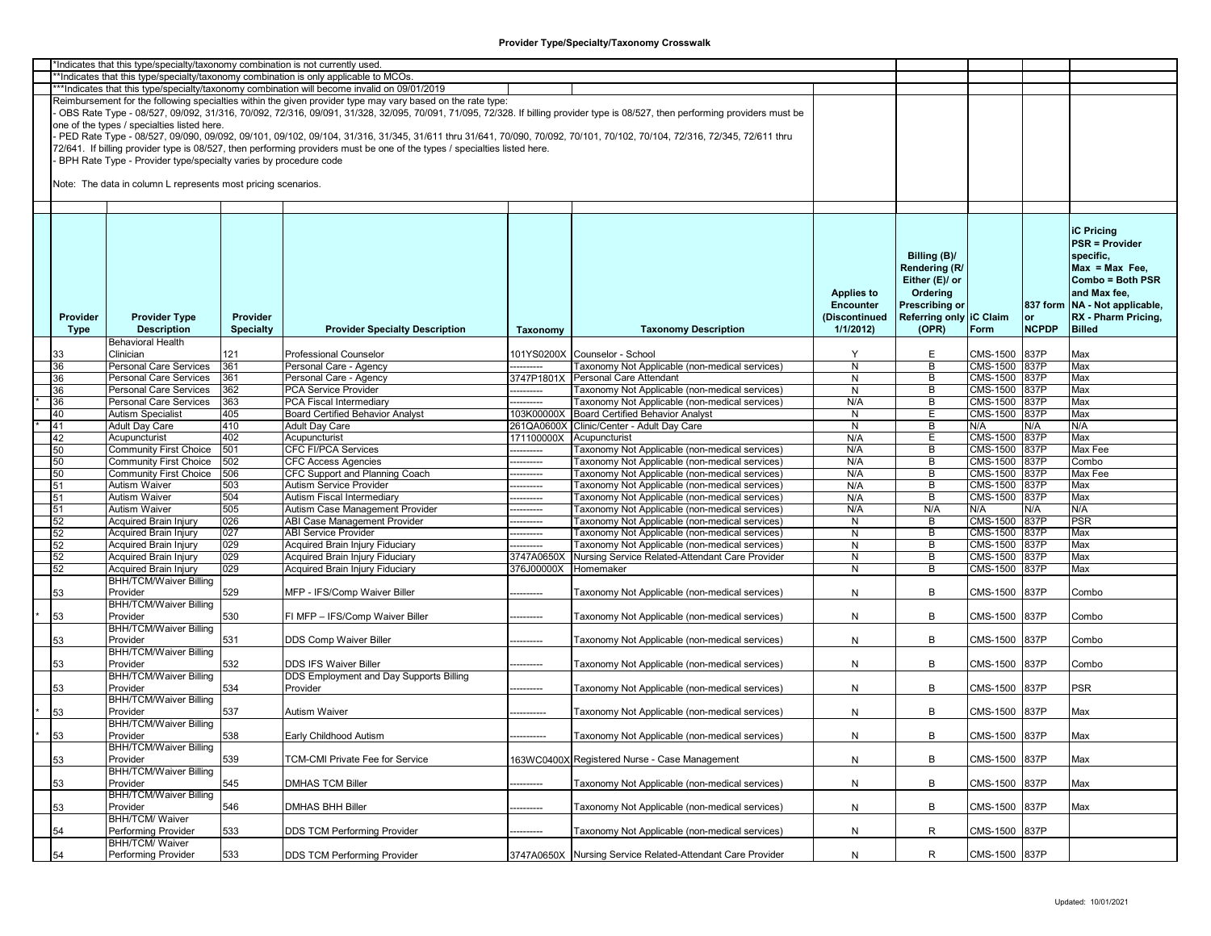# Provider Type/Specialty/Taxonomy Crosswalk

*Indicates that this type/specialty/taxonomy combination is not currently used.
**Indicates that this type/specialty/taxonomy combination is only applicable to MCOs.
***Indicates that this type/specialty/taxonomy combination will become invalid on 09/01/2019

Reimbursement for the following specialties within the given provider type may vary based on the rate type:
- OBS Rate Type - 08/527, 09/092, 31/316, 70/092, 72/316, 09/091, 31/328, 32/095, 70/091, 71/095, 72/328. If billing provider type is 08/527, then performing providers must be one of the types / specialties listed here.
- PED Rate Type - 08/527, 09/090, 09/092, 09/101, 09/102, 09/104, 31/316, 31/345, 31/611 thru 31/641, 70/090, 70/092, 70/101, 70/102, 70/104, 72/316, 72/345, 72/611 thru 72/641. If billing provider type is 08/527, then performing providers must be one of the types / specialties listed here.
- BPH Rate Type - Provider type/specialty varies by procedure code

Note: The data in column L represents most pricing scenarios.

| | Provider Type | Provider Type Description | Provider Specialty | Provider Specialty Description | Taxonomy | Taxonomy Description | Applies to Encounter (Discontinued 1/1/2012) | Billing (B)/ Rendering (R/ Either (E)/ or Ordering Prescribing or Referring only (OPR) | iC Claim Form | 837 form or NCPDP | iC Pricing PSR = Provider specific, Max = Max Fee, Combo = Both PSR and Max fee, NA - Not applicable, RX - Pharm Pricing, Billed |
|---|---|---|---|---|---|---|---|---|---|---|---|
| | 33 | Behavioral Health Clinician | 121 | Professional Counselor | 101YS0200X | Counselor - School | Y | E | CMS-1500 | 837P | Max |
| | 36 | Personal Care Services | 361 | Personal Care - Agency | ---------- | Taxonomy Not Applicable (non-medical services) | N | B | CMS-1500 | 837P | Max |
| | 36 | Personal Care Services | 361 | Personal Care - Agency | 3747P1801X | Personal Care Attendant | N | B | CMS-1500 | 837P | Max |
| | 36 | Personal Care Services | 362 | PCA Service Provider | ---------- | Taxonomy Not Applicable (non-medical services) | N | B | CMS-1500 | 837P | Max |
| * | 36 | Personal Care Services | 363 | PCA Fiscal Intermediary | ---------- | Taxonomy Not Applicable (non-medical services) | N/A | B | CMS-1500 | 837P | Max |
| | 40 | Autism Specialist | 405 | Board Certified Behavior Analyst | 103K00000X | Board Certified Behavior Analyst | N | E | CMS-1500 | 837P | Max |
| * | 41 | Adult Day Care | 410 | Adult Day Care | 261QA0600X | Clinic/Center - Adult Day Care | N | B | N/A | N/A | N/A |
| | 42 | Acupuncturist | 402 | Acupuncturist | 171100000X | Acupuncturist | N/A | E | CMS-1500 | 837P | Max |
| | 50 | Community First Choice | 501 | CFC FI/PCA Services | ---------- | Taxonomy Not Applicable (non-medical services) | N/A | B | CMS-1500 | 837P | Max Fee |
| | 50 | Community First Choice | 502 | CFC Access Agencies | ---------- | Taxonomy Not Applicable (non-medical services) | N/A | B | CMS-1500 | 837P | Combo |
| | 50 | Community First Choice | 506 | CFC Support and Planning Coach | ---------- | Taxonomy Not Applicable (non-medical services) | N/A | B | CMS-1500 | 837P | Max Fee |
| | 51 | Autism Waiver | 503 | Autism Service Provider | ---------- | Taxonomy Not Applicable (non-medical services) | N/A | B | CMS-1500 | 837P | Max |
| | 51 | Autism Waiver | 504 | Autism Fiscal Intermediary | ---------- | Taxonomy Not Applicable (non-medical services) | N/A | B | CMS-1500 | 837P | Max |
| | 51 | Autism Waiver | 505 | Autism Case Management Provider | ---------- | Taxonomy Not Applicable (non-medical services) | N/A | N/A | N/A | N/A | N/A |
| | 52 | Acquired Brain Injury | 026 | ABI Case Management Provider | ---------- | Taxonomy Not Applicable (non-medical services) | N | B | CMS-1500 | 837P | PSR |
| | 52 | Acquired Brain Injury | 027 | ABI Service Provider | ---------- | Taxonomy Not Applicable (non-medical services) | N | B | CMS-1500 | 837P | Max |
| | 52 | Acquired Brain Injury | 029 | Acquired Brain Injury Fiduciary | ---------- | Taxonomy Not Applicable (non-medical services) | N | B | CMS-1500 | 837P | Max |
| | 52 | Acquired Brain Injury | 029 | Acquired Brain Injury Fiduciary | 3747A0650X | Nursing Service Related-Attendant Care Provider | N | B | CMS-1500 | 837P | Max |
| | 52 | Acquired Brain Injury | 029 | Acquired Brain Injury Fiduciary | 376J00000X | Homemaker | N | B | CMS-1500 | 837P | Max |
| | 53 | BHH/TCM/Waiver Billing Provider | 529 | MFP - IFS/Comp Waiver Biller | ---------- | Taxonomy Not Applicable (non-medical services) | N | B | CMS-1500 | 837P | Combo |
| * | 53 | BHH/TCM/Waiver Billing Provider | 530 | FI MFP – IFS/Comp Waiver Biller | ---------- | Taxonomy Not Applicable (non-medical services) | N | B | CMS-1500 | 837P | Combo |
| | 53 | BHH/TCM/Waiver Billing Provider | 531 | DDS Comp Waiver Biller | ---------- | Taxonomy Not Applicable (non-medical services) | N | B | CMS-1500 | 837P | Combo |
| | 53 | BHH/TCM/Waiver Billing Provider | 532 | DDS IFS Waiver Biller | ---------- | Taxonomy Not Applicable (non-medical services) | N | B | CMS-1500 | 837P | Combo |
| | 53 | BHH/TCM/Waiver Billing Provider | 534 | DDS Employment and Day Supports Billing Provider | ---------- | Taxonomy Not Applicable (non-medical services) | N | B | CMS-1500 | 837P | PSR |
| * | 53 | BHH/TCM/Waiver Billing Provider | 537 | Autism Waiver | ----------- | Taxonomy Not Applicable (non-medical services) | N | B | CMS-1500 | 837P | Max |
| * | 53 | BHH/TCM/Waiver Billing Provider | 538 | Early Childhood Autism | ----------- | Taxonomy Not Applicable (non-medical services) | N | B | CMS-1500 | 837P | Max |
| | 53 | BHH/TCM/Waiver Billing Provider | 539 | TCM-CMI Private Fee for Service | 163WC0400X | Registered Nurse - Case Management | N | B | CMS-1500 | 837P | Max |
| | 53 | BHH/TCM/Waiver Billing Provider | 545 | DMHAS TCM Biller | ---------- | Taxonomy Not Applicable (non-medical services) | N | B | CMS-1500 | 837P | Max |
| | 53 | BHH/TCM/Waiver Billing Provider | 546 | DMHAS BHH Biller | ---------- | Taxonomy Not Applicable (non-medical services) | N | B | CMS-1500 | 837P | Max |
| | 54 | BHH/TCM/ Waiver Performing Provider | 533 | DDS TCM Performing Provider | ---------- | Taxonomy Not Applicable (non-medical services) | N | R | CMS-1500 | 837P | |
| | 54 | BHH/TCM/ Waiver Performing Provider | 533 | DDS TCM Performing Provider | 3747A0650X | Nursing Service Related-Attendant Care Provider | N | R | CMS-1500 | 837P | |

Updated: 10/01/2021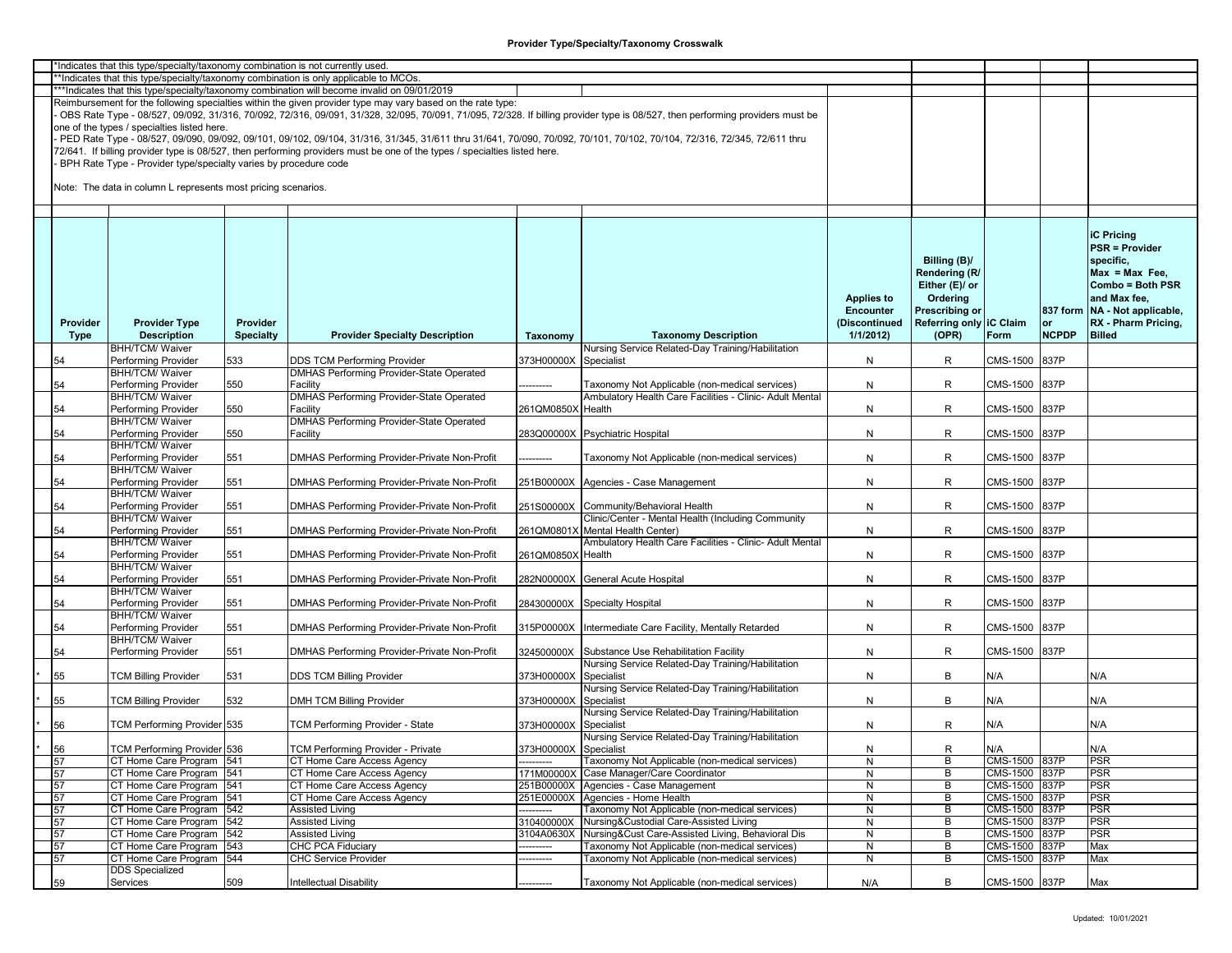## Provider Type/Specialty/Taxonomy Crosswalk

*Indicates that this type/specialty/taxonomy combination is not currently used.

**Indicates that this type/specialty/taxonomy combination is only applicable to MCOs.

***Indicates that this type/specialty/taxonomy combination will become invalid on 09/01/2019

Reimbursement for the following specialties within the given provider type may vary based on the rate type:
- OBS Rate Type - 08/527, 09/092, 31/316, 70/092, 72/316, 09/091, 31/328, 32/095, 70/091, 71/095, 72/328. If billing provider type is 08/527, then performing providers must be one of the types / specialties listed here.
- PED Rate Type - 08/527, 09/090, 09/092, 09/101, 09/102, 09/104, 31/316, 31/345, 31/611 thru 31/641, 70/090, 70/092, 70/101, 70/102, 70/104, 72/316, 72/345, 72/611 thru 72/641. If billing provider type is 08/527, then performing providers must be one of the types / specialties listed here.
- BPH Rate Type - Provider type/specialty varies by procedure code

Note: The data in column L represents most pricing scenarios.

| | Provider Type | Provider Type Description | Provider Specialty | Provider Specialty Description | Taxonomy | Taxonomy Description | Applies to Encounter (Discontinued 1/1/2012) | Billing (B)/ Rendering (R/ Either (E)/ or Ordering Prescribing or Referring only (OPR) | iC Claim Form | 837 form or NCPDP | iC Pricing PSR = Provider specific, Max = Max Fee, Combo = Both PSR and Max fee, NA - Not applicable, RX - Pharm Pricing, Billed |
|---|---|---|---|---|---|---|---|---|---|---|---|
| | 54 | BHH/TCM/ Waiver Performing Provider | 533 | DDS TCM Performing Provider | 373H00000X | Nursing Service Related-Day Training/Habilitation Specialist | N | R | CMS-1500 | 837P | |
| | 54 | BHH/TCM/ Waiver Performing Provider | 550 | DMHAS Performing Provider-State Operated Facility | ---------- | Taxonomy Not Applicable (non-medical services) | N | R | CMS-1500 | 837P | |
| | 54 | BHH/TCM/ Waiver Performing Provider | 550 | DMHAS Performing Provider-State Operated Facility | 261QM0850X | Ambulatory Health Care Facilities - Clinic- Adult Mental Health | N | R | CMS-1500 | 837P | |
| | 54 | BHH/TCM/ Waiver Performing Provider | 550 | DMHAS Performing Provider-State Operated Facility | 283Q00000X | Psychiatric Hospital | N | R | CMS-1500 | 837P | |
| | 54 | BHH/TCM/ Waiver Performing Provider | 551 | DMHAS Performing Provider-Private Non-Profit | ---------- | Taxonomy Not Applicable (non-medical services) | N | R | CMS-1500 | 837P | |
| | 54 | BHH/TCM/ Waiver Performing Provider | 551 | DMHAS Performing Provider-Private Non-Profit | 251B00000X | Agencies - Case Management | N | R | CMS-1500 | 837P | |
| | 54 | BHH/TCM/ Waiver Performing Provider | 551 | DMHAS Performing Provider-Private Non-Profit | 251S00000X | Community/Behavioral Health | N | R | CMS-1500 | 837P | |
| | 54 | BHH/TCM/ Waiver Performing Provider | 551 | DMHAS Performing Provider-Private Non-Profit | 261QM0801X | Clinic/Center - Mental Health (Including Community Mental Health Center) | N | R | CMS-1500 | 837P | |
| | 54 | BHH/TCM/ Waiver Performing Provider | 551 | DMHAS Performing Provider-Private Non-Profit | 261QM0850X | Ambulatory Health Care Facilities - Clinic- Adult Mental Health | N | R | CMS-1500 | 837P | |
| | 54 | BHH/TCM/ Waiver Performing Provider | 551 | DMHAS Performing Provider-Private Non-Profit | 282N00000X | General Acute Hospital | N | R | CMS-1500 | 837P | |
| | 54 | BHH/TCM/ Waiver Performing Provider | 551 | DMHAS Performing Provider-Private Non-Profit | 284300000X | Specialty Hospital | N | R | CMS-1500 | 837P | |
| | 54 | BHH/TCM/ Waiver Performing Provider | 551 | DMHAS Performing Provider-Private Non-Profit | 315P00000X | Intermediate Care Facility, Mentally Retarded | N | R | CMS-1500 | 837P | |
| | 54 | BHH/TCM/ Waiver Performing Provider | 551 | DMHAS Performing Provider-Private Non-Profit | 324500000X | Substance Use Rehabilitation Facility | N | R | CMS-1500 | 837P | |
| * | 55 | TCM Billing Provider | 531 | DDS TCM Billing Provider | 373H00000X | Nursing Service Related-Day Training/Habilitation Specialist | N | B | N/A | | N/A |
| * | 55 | TCM Billing Provider | 532 | DMH TCM Billing Provider | 373H00000X | Nursing Service Related-Day Training/Habilitation Specialist | N | B | N/A | | N/A |
| * | 56 | TCM Performing Provider | 535 | TCM Performing Provider - State | 373H00000X | Nursing Service Related-Day Training/Habilitation Specialist | N | R | N/A | | N/A |
| * | 56 | TCM Performing Provider | 536 | TCM Performing Provider - Private | 373H00000X | Nursing Service Related-Day Training/Habilitation Specialist | N | R | N/A | | N/A |
| | 57 | CT Home Care Program | 541 | CT Home Care Access Agency | ---------- | Taxonomy Not Applicable (non-medical services) | N | B | CMS-1500 | 837P | PSR |
| | 57 | CT Home Care Program | 541 | CT Home Care Access Agency | 171M00000X | Case Manager/Care Coordinator | N | B | CMS-1500 | 837P | PSR |
| | 57 | CT Home Care Program | 541 | CT Home Care Access Agency | 251B00000X | Agencies - Case Management | N | B | CMS-1500 | 837P | PSR |
| | 57 | CT Home Care Program | 541 | CT Home Care Access Agency | 251E00000X | Agencies - Home Health | N | B | CMS-1500 | 837P | PSR |
| | 57 | CT Home Care Program | 542 | Assisted Living | ---------- | Taxonomy Not Applicable (non-medical services) | N | B | CMS-1500 | 837P | PSR |
| | 57 | CT Home Care Program | 542 | Assisted Living | 310400000X | Nursing&Custodial Care-Assisted Living | N | B | CMS-1500 | 837P | PSR |
| | 57 | CT Home Care Program | 542 | Assisted Living | 3104A0630X | Nursing&Cust Care-Assisted Living, Behavioral Dis | N | B | CMS-1500 | 837P | PSR |
| | 57 | CT Home Care Program | 543 | CHC PCA Fiduciary | ---------- | Taxonomy Not Applicable (non-medical services) | N | B | CMS-1500 | 837P | Max |
| | 57 | CT Home Care Program | 544 | CHC Service Provider | ---------- | Taxonomy Not Applicable (non-medical services) | N | B | CMS-1500 | 837P | Max |
| | 59 | DDS Specialized Services | 509 | Intellectual Disability | ---------- | Taxonomy Not Applicable (non-medical services) | N/A | B | CMS-1500 | 837P | Max |

Updated: 10/01/2021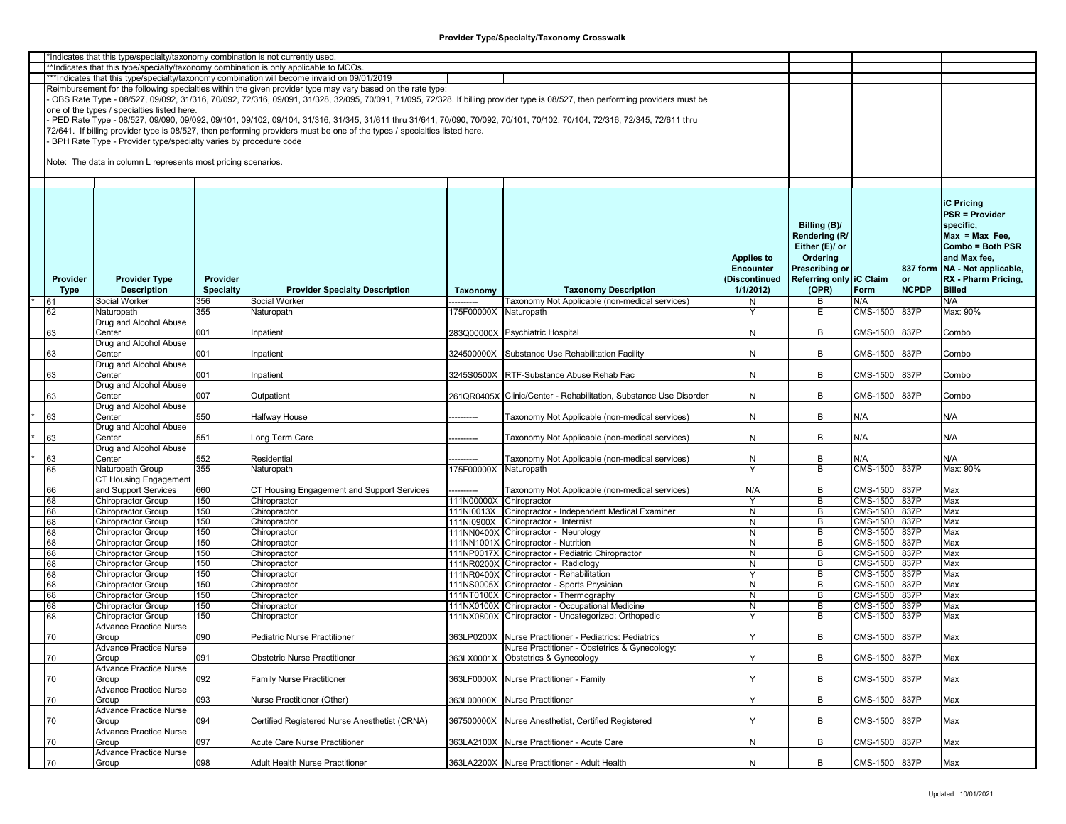# Provider Type/Specialty/Taxonomy Crosswalk

*Indicates that this type/specialty/taxonomy combination is not currently used.

**Indicates that this type/specialty/taxonomy combination is only applicable to MCOs.

***Indicates that this type/specialty/taxonomy combination will become invalid on 09/01/2019

Reimbursement for the following specialties within the given provider type may vary based on the rate type:

- OBS Rate Type - 08/527, 09/092, 31/316, 70/092, 72/316, 09/091, 31/328, 32/095, 70/091, 71/095, 72/328. If billing provider type is 08/527, then performing providers must be one of the types / specialties listed here.
- PED Rate Type - 08/527, 09/090, 09/092, 09/101, 09/102, 09/104, 31/316, 31/345, 31/611 thru 31/641, 70/090, 70/092, 70/101, 70/102, 70/104, 72/316, 72/345, 72/611 thru 72/641. If billing provider type is 08/527, then performing providers must be one of the types / specialties listed here.
- BPH Rate Type - Provider type/specialty varies by procedure code

Note: The data in column L represents most pricing scenarios.

| | Provider Type | Provider Type Description | Provider Specialty | Provider Specialty Description | Taxonomy | Taxonomy Description | Applies to Encounter (Discontinued 1/1/2012) | Billing (B)/ Rendering (R/ Either (E)/ or Ordering Prescribing or Referring only (OPR) | iC Claim Form | 837 form or NCPDP | iC Pricing PSR = Provider specific, Max = Max Fee, Combo = Both PSR and Max fee, NA - Not applicable, RX - Pharm Pricing, Billed |
|---|---|---|---|---|---|---|---|---|---|---|---|
| * | 61 | Social Worker | 356 | Social Worker | ---------- | Taxonomy Not Applicable (non-medical services) | N | B | N/A | | N/A |
| | 62 | Naturopath | 355 | Naturopath | 175F00000X | Naturopath | Y | E | CMS-1500 | 837P | Max: 90% |
| | 63 | Drug and Alcohol Abuse Center | 001 | Inpatient | 283Q00000X | Psychiatric Hospital | N | B | CMS-1500 | 837P | Combo |
| | 63 | Drug and Alcohol Abuse Center | 001 | Inpatient | 324500000X | Substance Use Rehabilitation Facility | N | B | CMS-1500 | 837P | Combo |
| | 63 | Drug and Alcohol Abuse Center | 001 | Inpatient | 3245S0500X | RTF-Substance Abuse Rehab Fac | N | B | CMS-1500 | 837P | Combo |
| | 63 | Drug and Alcohol Abuse Center | 007 | Outpatient | 261QR0405X | Clinic/Center - Rehabilitation, Substance Use Disorder | N | B | CMS-1500 | 837P | Combo |
| * | 63 | Drug and Alcohol Abuse Center | 550 | Halfway House | ---------- | Taxonomy Not Applicable (non-medical services) | N | B | N/A | | N/A |
| * | 63 | Drug and Alcohol Abuse Center | 551 | Long Term Care | ---------- | Taxonomy Not Applicable (non-medical services) | N | B | N/A | | N/A |
| * | 63 | Drug and Alcohol Abuse Center | 552 | Residential | ---------- | Taxonomy Not Applicable (non-medical services) | N | B | N/A | | N/A |
| | 65 | Naturopath Group | 355 | Naturopath | 175F00000X | Naturopath | Y | B | CMS-1500 | 837P | Max: 90% |
| | 66 | CT Housing Engagement and Support Services | 660 | CT Housing Engagement and Support Services | ---------- | Taxonomy Not Applicable (non-medical services) | N/A | B | CMS-1500 | 837P | Max |
| | 68 | Chiropractor Group | 150 | Chiropractor | 111N00000X | Chiropractor | Y | B | CMS-1500 | 837P | Max |
| | 68 | Chiropractor Group | 150 | Chiropractor | 111NI0013X | Chiropractor - Independent Medical Examiner | N | B | CMS-1500 | 837P | Max |
| | 68 | Chiropractor Group | 150 | Chiropractor | 111NI0900X | Chiropractor - Internist | N | B | CMS-1500 | 837P | Max |
| | 68 | Chiropractor Group | 150 | Chiropractor | 111NN0400X | Chiropractor - Neurology | N | B | CMS-1500 | 837P | Max |
| | 68 | Chiropractor Group | 150 | Chiropractor | 111NN1001X | Chiropractor - Nutrition | N | B | CMS-1500 | 837P | Max |
| | 68 | Chiropractor Group | 150 | Chiropractor | 111NP0017X | Chiropractor - Pediatric Chiropractor | N | B | CMS-1500 | 837P | Max |
| | 68 | Chiropractor Group | 150 | Chiropractor | 111NR0200X | Chiropractor - Radiology | N | B | CMS-1500 | 837P | Max |
| | 68 | Chiropractor Group | 150 | Chiropractor | 111NR0400X | Chiropractor - Rehabilitation | Y | B | CMS-1500 | 837P | Max |
| | 68 | Chiropractor Group | 150 | Chiropractor | 111NS0005X | Chiropractor - Sports Physician | N | B | CMS-1500 | 837P | Max |
| | 68 | Chiropractor Group | 150 | Chiropractor | 111NT0100X | Chiropractor - Thermography | N | B | CMS-1500 | 837P | Max |
| | 68 | Chiropractor Group | 150 | Chiropractor | 111NX0100X | Chiropractor - Occupational Medicine | N | B | CMS-1500 | 837P | Max |
| | 68 | Chiropractor Group | 150 | Chiropractor | 111NX0800X | Chiropractor - Uncategorized: Orthopedic | Y | B | CMS-1500 | 837P | Max |
| | 70 | Advance Practice Nurse Group | 090 | Pediatric Nurse Practitioner | 363LP0200X | Nurse Practitioner - Pediatrics: Pediatrics | Y | B | CMS-1500 | 837P | Max |
| | 70 | Advance Practice Nurse Group | 091 | Obstetric Nurse Practitioner | 363LX0001X | Nurse Practitioner - Obstetrics & Gynecology: Obstetrics & Gynecology | Y | B | CMS-1500 | 837P | Max |
| | 70 | Advance Practice Nurse Group | 092 | Family Nurse Practitioner | 363LF0000X | Nurse Practitioner - Family | Y | B | CMS-1500 | 837P | Max |
| | 70 | Advance Practice Nurse Group | 093 | Nurse Practitioner (Other) | 363L00000X | Nurse Practitioner | Y | B | CMS-1500 | 837P | Max |
| | 70 | Advance Practice Nurse Group | 094 | Certified Registered Nurse Anesthetist (CRNA) | 367500000X | Nurse Anesthetist, Certified Registered | Y | B | CMS-1500 | 837P | Max |
| | 70 | Advance Practice Nurse Group | 097 | Acute Care Nurse Practitioner | 363LA2100X | Nurse Practitioner - Acute Care | N | B | CMS-1500 | 837P | Max |
| | 70 | Advance Practice Nurse Group | 098 | Adult Health Nurse Practitioner | 363LA2200X | Nurse Practitioner - Adult Health | N | B | CMS-1500 | 837P | Max |

Updated: 10/01/2021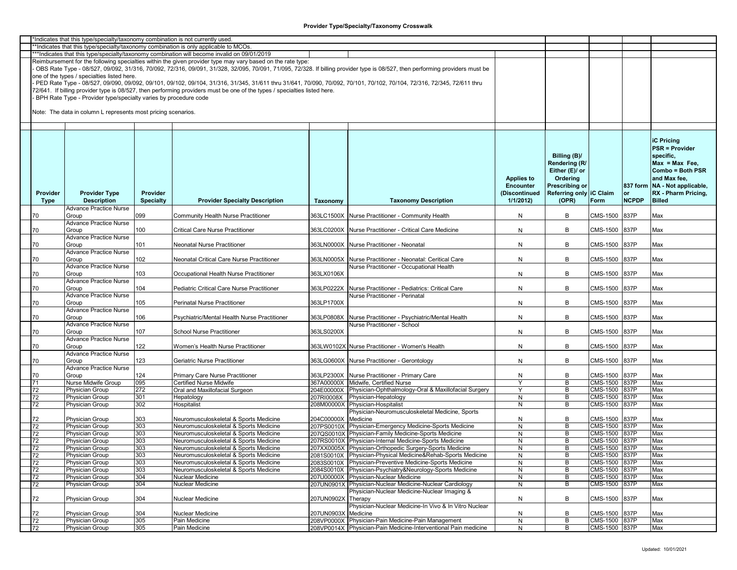## Provider Type/Specialty/Taxonomy Crosswalk

*Indicates that this type/specialty/taxonomy combination is not currently used.

**Indicates that this type/specialty/taxonomy combination is only applicable to MCOs.

***Indicates that this type/specialty/taxonomy combination will become invalid on 09/01/2019

Reimbursement for the following specialties within the given provider type may vary based on the rate type:
- OBS Rate Type - 08/527, 09/092, 31/316, 70/092, 72/316, 09/091, 31/328, 32/095, 70/091, 71/095, 72/328. If billing provider type is 08/527, then performing providers must be one of the types / specialties listed here.
- PED Rate Type - 08/527, 09/090, 09/092, 09/101, 09/102, 09/104, 31/316, 31/345, 31/611 thru 31/641, 70/090, 70/092, 70/101, 70/102, 70/104, 72/316, 72/345, 72/611 thru 72/641. If billing provider type is 08/527, then performing providers must be one of the types / specialties listed here.
- BPH Rate Type - Provider type/specialty varies by procedure code

Note: The data in column L represents most pricing scenarios.

| Provider Type | Provider Type Description | Provider Specialty | Provider Specialty Description | Taxonomy | Taxonomy Description | Applies to Encounter (Discontinued 1/1/2012) | Billing (B)/ Rendering (R/ Either (E)/ or Ordering Prescribing or Referring only (OPR) | iC Claim Form | 837 form or NCPDP | iC Pricing PSR = Provider specific, Max = Max Fee, Combo = Both PSR and Max fee, NA - Not applicable, RX - Pharm Pricing, Billed |
|---|---|---|---|---|---|---|---|---|---|---|
| 70 | Advance Practice Nurse Group | 099 | Community Health Nurse Practitioner | 363LC1500X | Nurse Practitioner - Community Health | N | B | CMS-1500 | 837P | Max |
| 70 | Advance Practice Nurse Group | 100 | Critical Care Nurse Practitioner | 363LC0200X | Nurse Practitioner - Critical Care Medicine | N | B | CMS-1500 | 837P | Max |
| 70 | Advance Practice Nurse Group | 101 | Neonatal Nurse Practitioner | 363LN0000X | Nurse Practitioner - Neonatal | N | B | CMS-1500 | 837P | Max |
| 70 | Advance Practice Nurse Group | 102 | Neonatal Critical Care Nurse Practitioner | 363LN0005X | Nurse Practitioner - Neonatal: Ceritical Care | N | B | CMS-1500 | 837P | Max |
| 70 | Advance Practice Nurse Group | 103 | Occupational Health Nurse Practitioner | 363LX0106X | Nurse Practitioner - Occupational Health | N | B | CMS-1500 | 837P | Max |
| 70 | Advance Practice Nurse Group | 104 | Pediatric Critical Care Nurse Practitioner | 363LP0222X | Nurse Practitioner - Pediatrics: Critical Care | N | B | CMS-1500 | 837P | Max |
| 70 | Advance Practice Nurse Group | 105 | Perinatal Nurse Practitioner | 363LP1700X | Nurse Practitioner - Perinatal | N | B | CMS-1500 | 837P | Max |
| 70 | Advance Practice Nurse Group | 106 | Psychiatric/Mental Health Nurse Practitioner | 363LP0808X | Nurse Practitioner - Psychiatric/Mental Health | N | B | CMS-1500 | 837P | Max |
| 70 | Advance Practice Nurse Group | 107 | School Nurse Practitioner | 363LS0200X | Nurse Practitioner - School | N | B | CMS-1500 | 837P | Max |
| 70 | Advance Practice Nurse Group | 122 | Women's Health Nurse Practitioner | 363LW0102X | Nurse Practitioner - Women's Health | N | B | CMS-1500 | 837P | Max |
| 70 | Advance Practice Nurse Group | 123 | Geriatric Nurse Practitioner | 363LG0600X | Nurse Practitioner - Gerontology | N | B | CMS-1500 | 837P | Max |
| 70 | Advance Practice Nurse Group | 124 | Primary Care Nurse Practitioner | 363LP2300X | Nurse Practitioner - Primary Care | N | B | CMS-1500 | 837P | Max |
| 71 | Nurse Midwife Group | 095 | Certified Nurse Midwife | 367A00000X | Midwife, Certified Nurse | Y | B | CMS-1500 | 837P | Max |
| 72 | Physician Group | 272 | Oral and Maxillofacial Surgeon | 204E00000X | Physician-Ophthalmology-Oral & Maxillofacial Surgery | Y | B | CMS-1500 | 837P | Max |
| 72 | Physician Group | 301 | Hepatology | 207RI0008X | Physician-Hepatology | N | B | CMS-1500 | 837P | Max |
| 72 | Physician Group | 302 | Hospitalist | 208M00000X | Physician-Hospitalist | N | B | CMS-1500 | 837P | Max |
| 72 | Physician Group | 303 | Neuromusculoskeletal & Sports Medicine | 204C00000X | Physician-Neuromusculoskeletal Medicine, Sports Medicine | N | B | CMS-1500 | 837P | Max |
| 72 | Physician Group | 303 | Neuromusculoskeletal & Sports Medicine | 207PS0010X | Physician-Emergency Medicine-Sports Medicine | N | B | CMS-1500 | 837P | Max |
| 72 | Physician Group | 303 | Neuromusculoskeletal & Sports Medicine | 207QS0010X | Physician-Family Medicine-Sports Medicine | N | B | CMS-1500 | 837P | Max |
| 72 | Physician Group | 303 | Neuromusculoskeletal & Sports Medicine | 207RS0010X | Physician-Internal Medicine-Sports Medicine | N | B | CMS-1500 | 837P | Max |
| 72 | Physician Group | 303 | Neuromusculoskeletal & Sports Medicine | 207XX0005X | Physician-Orthopedic Surgery-Sports Medicine | N | B | CMS-1500 | 837P | Max |
| 72 | Physician Group | 303 | Neuromusculoskeletal & Sports Medicine | 2081S0010X | Physician-Physical Medicine&Rehab-Sports Medicine | N | B | CMS-1500 | 837P | Max |
| 72 | Physician Group | 303 | Neuromusculoskeletal & Sports Medicine | 2083S0010X | Physician-Preventive Medicine-Sports Medicine | N | B | CMS-1500 | 837P | Max |
| 72 | Physician Group | 303 | Neuromusculoskeletal & Sports Medicine | 2084S0010X | Physician-Psychiatry&Neurology-Sports Medicine | N | B | CMS-1500 | 837P | Max |
| 72 | Physician Group | 304 | Nuclear Medicine | 207U00000X | Physician-Nuclear Medicine | N | B | CMS-1500 | 837P | Max |
| 72 | Physician Group | 304 | Nuclear Medicine | 207UN0901X | Physician-Nuclear Medicine-Nuclear Cardiology | N | B | CMS-1500 | 837P | Max |
| 72 | Physician Group | 304 | Nuclear Medicine | 207UN0902X | Physician-Nuclear Medicine-Nuclear Imaging & Therapy | N | B | CMS-1500 | 837P | Max |
| 72 | Physician Group | 304 | Nuclear Medicine | 207UN0903X | Physician-Nuclear Medicine-In Vivo & In Vitro Nuclear Medicine | N | B | CMS-1500 | 837P | Max |
| 72 | Physician Group | 305 | Pain Medicine | 208VP0000X | Physician-Pain Medicine-Pain Management | N | B | CMS-1500 | 837P | Max |
| 72 | Physician Group | 305 | Pain Medicine | 208VP0014X | Physician-Pain Medicine-Interventional Pain medicine | N | B | CMS-1500 | 837P | Max |

Updated: 10/01/2021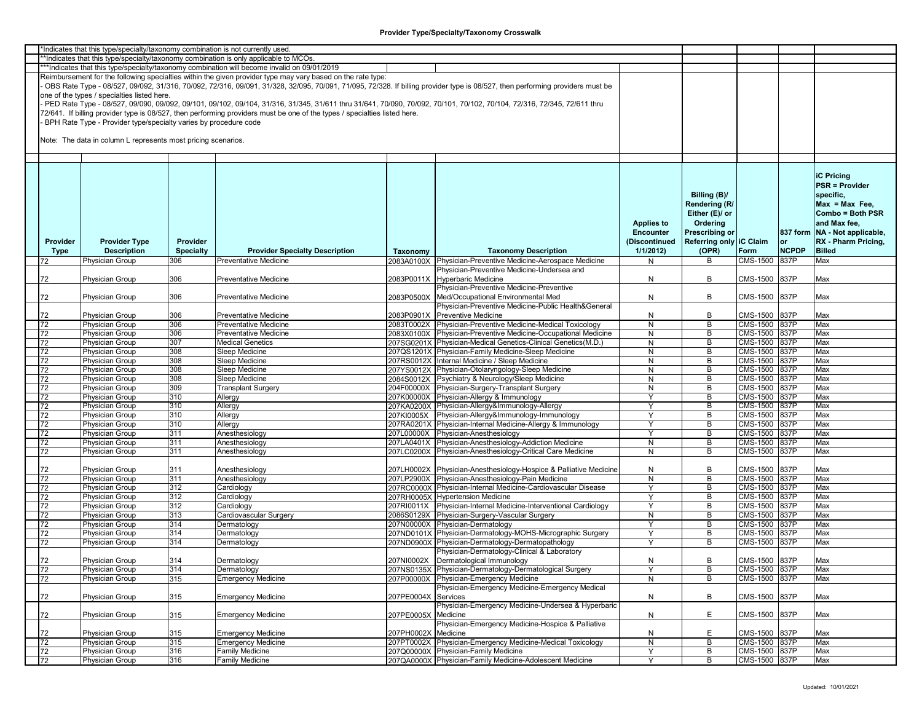## Provider Type/Specialty/Taxonomy Crosswalk

*Indicates that this type/specialty/taxonomy combination is not currently used.

**Indicates that this type/specialty/taxonomy combination is only applicable to MCOs.

***Indicates that this type/specialty/taxonomy combination will become invalid on 09/01/2019

Reimbursement for the following specialties within the given provider type may vary based on the rate type:

- OBS Rate Type - 08/527, 09/092, 31/316, 70/092, 72/316, 09/091, 31/328, 32/095, 70/091, 71/095, 72/328. If billing provider type is 08/527, then performing providers must be one of the types / specialties listed here.
- PED Rate Type - 08/527, 09/090, 09/092, 09/101, 09/102, 09/104, 31/316, 31/345, 31/611 thru 31/641, 70/090, 70/092, 70/101, 70/102, 70/104, 72/316, 72/345, 72/611 thru 72/641. If billing provider type is 08/527, then performing providers must be one of the types / specialties listed here.
- BPH Rate Type - Provider type/specialty varies by procedure code

Note: The data in column L represents most pricing scenarios.

| Provider Type | Provider Type Description | Provider Specialty | Provider Specialty Description | Taxonomy | Taxonomy Description | Applies to Encounter (Discontinued 1/1/2012) | Billing (B)/ Rendering (R/ Either (E)/ or Ordering Prescribing or Referring only (OPR) | iC Claim Form | 837 form or NCPDP | iC Pricing PSR = Provider specific, Max = Max Fee, Combo = Both PSR and Max fee, NA - Not applicable, RX - Pharm Pricing, Billed |
|---|---|---|---|---|---|---|---|---|---|---|
| 72 | Physician Group | 306 | Preventative Medicine | 2083A0100X | Physician-Preventive Medicine-Aerospace Medicine | N | B | CMS-1500 | 837P | Max |
| 72 | Physician Group | 306 | Preventative Medicine | 2083P0011X | Physician-Preventive Medicine-Undersea and Hyperbaric Medicine | N | B | CMS-1500 | 837P | Max |
| 72 | Physician Group | 306 | Preventative Medicine | 2083P0500X | Physician-Preventive Medicine-Preventive Med/Occupational Environmental Med | N | B | CMS-1500 | 837P | Max |
| 72 | Physician Group | 306 | Preventative Medicine | 2083P0901X | Physician-Preventive Medicine-Public Health&General Preventive Medicine | N | B | CMS-1500 | 837P | Max |
| 72 | Physician Group | 306 | Preventative Medicine | 2083T0002X | Physician-Preventive Medicine-Medical Toxicology | N | B | CMS-1500 | 837P | Max |
| 72 | Physician Group | 306 | Preventative Medicine | 2083X0100X | Physician-Preventive Medicine-Occupational Medicine | N | B | CMS-1500 | 837P | Max |
| 72 | Physician Group | 307 | Medical Genetics | 207SG0201X | Physician-Medical Genetics-Clinical Genetics(M.D.) | N | B | CMS-1500 | 837P | Max |
| 72 | Physician Group | 308 | Sleep Medicine | 207QS1201X | Physician-Family Medicine-Sleep Medicine | N | B | CMS-1500 | 837P | Max |
| 72 | Physician Group | 308 | Sleep Medicine | 207RS0012X | Internal Medicine / Sleep Medicine | N | B | CMS-1500 | 837P | Max |
| 72 | Physician Group | 308 | Sleep Medicine | 207YS0012X | Physician-Otolaryngology-Sleep Medicine | N | B | CMS-1500 | 837P | Max |
| 72 | Physician Group | 308 | Sleep Medicine | 2084S0012X | Psychiatry & Neurology/Sleep Medicine | N | B | CMS-1500 | 837P | Max |
| 72 | Physician Group | 309 | Transplant Surgery | 204F00000X | Physician-Surgery-Transplant Surgery | N | B | CMS-1500 | 837P | Max |
| 72 | Physician Group | 310 | Allergy | 207K00000X | Physician-Allergy & Immunology | Y | B | CMS-1500 | 837P | Max |
| 72 | Physician Group | 310 | Allergy | 207KA0200X | Physician-Allergy&Immunology-Allergy | Y | B | CMS-1500 | 837P | Max |
| 72 | Physician Group | 310 | Allergy | 207KI0005X | Physician-Allergy&Immunology-Immunology | Y | B | CMS-1500 | 837P | Max |
| 72 | Physician Group | 310 | Allergy | 207RA0201X | Physician-Internal Medicine-Allergy & Immunology | Y | B | CMS-1500 | 837P | Max |
| 72 | Physician Group | 311 | Anesthesiology | 207L00000X | Physician-Anesthesiology | Y | B | CMS-1500 | 837P | Max |
| 72 | Physician Group | 311 | Anesthesiology | 207LA0401X | Physician-Anesthesiology-Addiction Medicine | N | B | CMS-1500 | 837P | Max |
| 72 | Physician Group | 311 | Anesthesiology | 207LC0200X | Physician-Anesthesiology-Critical Care Medicine | N | B | CMS-1500 | 837P | Max |
| 72 | Physician Group | 311 | Anesthesiology | 207LH0002X | Physician-Anesthesiology-Hospice & Palliative Medicine | N | B | CMS-1500 | 837P | Max |
| 72 | Physician Group | 311 | Anesthesiology | 207LP2900X | Physician-Anesthesiology-Pain Medicine | N | B | CMS-1500 | 837P | Max |
| 72 | Physician Group | 312 | Cardiology | 207RC0000X | Physician-Internal Medicine-Cardiovascular Disease | Y | B | CMS-1500 | 837P | Max |
| 72 | Physician Group | 312 | Cardiology | 207RH0005X | Hypertension Medicine | Y | B | CMS-1500 | 837P | Max |
| 72 | Physician Group | 312 | Cardiology | 207RI0011X | Physician-Internal Medicine-Interventional Cardiology | Y | B | CMS-1500 | 837P | Max |
| 72 | Physician Group | 313 | Cardiovascular Surgery | 2086S0129X | Physician-Surgery-Vascular Surgery | N | B | CMS-1500 | 837P | Max |
| 72 | Physician Group | 314 | Dermatology | 207N00000X | Physician-Dermatology | Y | B | CMS-1500 | 837P | Max |
| 72 | Physician Group | 314 | Dermatology | 207ND0101X | Physician-Dermatology-MOHS-Micrographic Surgery | Y | B | CMS-1500 | 837P | Max |
| 72 | Physician Group | 314 | Dermatology | 207ND0900X | Physician-Dermatology-Dermatopathology | Y | B | CMS-1500 | 837P | Max |
| 72 | Physician Group | 314 | Dermatology | 207NI0002X | Physician-Dermatology-Clinical & Laboratory Dermatological Immunology | N | B | CMS-1500 | 837P | Max |
| 72 | Physician Group | 314 | Dermatology | 207NS0135X | Physician-Dermatology-Dermatological Surgery | Y | B | CMS-1500 | 837P | Max |
| 72 | Physician Group | 315 | Emergency Medicine | 207P00000X | Physician-Emergency Medicine | N | B | CMS-1500 | 837P | Max |
| 72 | Physician Group | 315 | Emergency Medicine | 207PE0004X | Physician-Emergency Medicine-Emergency Medical Services | N | B | CMS-1500 | 837P | Max |
| 72 | Physician Group | 315 | Emergency Medicine | 207PE0005X | Physician-Emergency Medicine-Undersea & Hyperbaric Medicine | N | E | CMS-1500 | 837P | Max |
| 72 | Physician Group | 315 | Emergency Medicine | 207PH0002X | Physician-Emergency Medicine-Hospice & Palliative Medicine | N | E | CMS-1500 | 837P | Max |
| 72 | Physician Group | 315 | Emergency Medicine | 207PT0002X | Physician-Emergency Medicine-Medical Toxicology | N | B | CMS-1500 | 837P | Max |
| 72 | Physician Group | 316 | Family Medicine | 207Q00000X | Physician-Family Medicine | Y | B | CMS-1500 | 837P | Max |
| 72 | Physician Group | 316 | Family Medicine | 207QA0000X | Physician-Family Medicine-Adolescent Medicine | Y | B | CMS-1500 | 837P | Max |

Updated: 10/01/2021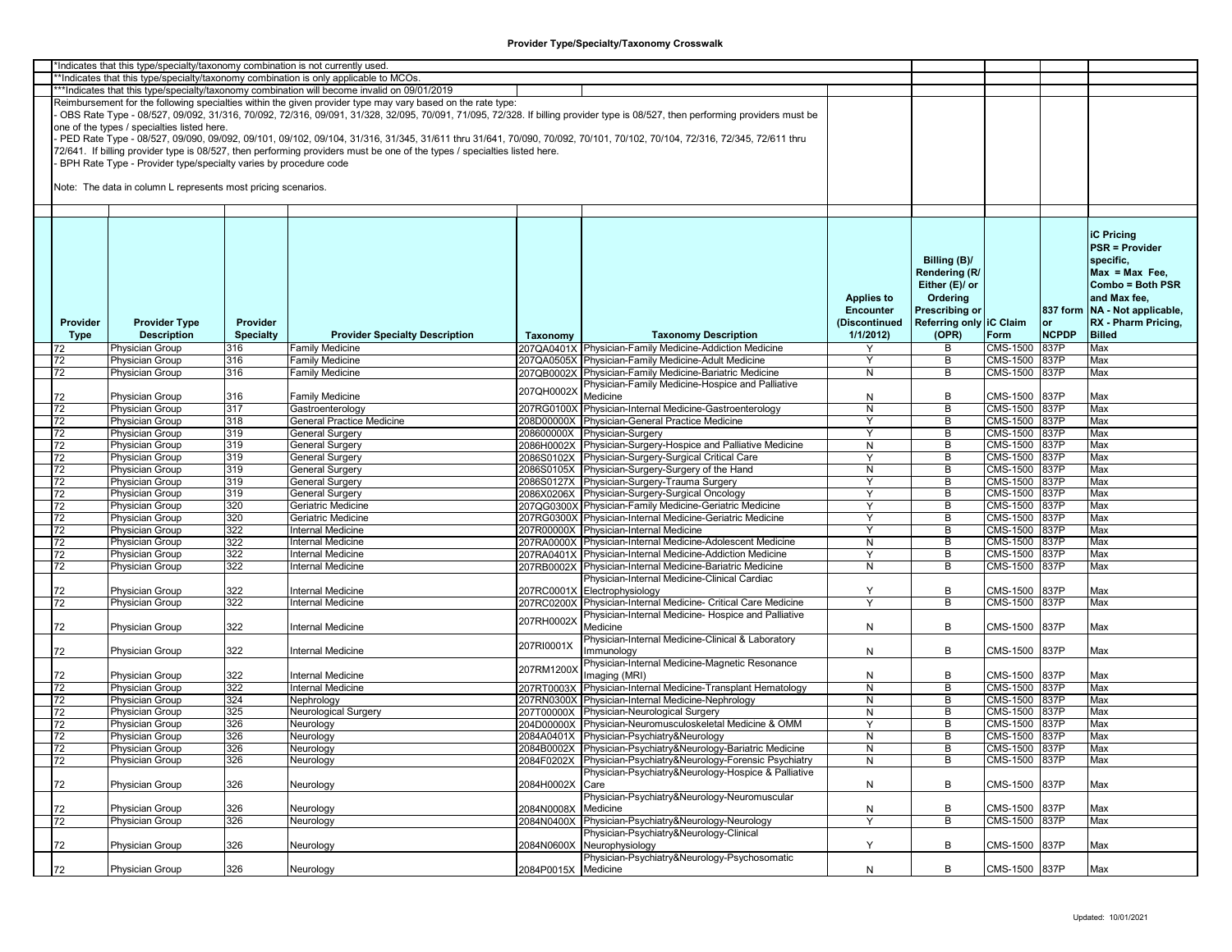## Provider Type/Specialty/Taxonomy Crosswalk

*Indicates that this type/specialty/taxonomy combination is not currently used.

**Indicates that this type/specialty/taxonomy combination is only applicable to MCOs.

***Indicates that this type/specialty/taxonomy combination will become invalid on 09/01/2019

Reimbursement for the following specialties within the given provider type may vary based on the rate type:

- OBS Rate Type - 08/527, 09/092, 31/316, 70/092, 72/316, 09/091, 31/328, 32/095, 70/091, 71/095, 72/328. If billing provider type is 08/527, then performing providers must be one of the types / specialties listed here.
- PED Rate Type - 08/527, 09/090, 09/092, 09/101, 09/102, 09/104, 31/316, 31/345, 31/611 thru 31/641, 70/090, 70/092, 70/101, 70/102, 70/104, 72/316, 72/345, 72/611 thru 72/641. If billing provider type is 08/527, then performing providers must be one of the types / specialties listed here.
- BPH Rate Type - Provider type/specialty varies by procedure code

Note: The data in column L represents most pricing scenarios.

| Provider Type | Provider Type Description | Provider Specialty | Provider Specialty Description | Taxonomy | Taxonomy Description | Applies to Encounter (Discontinued 1/1/2012) | Billing (B)/ Rendering (R/ Either (E)/ or Ordering Prescribing or Referring only (OPR) | iC Claim Form | 837 form or NCPDP | iC Pricing PSR = Provider specific, Max = Max Fee, Combo = Both PSR and Max fee, NA - Not applicable, RX - Pharm Pricing, Billed |
|---|---|---|---|---|---|---|---|---|---|---|
| 72 | Physician Group | 316 | Family Medicine | 207QA0401X | Physician-Family Medicine-Addiction Medicine | Y | B | CMS-1500 | 837P | Max |
| 72 | Physician Group | 316 | Family Medicine | 207QA0505X | Physician-Family Medicine-Adult Medicine | Y | B | CMS-1500 | 837P | Max |
| 72 | Physician Group | 316 | Family Medicine | 207QB0002X | Physician-Family Medicine-Bariatric Medicine | N | B | CMS-1500 | 837P | Max |
| 72 | Physician Group | 316 | Family Medicine | 207QH0002X | Physician-Family Medicine-Hospice and Palliative Medicine | N | B | CMS-1500 | 837P | Max |
| 72 | Physician Group | 317 | Gastroenterology | 207RG0100X | Physician-Internal Medicine-Gastroenterology | N | B | CMS-1500 | 837P | Max |
| 72 | Physician Group | 318 | General Practice Medicine | 208D00000X | Physician-General Practice Medicine | Y | B | CMS-1500 | 837P | Max |
| 72 | Physician Group | 319 | General Surgery | 208600000X | Physician-Surgery | Y | B | CMS-1500 | 837P | Max |
| 72 | Physician Group | 319 | General Surgery | 2086H0002X | Physician-Surgery-Hospice and Palliative Medicine | N | B | CMS-1500 | 837P | Max |
| 72 | Physician Group | 319 | General Surgery | 2086S0102X | Physician-Surgery-Surgical Critical Care | Y | B | CMS-1500 | 837P | Max |
| 72 | Physician Group | 319 | General Surgery | 2086S0105X | Physician-Surgery-Surgery of the Hand | N | B | CMS-1500 | 837P | Max |
| 72 | Physician Group | 319 | General Surgery | 2086S0127X | Physician-Surgery-Trauma Surgery | Y | B | CMS-1500 | 837P | Max |
| 72 | Physician Group | 319 | General Surgery | 2086X0206X | Physician-Surgery-Surgical Oncology | Y | B | CMS-1500 | 837P | Max |
| 72 | Physician Group | 320 | Geriatric Medicine | 207QG0300X | Physician-Family Medicine-Geriatric Medicine | Y | B | CMS-1500 | 837P | Max |
| 72 | Physician Group | 320 | Geriatric Medicine | 207RG0300X | Physician-Internal Medicine-Geriatric Medicine | Y | B | CMS-1500 | 837P | Max |
| 72 | Physician Group | 322 | Internal Medicine | 207R00000X | Physician-Internal Medicine | Y | B | CMS-1500 | 837P | Max |
| 72 | Physician Group | 322 | Internal Medicine | 207RA0000X | Physician-Internal Medicine-Adolescent Medicine | N | B | CMS-1500 | 837P | Max |
| 72 | Physician Group | 322 | Internal Medicine | 207RA0401X | Physician-Internal Medicine-Addiction Medicine | Y | B | CMS-1500 | 837P | Max |
| 72 | Physician Group | 322 | Internal Medicine | 207RB0002X | Physician-Internal Medicine-Bariatric Medicine | N | B | CMS-1500 | 837P | Max |
| 72 | Physician Group | 322 | Internal Medicine | 207RC0001X | Physician-Internal Medicine-Clinical Cardiac Electrophysiology | Y | B | CMS-1500 | 837P | Max |
| 72 | Physician Group | 322 | Internal Medicine | 207RC0200X | Physician-Internal Medicine- Critical Care Medicine | Y | B | CMS-1500 | 837P | Max |
| 72 | Physician Group | 322 | Internal Medicine | 207RH0002X | Physician-Internal Medicine- Hospice and Palliative Medicine | N | B | CMS-1500 | 837P | Max |
| 72 | Physician Group | 322 | Internal Medicine | 207RI0001X | Physician-Internal Medicine-Clinical & Laboratory Immunology | N | B | CMS-1500 | 837P | Max |
| 72 | Physician Group | 322 | Internal Medicine | 207RM1200X | Physician-Internal Medicine-Magnetic Resonance Imaging (MRI) | N | B | CMS-1500 | 837P | Max |
| 72 | Physician Group | 322 | Internal Medicine | 207RT0003X | Physician-Internal Medicine-Transplant Hematology | N | B | CMS-1500 | 837P | Max |
| 72 | Physician Group | 324 | Nephrology | 207RN0300X | Physician-Internal Medicine-Nephrology | N | B | CMS-1500 | 837P | Max |
| 72 | Physician Group | 325 | Neurological Surgery | 207T00000X | Physician-Neurological Surgery | N | B | CMS-1500 | 837P | Max |
| 72 | Physician Group | 326 | Neurology | 204D00000X | Physician-Neuromusculoskeletal Medicine & OMM | Y | B | CMS-1500 | 837P | Max |
| 72 | Physician Group | 326 | Neurology | 2084A0401X | Physician-Psychiatry&Neurology | N | B | CMS-1500 | 837P | Max |
| 72 | Physician Group | 326 | Neurology | 2084B0002X | Physician-Psychiatry&Neurology-Bariatric Medicine | N | B | CMS-1500 | 837P | Max |
| 72 | Physician Group | 326 | Neurology | 2084F0202X | Physician-Psychiatry&Neurology-Forensic Psychiatry | N | B | CMS-1500 | 837P | Max |
| 72 | Physician Group | 326 | Neurology | 2084H0002X | Physician-Psychiatry&Neurology-Hospice & Palliative Care | N | B | CMS-1500 | 837P | Max |
| 72 | Physician Group | 326 | Neurology | 2084N0008X | Physician-Psychiatry&Neurology-Neuromuscular Medicine | N | B | CMS-1500 | 837P | Max |
| 72 | Physician Group | 326 | Neurology | 2084N0400X | Physician-Psychiatry&Neurology-Neurology | Y | B | CMS-1500 | 837P | Max |
| 72 | Physician Group | 326 | Neurology | 2084N0600X | Physician-Psychiatry&Neurology-Clinical Neurophysiology | Y | B | CMS-1500 | 837P | Max |
| 72 | Physician Group | 326 | Neurology | 2084P0015X | Physician-Psychiatry&Neurology-Psychosomatic Medicine | N | B | CMS-1500 | 837P | Max |

Updated: 10/01/2021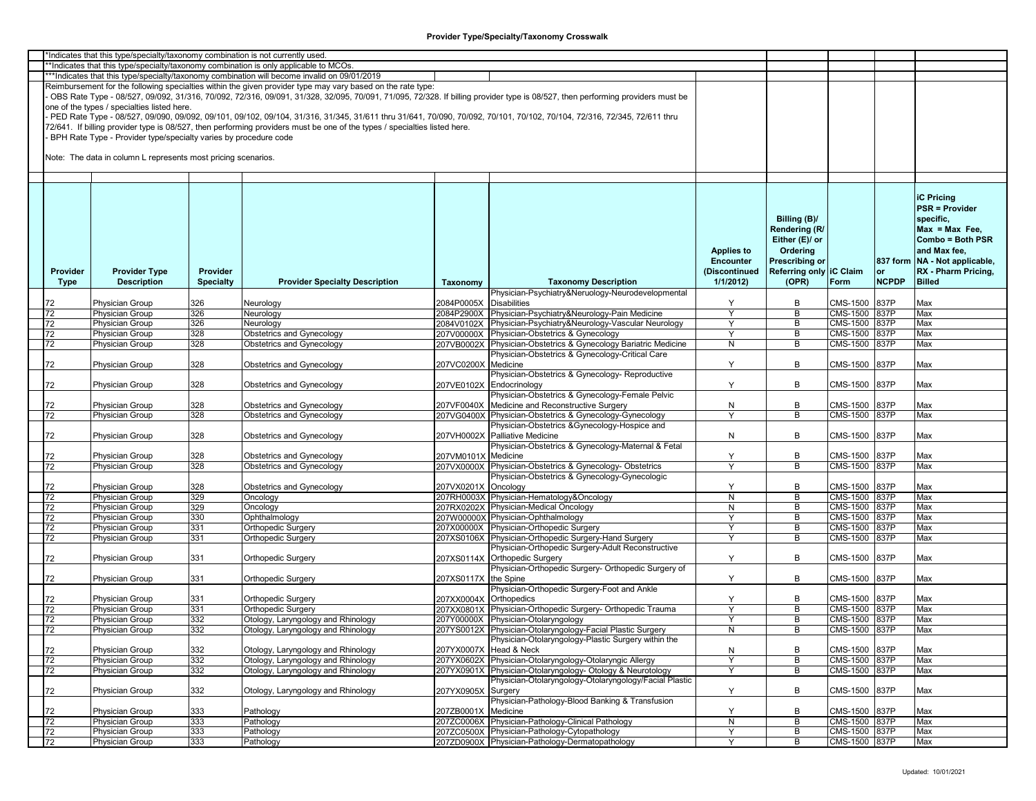# Provider Type/Specialty/Taxonomy Crosswalk

*Indicates that this type/specialty/taxonomy combination is not currently used.

**Indicates that this type/specialty/taxonomy combination is only applicable to MCOs.

***Indicates that this type/specialty/taxonomy combination will become invalid on 09/01/2019

Reimbursement for the following specialties within the given provider type may vary based on the rate type:

- OBS Rate Type - 08/527, 09/092, 31/316, 70/092, 72/316, 09/091, 31/328, 32/095, 70/091, 71/095, 72/328. If billing provider type is 08/527, then performing providers must be one of the types / specialties listed here.
- PED Rate Type - 08/527, 09/090, 09/092, 09/101, 09/102, 09/104, 31/316, 31/345, 31/611 thru 31/641, 70/090, 70/092, 70/101, 70/102, 70/104, 72/316, 72/345, 72/611 thru 72/641. If billing provider type is 08/527, then performing providers must be one of the types / specialties listed here.
- BPH Rate Type - Provider type/specialty varies by procedure code

Note: The data in column L represents most pricing scenarios.

| Provider Type | Provider Type Description | Provider Specialty | Provider Specialty Description | Taxonomy | Taxonomy Description | Applies to Encounter (Discontinued 1/1/2012) | Billing (B)/ Rendering (R/ Either (E)/ or Ordering Prescribing or Referring only (OPR) | iC Claim Form | 837 form or NCPDP | iC Pricing PSR = Provider specific, Max = Max Fee, Combo = Both PSR and Max fee, NA - Not applicable, RX - Pharm Pricing, Billed |
|---|---|---|---|---|---|---|---|---|---|---|
| 72 | Physician Group | 326 | Neurology | 2084P0005X | Physician-Psychiatry&Neruology-Neurodevelopmental Disabilities | Y | B | CMS-1500 | 837P | Max |
| 72 | Physician Group | 326 | Neurology | 2084P2900X | Physician-Psychiatry&Neurology-Pain Medicine | Y | B | CMS-1500 | 837P | Max |
| 72 | Physician Group | 326 | Neurology | 2084V0102X | Physician-Psychiatry&Neurology-Vascular Neurology | Y | B | CMS-1500 | 837P | Max |
| 72 | Physician Group | 328 | Obstetrics and Gynecology | 207V00000X | Physician-Obstetrics & Gynecology | Y | B | CMS-1500 | 837P | Max |
| 72 | Physician Group | 328 | Obstetrics and Gynecology | 207VB0002X | Physician-Obstetrics & Gynecology Bariatric Medicine | N | B | CMS-1500 | 837P | Max |
| 72 | Physician Group | 328 | Obstetrics and Gynecology | 207VC0200X | Physician-Obstetrics & Gynecology-Critical Care Medicine | Y | B | CMS-1500 | 837P | Max |
| 72 | Physician Group | 328 | Obstetrics and Gynecology | 207VE0102X | Physician-Obstetrics & Gynecology- Reproductive Endocrinology | Y | B | CMS-1500 | 837P | Max |
| 72 | Physician Group | 328 | Obstetrics and Gynecology | 207VF0040X | Physician-Obstetrics & Gynecology-Female Pelvic Medicine and Reconstructive Surgery | N | B | CMS-1500 | 837P | Max |
| 72 | Physician Group | 328 | Obstetrics and Gynecology | 207VG0400X | Physician-Obstetrics & Gynecology-Gynecology | Y | B | CMS-1500 | 837P | Max |
| 72 | Physician Group | 328 | Obstetrics and Gynecology | 207VH0002X | Physician-Obstetrics &Gynecology-Hospice and Palliative Medicine | N | B | CMS-1500 | 837P | Max |
| 72 | Physician Group | 328 | Obstetrics and Gynecology | 207VM0101X | Physician-Obstetrics & Gynecology-Maternal & Fetal Medicine | Y | B | CMS-1500 | 837P | Max |
| 72 | Physician Group | 328 | Obstetrics and Gynecology | 207VX0000X | Physician-Obstetrics & Gynecology- Obstetrics | Y | B | CMS-1500 | 837P | Max |
| 72 | Physician Group | 328 | Obstetrics and Gynecology | 207VX0201X | Physician-Obstetrics & Gynecology-Gynecologic Oncology | Y | B | CMS-1500 | 837P | Max |
| 72 | Physician Group | 329 | Oncology | 207RH0003X | Physician-Hematology&Oncology | N | B | CMS-1500 | 837P | Max |
| 72 | Physician Group | 329 | Oncology | 207RX0202X | Physician-Medical Oncology | N | B | CMS-1500 | 837P | Max |
| 72 | Physician Group | 330 | Ophthalmology | 207W00000X | Physician-Ophthalmology | Y | B | CMS-1500 | 837P | Max |
| 72 | Physician Group | 331 | Orthopedic Surgery | 207X00000X | Physician-Orthopedic Surgery | Y | B | CMS-1500 | 837P | Max |
| 72 | Physician Group | 331 | Orthopedic Surgery | 207XS0106X | Physician-Orthopedic Surgery-Hand Surgery | Y | B | CMS-1500 | 837P | Max |
| 72 | Physician Group | 331 | Orthopedic Surgery | 207XS0114X | Physician-Orthopedic Surgery-Adult Reconstructive Orthopedic Surgery | Y | B | CMS-1500 | 837P | Max |
| 72 | Physician Group | 331 | Orthopedic Surgery | 207XS0117X | Physician-Orthopedic Surgery- Orthopedic Surgery of the Spine | Y | B | CMS-1500 | 837P | Max |
| 72 | Physician Group | 331 | Orthopedic Surgery | 207XX0004X | Physician-Orthopedic Surgery-Foot and Ankle Orthopedics | Y | B | CMS-1500 | 837P | Max |
| 72 | Physician Group | 331 | Orthopedic Surgery | 207XX0801X | Physician-Orthopedic Surgery- Orthopedic Trauma | Y | B | CMS-1500 | 837P | Max |
| 72 | Physician Group | 332 | Otology, Laryngology and Rhinology | 207Y00000X | Physician-Otolaryngology | Y | B | CMS-1500 | 837P | Max |
| 72 | Physician Group | 332 | Otology, Laryngology and Rhinology | 207YS0012X | Physician-Otolaryngology-Facial Plastic Surgery | N | B | CMS-1500 | 837P | Max |
| 72 | Physician Group | 332 | Otology, Laryngology and Rhinology | 207YX0007X | Physician-Otolaryngology-Plastic Surgery within the Head & Neck | N | B | CMS-1500 | 837P | Max |
| 72 | Physician Group | 332 | Otology, Laryngology and Rhinology | 207YX0602X | Physician-Otolaryngology-Otolaryngic Allergy | Y | B | CMS-1500 | 837P | Max |
| 72 | Physician Group | 332 | Otology, Laryngology and Rhinology | 207YX0901X | Physician-Otolaryngology- Otology & Neurotology | Y | B | CMS-1500 | 837P | Max |
| 72 | Physician Group | 332 | Otology, Laryngology and Rhinology | 207YX0905X | Physician-Otolaryngology-Otolaryngology/Facial Plastic Surgery | Y | B | CMS-1500 | 837P | Max |
| 72 | Physician Group | 333 | Pathology | 207ZB0001X | Physician-Pathology-Blood Banking & Transfusion Medicine | Y | B | CMS-1500 | 837P | Max |
| 72 | Physician Group | 333 | Pathology | 207ZC0006X | Physician-Pathology-Clinical Pathology | N | B | CMS-1500 | 837P | Max |
| 72 | Physician Group | 333 | Pathology | 207ZC0500X | Physician-Pathology-Cytopathology | Y | B | CMS-1500 | 837P | Max |
| 72 | Physician Group | 333 | Pathology | 207ZD0900X | Physician-Pathology-Dermatopathology | Y | B | CMS-1500 | 837P | Max |

Updated: 10/01/2021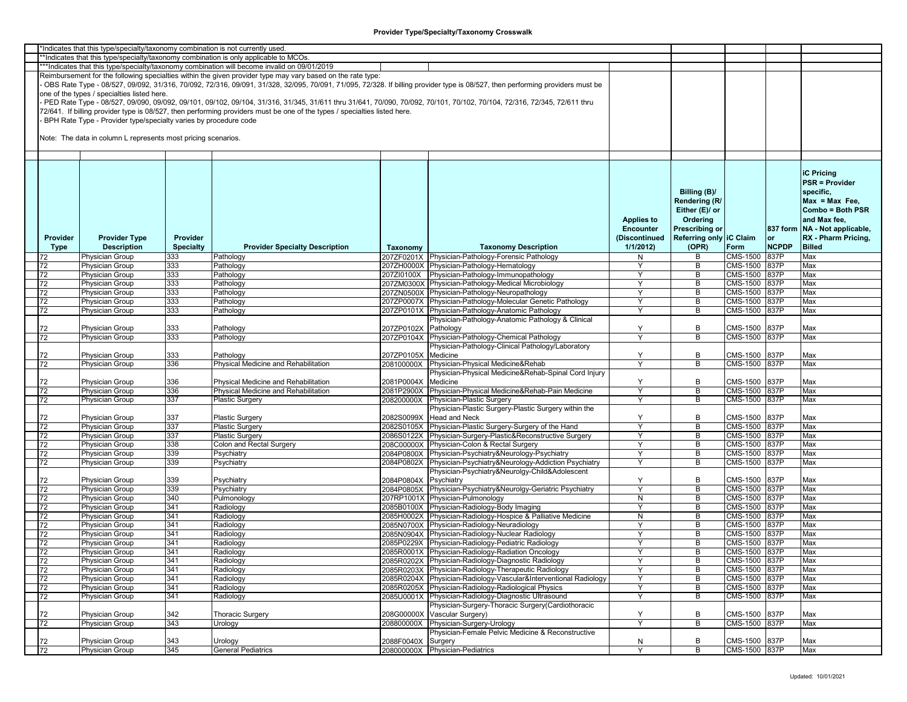# Provider Type/Specialty/Taxonomy Crosswalk

*Indicates that this type/specialty/taxonomy combination is not currently used.

**Indicates that this type/specialty/taxonomy combination is only applicable to MCOs.

***Indicates that this type/specialty/taxonomy combination will become invalid on 09/01/2019

Reimbursement for the following specialties within the given provider type may vary based on the rate type:
- OBS Rate Type - 08/527, 09/092, 31/316, 70/092, 72/316, 09/091, 31/328, 32/095, 70/091, 71/095, 72/328. If billing provider type is 08/527, then performing providers must be one of the types / specialties listed here.
- PED Rate Type - 08/527, 09/090, 09/092, 09/101, 09/102, 09/104, 31/316, 31/345, 31/611 thru 31/641, 70/090, 70/092, 70/101, 70/102, 70/104, 72/316, 72/345, 72/611 thru 72/641. If billing provider type is 08/527, then performing providers must be one of the types / specialties listed here.
- BPH Rate Type - Provider type/specialty varies by procedure code

Note: The data in column L represents most pricing scenarios.

| Provider Type | Provider Type Description | Provider Specialty | Provider Specialty Description | Taxonomy | Taxonomy Description | Applies to Encounter (Discontinued 1/1/2012) | Billing (B)/ Rendering (R/ Either (E)/ or Ordering Prescribing or Referring only (OPR) | iC Claim Form | 837 form or NCPDP | iC Pricing PSR = Provider specific, Max = Max Fee, Combo = Both PSR and Max fee, NA - Not applicable, RX - Pharm Pricing, Billed |
|---|---|---|---|---|---|---|---|---|---|---|
| 72 | Physician Group | 333 | Pathology | 207ZF0201X | Physician-Pathology-Forensic Pathology | N | B | CMS-1500 | 837P | Max |
| 72 | Physician Group | 333 | Pathology | 207ZH0000X | Physician-Pathology-Hematology | Y | B | CMS-1500 | 837P | Max |
| 72 | Physician Group | 333 | Pathology | 207ZI0100X | Physician-Pathology-Immunopathology | Y | B | CMS-1500 | 837P | Max |
| 72 | Physician Group | 333 | Pathology | 207ZM0300X | Physician-Pathology-Medical Microbiology | Y | B | CMS-1500 | 837P | Max |
| 72 | Physician Group | 333 | Pathology | 207ZN0500X | Physician-Pathology-Neuropathology | Y | B | CMS-1500 | 837P | Max |
| 72 | Physician Group | 333 | Pathology | 207ZP0007X | Physician-Pathology-Molecular Genetic Pathology | Y | B | CMS-1500 | 837P | Max |
| 72 | Physician Group | 333 | Pathology | 207ZP0101X | Physician-Pathology-Anatomic Pathology | Y | B | CMS-1500 | 837P | Max |
| 72 | Physician Group | 333 | Pathology | 207ZP0102X | Physician-Pathology-Anatomic Pathology & Clinical Pathology | Y | B | CMS-1500 | 837P | Max |
| 72 | Physician Group | 333 | Pathology | 207ZP0104X | Physician-Pathology-Chemical Pathology | Y | B | CMS-1500 | 837P | Max |
| 72 | Physician Group | 333 | Pathology | 207ZP0105X | Physician-Pathology-Clinical Pathology/Laboratory Medicine | Y | B | CMS-1500 | 837P | Max |
| 72 | Physician Group | 336 | Physical Medicine and Rehabilitation | 208100000X | Physician-Physical Medicine&Rehab | Y | B | CMS-1500 | 837P | Max |
| 72 | Physician Group | 336 | Physical Medicine and Rehabilitation | 2081P0004X | Physician-Physical Medicine&Rehab-Spinal Cord Injury Medicine | Y | B | CMS-1500 | 837P | Max |
| 72 | Physician Group | 336 | Physical Medicine and Rehabilitation | 2081P2900X | Physician-Physical Medicine&Rehab-Pain Medicine | Y | B | CMS-1500 | 837P | Max |
| 72 | Physician Group | 337 | Plastic Surgery | 208200000X | Physician-Plastic Surgery | Y | B | CMS-1500 | 837P | Max |
| 72 | Physician Group | 337 | Plastic Surgery | 2082S0099X | Physician-Plastic Surgery-Plastic Surgery within the Head and Neck | Y | B | CMS-1500 | 837P | Max |
| 72 | Physician Group | 337 | Plastic Surgery | 2082S0105X | Physician-Plastic Surgery-Surgery of the Hand | Y | B | CMS-1500 | 837P | Max |
| 72 | Physician Group | 337 | Plastic Surgery | 2086S0122X | Physician-Surgery-Plastic&Reconstructive Surgery | Y | B | CMS-1500 | 837P | Max |
| 72 | Physician Group | 338 | Colon and Rectal Surgery | 208C00000X | Physician-Colon & Rectal Surgery | Y | B | CMS-1500 | 837P | Max |
| 72 | Physician Group | 339 | Psychiatry | 2084P0800X | Physician-Psychiatry&Neurology-Psychiatry | Y | B | CMS-1500 | 837P | Max |
| 72 | Physician Group | 339 | Psychiatry | 2084P0802X | Physician-Psychiatry&Neurology-Addiction Psychiatry | Y | B | CMS-1500 | 837P | Max |
| 72 | Physician Group | 339 | Psychiatry | 2084P0804X | Physician-Psychiatry&Neurolgy-Child&Adolescent Psychiatry | Y | B | CMS-1500 | 837P | Max |
| 72 | Physician Group | 339 | Psychiatry | 2084P0805X | Physician-Psychiatry&Neurolgy-Geriatric Psychiatry | Y | B | CMS-1500 | 837P | Max |
| 72 | Physician Group | 340 | Pulmonology | 207RP1001X | Physician-Pulmonology | N | B | CMS-1500 | 837P | Max |
| 72 | Physician Group | 341 | Radiology | 2085B0100X | Physician-Radiology-Body Imaging | Y | B | CMS-1500 | 837P | Max |
| 72 | Physician Group | 341 | Radiology | 2085H0002X | Physician-Radiology-Hospice & Palliative Medicine | N | B | CMS-1500 | 837P | Max |
| 72 | Physician Group | 341 | Radiology | 2085N0700X | Physician-Radiology-Neuradiology | Y | B | CMS-1500 | 837P | Max |
| 72 | Physician Group | 341 | Radiology | 2085N0904X | Physician-Radiology-Nuclear Radiology | Y | B | CMS-1500 | 837P | Max |
| 72 | Physician Group | 341 | Radiology | 2085P0229X | Physician-Radiology-Pediatric Radiology | Y | B | CMS-1500 | 837P | Max |
| 72 | Physician Group | 341 | Radiology | 2085R0001X | Physician-Radiology-Radiation Oncology | Y | B | CMS-1500 | 837P | Max |
| 72 | Physician Group | 341 | Radiology | 2085R0202X | Physician-Radiology-Diagnostic Radiology | Y | B | CMS-1500 | 837P | Max |
| 72 | Physician Group | 341 | Radiology | 2085R0203X | Physician-Radiology-Therapeutic Radiology | Y | B | CMS-1500 | 837P | Max |
| 72 | Physician Group | 341 | Radiology | 2085R0204X | Physician-Radiology-Vascular&Interventional Radiology | Y | B | CMS-1500 | 837P | Max |
| 72 | Physician Group | 341 | Radiology | 2085R0205X | Physician-Radiology-Radiological Physics | Y | B | CMS-1500 | 837P | Max |
| 72 | Physician Group | 341 | Radiology | 2085U0001X | Physician-Radiology-Diagnostic Ultrasound | Y | B | CMS-1500 | 837P | Max |
| 72 | Physician Group | 342 | Thoracic Surgery | 208G00000X | Physician-Surgery-Thoracic Surgery(Cardiothoracic Vascular Surgery) | Y | B | CMS-1500 | 837P | Max |
| 72 | Physician Group | 343 | Urology | 208800000X | Physician-Surgery-Urology | Y | B | CMS-1500 | 837P | Max |
| 72 | Physician Group | 343 | Urology | 2088F0040X | Physician-Female Pelvic Medicine & Reconstructive Surgery | N | B | CMS-1500 | 837P | Max |
| 72 | Physician Group | 345 | General Pediatrics | 208000000X | Physician-Pediatrics | Y | B | CMS-1500 | 837P | Max |

Updated: 10/01/2021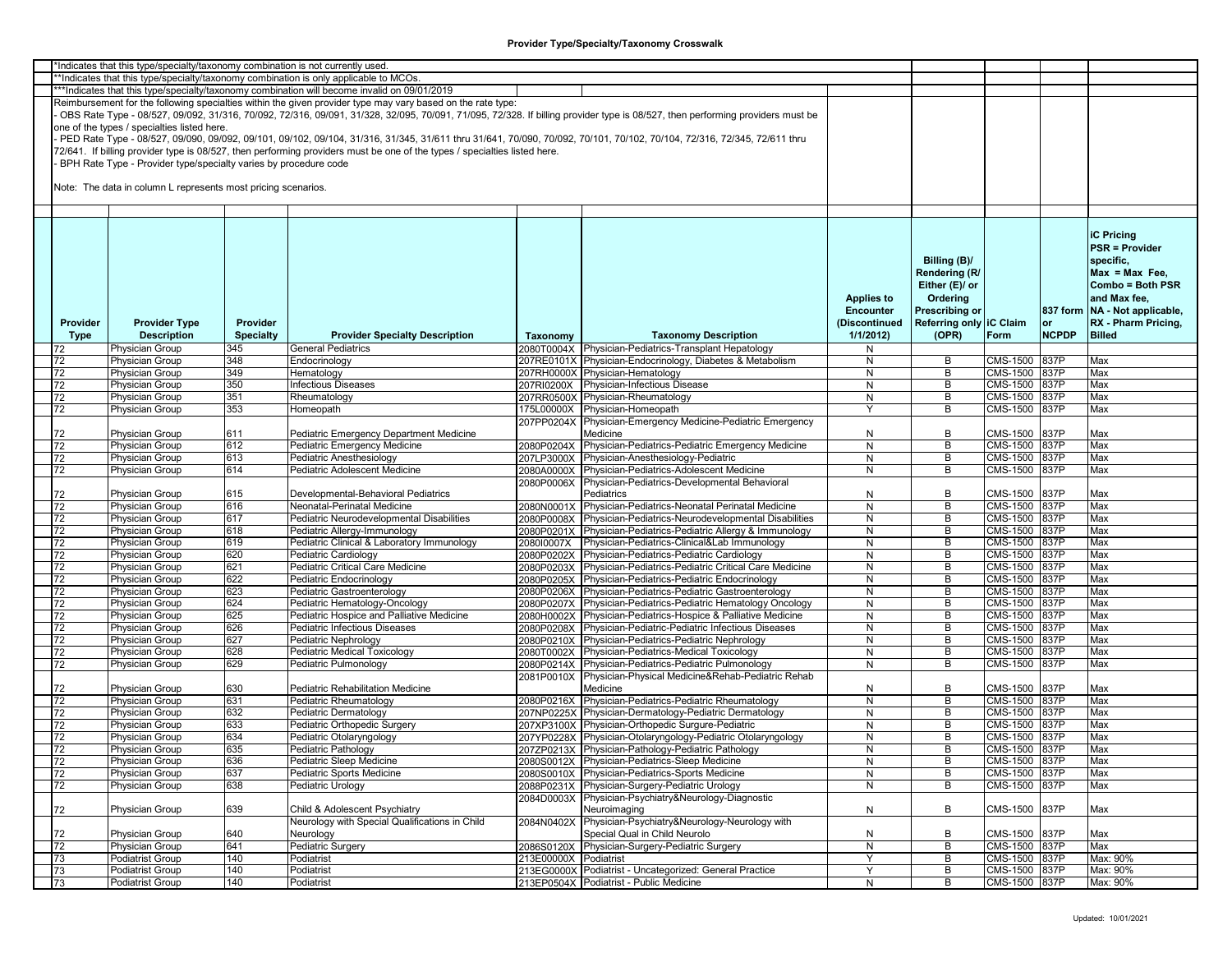## Provider Type/Specialty/Taxonomy Crosswalk

*Indicates that this type/specialty/taxonomy combination is not currently used.

**Indicates that this type/specialty/taxonomy combination is only applicable to MCOs.

***Indicates that this type/specialty/taxonomy combination will become invalid on 09/01/2019

Reimbursement for the following specialties within the given provider type may vary based on the rate type:

- OBS Rate Type - 08/527, 09/092, 31/316, 70/092, 72/316, 09/091, 31/328, 32/095, 70/091, 71/095, 72/328. If billing provider type is 08/527, then performing providers must be one of the types / specialties listed here.
- PED Rate Type - 08/527, 09/090, 09/092, 09/101, 09/102, 09/104, 31/316, 31/345, 31/611 thru 31/641, 70/090, 70/092, 70/101, 70/102, 70/104, 72/316, 72/345, 72/611 thru 72/641. If billing provider type is 08/527, then performing providers must be one of the types / specialties listed here.
- BPH Rate Type - Provider type/specialty varies by procedure code

Note: The data in column L represents most pricing scenarios.

| Provider Type | Provider Type Description | Provider Specialty | Provider Specialty Description | Taxonomy | Taxonomy Description | Applies to Encounter (Discontinued 1/1/2012) | Billing (B)/ Rendering (R/ Either (E)/ or Ordering Prescribing or Referring only (OPR) | iC Claim Form | 837 form or NCPDP | iC Pricing PSR = Provider specific, Max = Max Fee, Combo = Both PSR and Max fee, NA - Not applicable, RX - Pharm Pricing, Billed |
|---|---|---|---|---|---|---|---|---|---|---|
| 72 | Physician Group | 345 | General Pediatrics | 2080T0004X | Physician-Pediatrics-Transplant Hepatology | N | | | | |
| 72 | Physician Group | 348 | Endocrinology | 207RE0101X | Physician-Endocrinology, Diabetes & Metabolism | N | B | CMS-1500 | 837P | Max |
| 72 | Physician Group | 349 | Hematology | 207RH0000X | Physician-Hematology | N | B | CMS-1500 | 837P | Max |
| 72 | Physician Group | 350 | Infectious Diseases | 207RI0200X | Physician-Infectious Disease | N | B | CMS-1500 | 837P | Max |
| 72 | Physician Group | 351 | Rheumatology | 207RR0500X | Physician-Rheumatology | N | B | CMS-1500 | 837P | Max |
| 72 | Physician Group | 353 | Homeopath | 175L00000X | Physician-Homeopath | Y | B | CMS-1500 | 837P | Max |
| 72 | Physician Group | 611 | Pediatric Emergency Department Medicine | 207PP0204X | Physician-Emergency Medicine-Pediatric Emergency Medicine | N | B | CMS-1500 | 837P | Max |
| 72 | Physician Group | 612 | Pediatric Emergency Medicine | 2080P0204X | Physician-Pediatrics-Pediatric Emergency Medicine | N | B | CMS-1500 | 837P | Max |
| 72 | Physician Group | 613 | Pediatric Anesthesiology | 207LP3000X | Physician-Anesthesiology-Pediatric | N | B | CMS-1500 | 837P | Max |
| 72 | Physician Group | 614 | Pediatric Adolescent Medicine | 2080A0000X | Physician-Pediatrics-Adolescent Medicine | N | B | CMS-1500 | 837P | Max |
| 72 | Physician Group | 615 | Developmental-Behavioral Pediatrics | 2080P0006X | Physician-Pediatrics-Developmental Behavioral Pediatrics | N | B | CMS-1500 | 837P | Max |
| 72 | Physician Group | 616 | Neonatal-Perinatal Medicine | 2080N0001X | Physician-Pediatrics-Neonatal Perinatal Medicine | N | B | CMS-1500 | 837P | Max |
| 72 | Physician Group | 617 | Pediatric Neurodevelopmental Disabilities | 2080P0008X | Physician-Pediatrics-Neurodevelopmental Disabilities | N | B | CMS-1500 | 837P | Max |
| 72 | Physician Group | 618 | Pediatric Allergy-Immunology | 2080P0201X | Physician-Pediatrics-Pediatric Allergy & Immunology | N | B | CMS-1500 | 837P | Max |
| 72 | Physician Group | 619 | Pediatric Clinical & Laboratory Immunology | 2080I0007X | Physician-Pediatrics-Clinical&Lab Immunology | N | B | CMS-1500 | 837P | Max |
| 72 | Physician Group | 620 | Pediatric Cardiology | 2080P0202X | Physician-Pediatrics-Pediatric Cardiology | N | B | CMS-1500 | 837P | Max |
| 72 | Physician Group | 621 | Pediatric Critical Care Medicine | 2080P0203X | Physician-Pediatrics-Pediatric Critical Care Medicine | N | B | CMS-1500 | 837P | Max |
| 72 | Physician Group | 622 | Pediatric Endocrinology | 2080P0205X | Physician-Pediatrics-Pediatric Endocrinology | N | B | CMS-1500 | 837P | Max |
| 72 | Physician Group | 623 | Pediatric Gastroenterology | 2080P0206X | Physician-Pediatrics-Pediatric Gastroenterology | N | B | CMS-1500 | 837P | Max |
| 72 | Physician Group | 624 | Pediatric Hematology-Oncology | 2080P0207X | Physician-Pediatrics-Pediatric Hematology Oncology | N | B | CMS-1500 | 837P | Max |
| 72 | Physician Group | 625 | Pediatric Hospice and Palliative Medicine | 2080H0002X | Physician-Pediatrics-Hospice & Palliative Medicine | N | B | CMS-1500 | 837P | Max |
| 72 | Physician Group | 626 | Pediatric Infectious Diseases | 2080P0208X | Physician-Pediatric-Pediatric Infectious Diseases | N | B | CMS-1500 | 837P | Max |
| 72 | Physician Group | 627 | Pediatric Nephrology | 2080P0210X | Physician-Pediatrics-Pediatric Nephrology | N | B | CMS-1500 | 837P | Max |
| 72 | Physician Group | 628 | Pediatric Medical Toxicology | 2080T0002X | Physician-Pediatrics-Medical Toxicology | N | B | CMS-1500 | 837P | Max |
| 72 | Physician Group | 629 | Pediatric Pulmonology | 2080P0214X | Physician-Pediatrics-Pediatric Pulmonology | N | B | CMS-1500 | 837P | Max |
| 72 | Physician Group | 630 | Pediatric Rehabilitation Medicine | 2081P0010X | Physician-Physical Medicine&Rehab-Pediatric Rehab Medicine | N | B | CMS-1500 | 837P | Max |
| 72 | Physician Group | 631 | Pediatric Rheumatology | 2080P0216X | Physician-Pediatrics-Pediatric Rheumatology | N | B | CMS-1500 | 837P | Max |
| 72 | Physician Group | 632 | Pediatric Dermatology | 207NP0225X | Physician-Dermatology-Pediatric Dermatology | N | B | CMS-1500 | 837P | Max |
| 72 | Physician Group | 633 | Pediatric Orthopedic Surgery | 207XP3100X | Physician-Orthopedic Surgure-Pediatric | N | B | CMS-1500 | 837P | Max |
| 72 | Physician Group | 634 | Pediatric Otolaryngology | 207YP0228X | Physician-Otolaryngology-Pediatric Otolaryngology | N | B | CMS-1500 | 837P | Max |
| 72 | Physician Group | 635 | Pediatric Pathology | 207ZP0213X | Physician-Pathology-Pediatric Pathology | N | B | CMS-1500 | 837P | Max |
| 72 | Physician Group | 636 | Pediatric Sleep Medicine | 2080S0012X | Physician-Pediatrics-Sleep Medicine | N | B | CMS-1500 | 837P | Max |
| 72 | Physician Group | 637 | Pediatric Sports Medicine | 2080S0010X | Physician-Pediatrics-Sports Medicine | N | B | CMS-1500 | 837P | Max |
| 72 | Physician Group | 638 | Pediatric Urology | 2088P0231X | Physician-Surgery-Pediatric Urology | N | B | CMS-1500 | 837P | Max |
| 72 | Physician Group | 639 | Child & Adolescent Psychiatry | 2084D0003X | Physician-Psychiatry&Neurology-Diagnostic Neuroimaging | N | B | CMS-1500 | 837P | Max |
| 72 | Physician Group | 640 | Neurology with Special Qualifications in Child Neurology | 2084N0402X | Physician-Psychiatry&Neurology-Neurology with Special Qual in Child Neurolo | N | B | CMS-1500 | 837P | Max |
| 72 | Physician Group | 641 | Pediatric Surgery | 2086S0120X | Physician-Surgery-Pediatric Surgery | N | B | CMS-1500 | 837P | Max |
| 73 | Podiatrist Group | 140 | Podiatrist | 213E00000X | Podiatrist | Y | B | CMS-1500 | 837P | Max: 90% |
| 73 | Podiatrist Group | 140 | Podiatrist | 213EG0000X | Podiatrist - Uncategorized: General Practice | Y | B | CMS-1500 | 837P | Max: 90% |
| 73 | Podiatrist Group | 140 | Podiatrist | 213EP0504X | Podiatrist - Public Medicine | N | B | CMS-1500 | 837P | Max: 90% |

Updated: 10/01/2021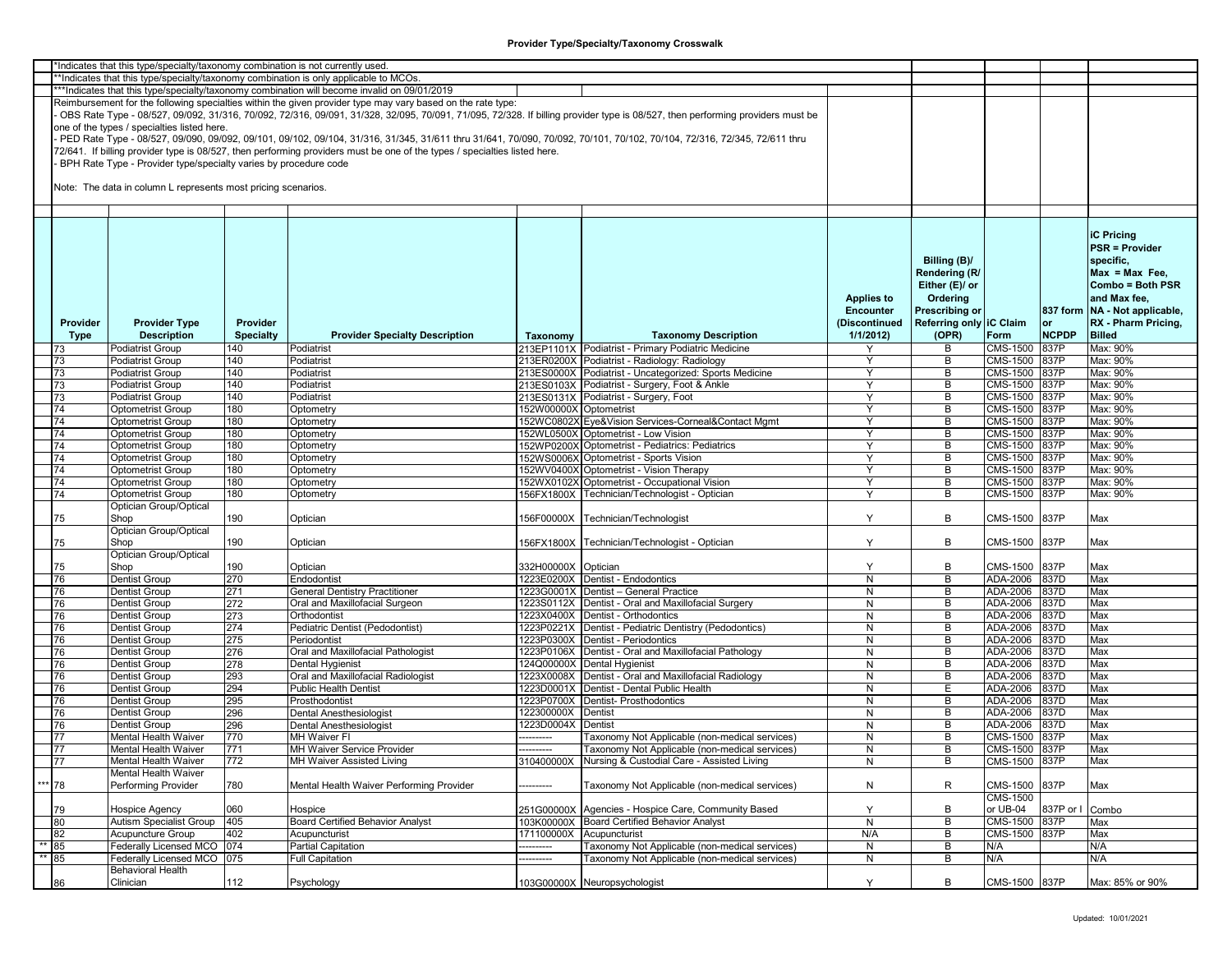# Provider Type/Specialty/Taxonomy Crosswalk

*Indicates that this type/specialty/taxonomy combination is not currently used.

**Indicates that this type/specialty/taxonomy combination is only applicable to MCOs.

***Indicates that this type/specialty/taxonomy combination will become invalid on 09/01/2019

Reimbursement for the following specialties within the given provider type may vary based on the rate type:

- OBS Rate Type - 08/527, 09/092, 31/316, 70/092, 72/316, 09/091, 31/328, 32/095, 70/091, 71/095, 72/328. If billing provider type is 08/527, then performing providers must be one of the types / specialties listed here.
- PED Rate Type - 08/527, 09/090, 09/092, 09/101, 09/102, 09/104, 31/316, 31/345, 31/611 thru 31/641, 70/090, 70/092, 70/101, 70/102, 70/104, 72/316, 72/345, 72/611 thru 72/641. If billing provider type is 08/527, then performing providers must be one of the types / specialties listed here.
- BPH Rate Type - Provider type/specialty varies by procedure code

Note: The data in column L represents most pricing scenarios.

| | Provider Type | Provider Type Description | Provider Specialty | Provider Specialty Description | Taxonomy | Taxonomy Description | Applies to Encounter (Discontinued 1/1/2012) | Billing (B)/ Rendering (R/ Either (E)/ or Ordering Prescribing or Referring only (OPR) | iC Claim Form | 837 form or NCPDP | iC Pricing PSR = Provider specific, Max = Max Fee, Combo = Both PSR and Max fee, NA - Not applicable, RX - Pharm Pricing, Billed |
|---|---|---|---|---|---|---|---|---|---|---|---|
| | 73 | Podiatrist Group | 140 | Podiatrist | 213EP1101X | Podiatrist - Primary Podiatric Medicine | Y | B | CMS-1500 | 837P | Max: 90% |
| | 73 | Podiatrist Group | 140 | Podiatrist | 213ER0200X | Podiatrist - Radiology: Radiology | Y | B | CMS-1500 | 837P | Max: 90% |
| | 73 | Podiatrist Group | 140 | Podiatrist | 213ES0000X | Podiatrist - Uncategorized: Sports Medicine | Y | B | CMS-1500 | 837P | Max: 90% |
| | 73 | Podiatrist Group | 140 | Podiatrist | 213ES0103X | Podiatrist - Surgery, Foot & Ankle | Y | B | CMS-1500 | 837P | Max: 90% |
| | 73 | Podiatrist Group | 140 | Podiatrist | 213ES0131X | Podiatrist - Surgery, Foot | Y | B | CMS-1500 | 837P | Max: 90% |
| | 74 | Optometrist Group | 180 | Optometry | 152W00000X | Optometrist | Y | B | CMS-1500 | 837P | Max: 90% |
| | 74 | Optometrist Group | 180 | Optometry | 152WC0802X | Eye&Vision Services-Corneal&Contact Mgmt | Y | B | CMS-1500 | 837P | Max: 90% |
| | 74 | Optometrist Group | 180 | Optometry | 152WL0500X | Optometrist - Low Vision | Y | B | CMS-1500 | 837P | Max: 90% |
| | 74 | Optometrist Group | 180 | Optometry | 152WP0200X | Optometrist - Pediatrics: Pediatrics | Y | B | CMS-1500 | 837P | Max: 90% |
| | 74 | Optometrist Group | 180 | Optometry | 152WS0006X | Optometrist - Sports Vision | Y | B | CMS-1500 | 837P | Max: 90% |
| | 74 | Optometrist Group | 180 | Optometry | 152WV0400X | Optometrist - Vision Therapy | Y | B | CMS-1500 | 837P | Max: 90% |
| | 74 | Optometrist Group | 180 | Optometry | 152WX0102X | Optometrist - Occupational Vision | Y | B | CMS-1500 | 837P | Max: 90% |
| | 74 | Optometrist Group | 180 | Optometry | 156FX1800X | Technician/Technologist - Optician | Y | B | CMS-1500 | 837P | Max: 90% |
| | 75 | Optician Group/Optical Shop | 190 | Optician | 156F00000X | Technician/Technologist | Y | B | CMS-1500 | 837P | Max |
| | 75 | Optician Group/Optical Shop | 190 | Optician | 156FX1800X | Technician/Technologist - Optician | Y | B | CMS-1500 | 837P | Max |
| | 75 | Optician Group/Optical Shop | 190 | Optician | 332H00000X | Optician | Y | B | CMS-1500 | 837P | Max |
| | 76 | Dentist Group | 270 | Endodontist | 1223E0200X | Dentist - Endodontics | N | B | ADA-2006 | 837D | Max |
| | 76 | Dentist Group | 271 | General Dentistry Practitioner | 1223G0001X | Dentist – General Practice | N | B | ADA-2006 | 837D | Max |
| | 76 | Dentist Group | 272 | Oral and Maxillofacial Surgeon | 1223S0112X | Dentist - Oral and Maxillofacial Surgery | N | B | ADA-2006 | 837D | Max |
| | 76 | Dentist Group | 273 | Orthodontist | 1223X0400X | Dentist - Orthodontics | N | B | ADA-2006 | 837D | Max |
| | 76 | Dentist Group | 274 | Pediatric Dentist (Pedodontist) | 1223P0221X | Dentist - Pediatric Dentistry (Pedodontics) | N | B | ADA-2006 | 837D | Max |
| | 76 | Dentist Group | 275 | Periodontist | 1223P0300X | Dentist - Periodontics | N | B | ADA-2006 | 837D | Max |
| | 76 | Dentist Group | 276 | Oral and Maxillofacial Pathologist | 1223P0106X | Dentist - Oral and Maxillofacial Pathology | N | B | ADA-2006 | 837D | Max |
| | 76 | Dentist Group | 278 | Dental Hygienist | 124Q00000X | Dental Hygienist | N | B | ADA-2006 | 837D | Max |
| | 76 | Dentist Group | 293 | Oral and Maxillofacial Radiologist | 1223X0008X | Dentist - Oral and Maxillofacial Radiology | N | B | ADA-2006 | 837D | Max |
| | 76 | Dentist Group | 294 | Public Health Dentist | 1223D0001X | Dentist - Dental Public Health | N | E | ADA-2006 | 837D | Max |
| | 76 | Dentist Group | 295 | Prosthodontist | 1223P0700X | Dentist- Prosthodontics | N | B | ADA-2006 | 837D | Max |
| | 76 | Dentist Group | 296 | Dental Anesthesiologist | 122300000X | Dentist | N | B | ADA-2006 | 837D | Max |
| | 76 | Dentist Group | 296 | Dental Anesthesiologist | 1223D0004X | Dentist | N | B | ADA-2006 | 837D | Max |
| | 77 | Mental Health Waiver | 770 | MH Waiver FI | ---------- | Taxonomy Not Applicable (non-medical services) | N | B | CMS-1500 | 837P | Max |
| | 77 | Mental Health Waiver | 771 | MH Waiver Service Provider | ---------- | Taxonomy Not Applicable (non-medical services) | N | B | CMS-1500 | 837P | Max |
| | 77 | Mental Health Waiver | 772 | MH Waiver Assisted Living | 310400000X | Nursing & Custodial Care - Assisted Living | N | B | CMS-1500 | 837P | Max |
| *** | 78 | Mental Health Waiver Performing Provider | 780 | Mental Health Waiver Performing Provider | ---------- | Taxonomy Not Applicable (non-medical services) | N | R | CMS-1500 | 837P | Max |
| | 79 | Hospice Agency | 060 | Hospice | 251G00000X | Agencies - Hospice Care, Community Based | Y | B | CMS-1500 or UB-04 | 837P or I | Combo |
| | 80 | Autism Specialist Group | 405 | Board Certified Behavior Analyst | 103K00000X | Board Certified Behavior Analyst | N | B | CMS-1500 | 837P | Max |
| | 82 | Acupuncture Group | 402 | Acupuncturist | 171100000X | Acupuncturist | N/A | B | CMS-1500 | 837P | Max |
| ** | 85 | Federally Licensed MCO | 074 | Partial Capitation | ---------- | Taxonomy Not Applicable (non-medical services) | N | B | N/A | | N/A |
| ** | 85 | Federally Licensed MCO | 075 | Full Capitation | ---------- | Taxonomy Not Applicable (non-medical services) | N | B | N/A | | N/A |
| | 86 | Behavioral Health Clinician | 112 | Psychology | 103G00000X | Neuropsychologist | Y | B | CMS-1500 | 837P | Max: 85% or 90% |

Updated: 10/01/2021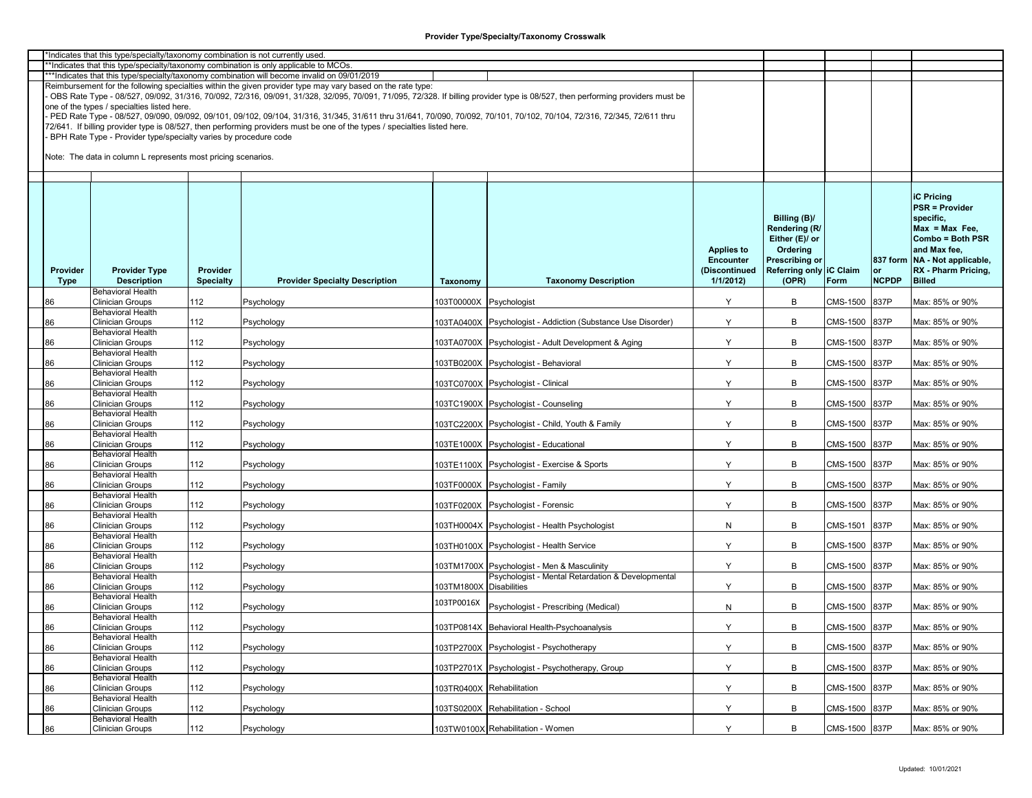# Provider Type/Specialty/Taxonomy Crosswalk

*Indicates that this type/specialty/taxonomy combination is not currently used.

**Indicates that this type/specialty/taxonomy combination is only applicable to MCOs.

***Indicates that this type/specialty/taxonomy combination will become invalid on 09/01/2019

Reimbursement for the following specialties within the given provider type may vary based on the rate type:

- OBS Rate Type - 08/527, 09/092, 31/316, 70/092, 72/316, 09/091, 31/328, 32/095, 70/091, 71/095, 72/328. If billing provider type is 08/527, then performing providers must be one of the types / specialties listed here.
- PED Rate Type - 08/527, 09/090, 09/092, 09/101, 09/102, 09/104, 31/316, 31/345, 31/611 thru 31/641, 70/090, 70/092, 70/101, 70/102, 70/104, 72/316, 72/345, 72/611 thru 72/641. If billing provider type is 08/527, then performing providers must be one of the types / specialties listed here.
- BPH Rate Type - Provider type/specialty varies by procedure code

Note: The data in column L represents most pricing scenarios.

| Provider Type | Provider Type Description | Provider Specialty | Provider Specialty Description | Taxonomy | Taxonomy Description | Applies to Encounter (Discontinued 1/1/2012) | Billing (B)/ Rendering (R/ Either (E)/ or Ordering Prescribing or Referring only (OPR) | iC Claim Form | 837 form or NCPDP | iC Pricing PSR = Provider specific, Max = Max Fee, Combo = Both PSR and Max fee, NA - Not applicable, RX - Pharm Pricing, Billed |
|---|---|---|---|---|---|---|---|---|---|---|
| 86 | Behavioral Health Clinician Groups | 112 | Psychology | 103T00000X | Psychologist | Y | B | CMS-1500 | 837P | Max: 85% or 90% |
| 86 | Behavioral Health Clinician Groups | 112 | Psychology | 103TA0400X | Psychologist - Addiction (Substance Use Disorder) | Y | B | CMS-1500 | 837P | Max: 85% or 90% |
| 86 | Behavioral Health Clinician Groups | 112 | Psychology | 103TA0700X | Psychologist - Adult Development & Aging | Y | B | CMS-1500 | 837P | Max: 85% or 90% |
| 86 | Behavioral Health Clinician Groups | 112 | Psychology | 103TB0200X | Psychologist - Behavioral | Y | B | CMS-1500 | 837P | Max: 85% or 90% |
| 86 | Behavioral Health Clinician Groups | 112 | Psychology | 103TC0700X | Psychologist - Clinical | Y | B | CMS-1500 | 837P | Max: 85% or 90% |
| 86 | Behavioral Health Clinician Groups | 112 | Psychology | 103TC1900X | Psychologist - Counseling | Y | B | CMS-1500 | 837P | Max: 85% or 90% |
| 86 | Behavioral Health Clinician Groups | 112 | Psychology | 103TC2200X | Psychologist - Child, Youth & Family | Y | B | CMS-1500 | 837P | Max: 85% or 90% |
| 86 | Behavioral Health Clinician Groups | 112 | Psychology | 103TE1000X | Psychologist - Educational | Y | B | CMS-1500 | 837P | Max: 85% or 90% |
| 86 | Behavioral Health Clinician Groups | 112 | Psychology | 103TE1100X | Psychologist - Exercise & Sports | Y | B | CMS-1500 | 837P | Max: 85% or 90% |
| 86 | Behavioral Health Clinician Groups | 112 | Psychology | 103TF0000X | Psychologist - Family | Y | B | CMS-1500 | 837P | Max: 85% or 90% |
| 86 | Behavioral Health Clinician Groups | 112 | Psychology | 103TF0200X | Psychologist - Forensic | Y | B | CMS-1500 | 837P | Max: 85% or 90% |
| 86 | Behavioral Health Clinician Groups | 112 | Psychology | 103TH0004X | Psychologist - Health Psychologist | N | B | CMS-1501 | 837P | Max: 85% or 90% |
| 86 | Behavioral Health Clinician Groups | 112 | Psychology | 103TH0100X | Psychologist - Health Service | Y | B | CMS-1500 | 837P | Max: 85% or 90% |
| 86 | Behavioral Health Clinician Groups | 112 | Psychology | 103TM1700X | Psychologist - Men & Masculinity | Y | B | CMS-1500 | 837P | Max: 85% or 90% |
| 86 | Behavioral Health Clinician Groups | 112 | Psychology | 103TM1800X | Psychologist - Mental Retardation & Developmental Disabilities | Y | B | CMS-1500 | 837P | Max: 85% or 90% |
| 86 | Behavioral Health Clinician Groups | 112 | Psychology | 103TP0016X | Psychologist - Prescribing (Medical) | N | B | CMS-1500 | 837P | Max: 85% or 90% |
| 86 | Behavioral Health Clinician Groups | 112 | Psychology | 103TP0814X | Behavioral Health-Psychoanalysis | Y | B | CMS-1500 | 837P | Max: 85% or 90% |
| 86 | Behavioral Health Clinician Groups | 112 | Psychology | 103TP2700X | Psychologist - Psychotherapy | Y | B | CMS-1500 | 837P | Max: 85% or 90% |
| 86 | Behavioral Health Clinician Groups | 112 | Psychology | 103TP2701X | Psychologist - Psychotherapy, Group | Y | B | CMS-1500 | 837P | Max: 85% or 90% |
| 86 | Behavioral Health Clinician Groups | 112 | Psychology | 103TR0400X | Rehabilitation | Y | B | CMS-1500 | 837P | Max: 85% or 90% |
| 86 | Behavioral Health Clinician Groups | 112 | Psychology | 103TS0200X | Rehabilitation - School | Y | B | CMS-1500 | 837P | Max: 85% or 90% |
| 86 | Behavioral Health Clinician Groups | 112 | Psychology | 103TW0100X | Rehabilitation - Women | Y | B | CMS-1500 | 837P | Max: 85% or 90% |

Updated: 10/01/2021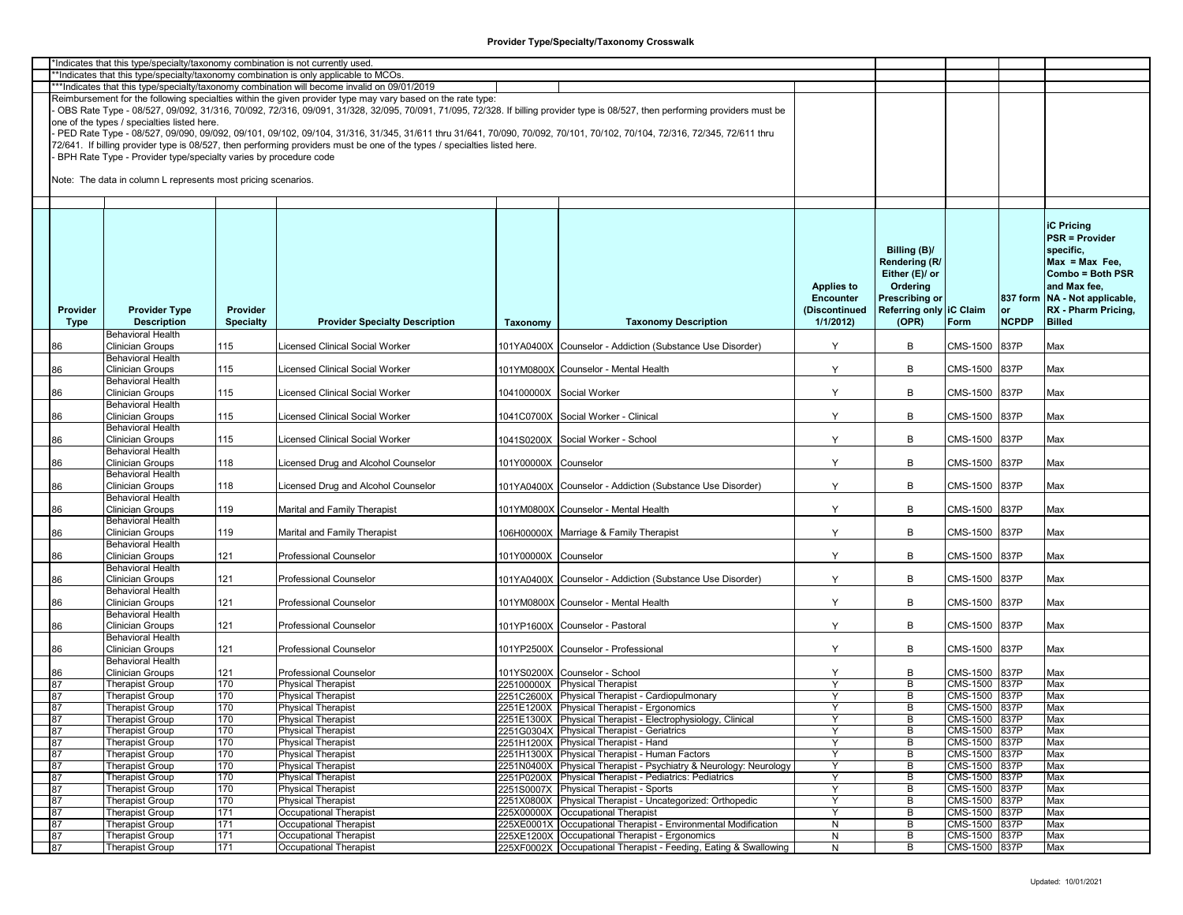## Provider Type/Specialty/Taxonomy Crosswalk

*Indicates that this type/specialty/taxonomy combination is not currently used.

**Indicates that this type/specialty/taxonomy combination is only applicable to MCOs.

***Indicates that this type/specialty/taxonomy combination will become invalid on 09/01/2019

Reimbursement for the following specialties within the given provider type may vary based on the rate type:

- OBS Rate Type - 08/527, 09/092, 31/316, 70/092, 72/316, 09/091, 31/328, 32/095, 70/091, 71/095, 72/328. If billing provider type is 08/527, then performing providers must be one of the types / specialties listed here.
- PED Rate Type - 08/527, 09/090, 09/092, 09/101, 09/102, 09/104, 31/316, 31/345, 31/611 thru 31/641, 70/090, 70/092, 70/101, 70/102, 70/104, 72/316, 72/345, 72/611 thru 72/641. If billing provider type is 08/527, then performing providers must be one of the types / specialties listed here.
- BPH Rate Type - Provider type/specialty varies by procedure code

Note: The data in column L represents most pricing scenarios.

| Provider Type | Provider Type Description | Provider Specialty | Provider Specialty Description | Taxonomy | Taxonomy Description | Applies to Encounter (Discontinued 1/1/2012) | Billing (B)/ Rendering (R/ Either (E)/ or Ordering Prescribing or Referring only (OPR) | iC Claim Form | 837 form or NCPDP | iC Pricing PSR = Provider specific, Max = Max Fee, Combo = Both PSR and Max fee, NA - Not applicable, RX - Pharm Pricing, Billed |
|---|---|---|---|---|---|---|---|---|---|---|
| 86 | Behavioral Health Clinician Groups | 115 | Licensed Clinical Social Worker | 101YA0400X | Counselor - Addiction (Substance Use Disorder) | Y | B | CMS-1500 | 837P | Max |
| 86 | Behavioral Health Clinician Groups | 115 | Licensed Clinical Social Worker | 101YM0800X | Counselor - Mental Health | Y | B | CMS-1500 | 837P | Max |
| 86 | Behavioral Health Clinician Groups | 115 | Licensed Clinical Social Worker | 104100000X | Social Worker | Y | B | CMS-1500 | 837P | Max |
| 86 | Behavioral Health Clinician Groups | 115 | Licensed Clinical Social Worker | 1041C0700X | Social Worker - Clinical | Y | B | CMS-1500 | 837P | Max |
| 86 | Behavioral Health Clinician Groups | 115 | Licensed Clinical Social Worker | 1041S0200X | Social Worker - School | Y | B | CMS-1500 | 837P | Max |
| 86 | Behavioral Health Clinician Groups | 118 | Licensed Drug and Alcohol Counselor | 101Y00000X | Counselor | Y | B | CMS-1500 | 837P | Max |
| 86 | Behavioral Health Clinician Groups | 118 | Licensed Drug and Alcohol Counselor | 101YA0400X | Counselor - Addiction (Substance Use Disorder) | Y | B | CMS-1500 | 837P | Max |
| 86 | Behavioral Health Clinician Groups | 119 | Marital and Family Therapist | 101YM0800X | Counselor - Mental Health | Y | B | CMS-1500 | 837P | Max |
| 86 | Behavioral Health Clinician Groups | 119 | Marital and Family Therapist | 106H00000X | Marriage & Family Therapist | Y | B | CMS-1500 | 837P | Max |
| 86 | Behavioral Health Clinician Groups | 121 | Professional Counselor | 101Y00000X | Counselor | Y | B | CMS-1500 | 837P | Max |
| 86 | Behavioral Health Clinician Groups | 121 | Professional Counselor | 101YA0400X | Counselor - Addiction (Substance Use Disorder) | Y | B | CMS-1500 | 837P | Max |
| 86 | Behavioral Health Clinician Groups | 121 | Professional Counselor | 101YM0800X | Counselor - Mental Health | Y | B | CMS-1500 | 837P | Max |
| 86 | Behavioral Health Clinician Groups | 121 | Professional Counselor | 101YP1600X | Counselor - Pastoral | Y | B | CMS-1500 | 837P | Max |
| 86 | Behavioral Health Clinician Groups | 121 | Professional Counselor | 101YP2500X | Counselor - Professional | Y | B | CMS-1500 | 837P | Max |
| 86 | Behavioral Health Clinician Groups | 121 | Professional Counselor | 101YS0200X | Counselor - School | Y | B | CMS-1500 | 837P | Max |
| 87 | Therapist Group | 170 | Physical Therapist | 225100000X | Physical Therapist | Y | B | CMS-1500 | 837P | Max |
| 87 | Therapist Group | 170 | Physical Therapist | 2251C2600X | Physical Therapist - Cardiopulmonary | Y | B | CMS-1500 | 837P | Max |
| 87 | Therapist Group | 170 | Physical Therapist | 2251E1200X | Physical Therapist - Ergonomics | Y | B | CMS-1500 | 837P | Max |
| 87 | Therapist Group | 170 | Physical Therapist | 2251E1300X | Physical Therapist - Electrophysiology, Clinical | Y | B | CMS-1500 | 837P | Max |
| 87 | Therapist Group | 170 | Physical Therapist | 2251G0304X | Physical Therapist - Geriatrics | Y | B | CMS-1500 | 837P | Max |
| 87 | Therapist Group | 170 | Physical Therapist | 2251H1200X | Physical Therapist - Hand | Y | B | CMS-1500 | 837P | Max |
| 87 | Therapist Group | 170 | Physical Therapist | 2251H1300X | Physical Therapist - Human Factors | Y | B | CMS-1500 | 837P | Max |
| 87 | Therapist Group | 170 | Physical Therapist | 2251N0400X | Physical Therapist - Psychiatry & Neurology: Neurology | Y | B | CMS-1500 | 837P | Max |
| 87 | Therapist Group | 170 | Physical Therapist | 2251P0200X | Physical Therapist - Pediatrics: Pediatrics | Y | B | CMS-1500 | 837P | Max |
| 87 | Therapist Group | 170 | Physical Therapist | 2251S0007X | Physical Therapist - Sports | Y | B | CMS-1500 | 837P | Max |
| 87 | Therapist Group | 170 | Physical Therapist | 2251X0800X | Physical Therapist - Uncategorized: Orthopedic | Y | B | CMS-1500 | 837P | Max |
| 87 | Therapist Group | 171 | Occupational Therapist | 225X00000X | Occupational Therapist | Y | B | CMS-1500 | 837P | Max |
| 87 | Therapist Group | 171 | Occupational Therapist | 225XE0001X | Occupational Therapist - Environmental Modification | N | B | CMS-1500 | 837P | Max |
| 87 | Therapist Group | 171 | Occupational Therapist | 225XE1200X | Occupational Therapist - Ergonomics | N | B | CMS-1500 | 837P | Max |
| 87 | Therapist Group | 171 | Occupational Therapist | 225XF0002X | Occupational Therapist - Feeding, Eating & Swallowing | N | B | CMS-1500 | 837P | Max |

Updated: 10/01/2021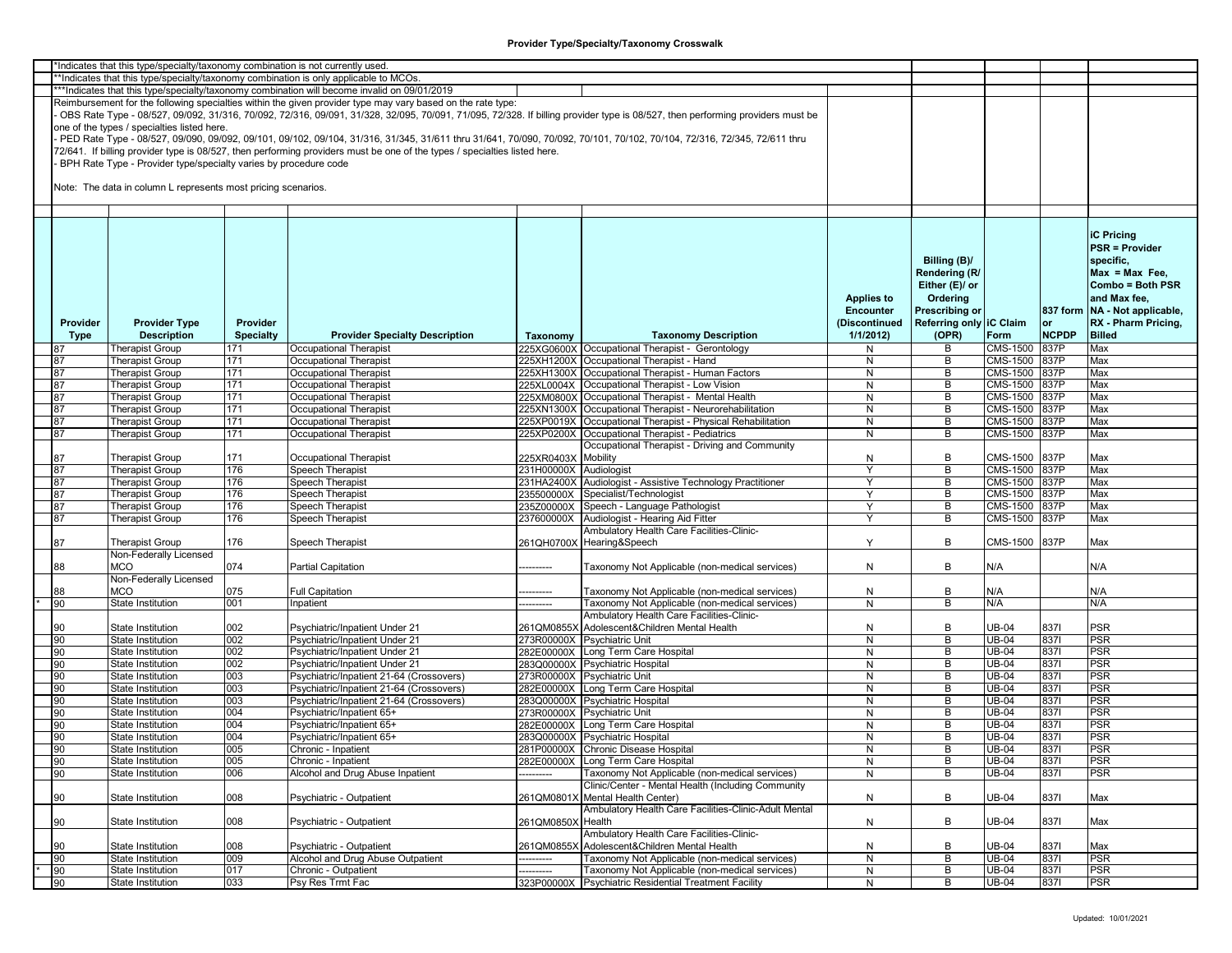## Provider Type/Specialty/Taxonomy Crosswalk

*Indicates that this type/specialty/taxonomy combination is not currently used.

**Indicates that this type/specialty/taxonomy combination is only applicable to MCOs.

***Indicates that this type/specialty/taxonomy combination will become invalid on 09/01/2019

Reimbursement for the following specialties within the given provider type may vary based on the rate type:

- OBS Rate Type - 08/527, 09/092, 31/316, 70/092, 72/316, 09/091, 31/328, 32/095, 70/091, 71/095, 72/328. If billing provider type is 08/527, then performing providers must be one of the types / specialties listed here.
- PED Rate Type - 08/527, 09/090, 09/092, 09/101, 09/102, 09/104, 31/316, 31/345, 31/611 thru 31/641, 70/090, 70/092, 70/101, 70/102, 70/104, 72/316, 72/345, 72/611 thru 72/641. If billing provider type is 08/527, then performing providers must be one of the types / specialties listed here.
- BPH Rate Type - Provider type/specialty varies by procedure code

Note: The data in column L represents most pricing scenarios.

| | Provider Type | Provider Type Description | Provider Specialty | Provider Specialty Description | Taxonomy | Taxonomy Description | Applies to Encounter (Discontinued 1/1/2012) | Billing (B)/ Rendering (R/ Either (E)/ or Ordering Prescribing or Referring only (OPR) | iC Claim Form | 837 form or NCPDP | iC Pricing PSR = Provider specific, Max = Max Fee, Combo = Both PSR and Max fee, NA - Not applicable, RX - Pharm Pricing, Billed |
|---|---|---|---|---|---|---|---|---|---|---|---|
| | 87 | Therapist Group | 171 | Occupational Therapist | 225XG0600X | Occupational Therapist - Gerontology | N | B | CMS-1500 | 837P | Max |
| | 87 | Therapist Group | 171 | Occupational Therapist | 225XH1200X | Occupational Therapist - Hand | N | B | CMS-1500 | 837P | Max |
| | 87 | Therapist Group | 171 | Occupational Therapist | 225XH1300X | Occupational Therapist - Human Factors | N | B | CMS-1500 | 837P | Max |
| | 87 | Therapist Group | 171 | Occupational Therapist | 225XL0004X | Occupational Therapist - Low Vision | N | B | CMS-1500 | 837P | Max |
| | 87 | Therapist Group | 171 | Occupational Therapist | 225XM0800X | Occupational Therapist - Mental Health | N | B | CMS-1500 | 837P | Max |
| | 87 | Therapist Group | 171 | Occupational Therapist | 225XN1300X | Occupational Therapist - Neurorehabilitation | N | B | CMS-1500 | 837P | Max |
| | 87 | Therapist Group | 171 | Occupational Therapist | 225XP0019X | Occupational Therapist - Physical Rehabilitation | N | B | CMS-1500 | 837P | Max |
| | 87 | Therapist Group | 171 | Occupational Therapist | 225XP0200X | Occupational Therapist - Pediatrics | N | B | CMS-1500 | 837P | Max |
| | 87 | Therapist Group | 171 | Occupational Therapist | 225XR0403X | Occupational Therapist - Driving and Community Mobility | N | B | CMS-1500 | 837P | Max |
| | 87 | Therapist Group | 176 | Speech Therapist | 231H00000X | Audiologist | Y | B | CMS-1500 | 837P | Max |
| | 87 | Therapist Group | 176 | Speech Therapist | 231HA2400X | Audiologist - Assistive Technology Practitioner | Y | B | CMS-1500 | 837P | Max |
| | 87 | Therapist Group | 176 | Speech Therapist | 235500000X | Specialist/Technologist | Y | B | CMS-1500 | 837P | Max |
| | 87 | Therapist Group | 176 | Speech Therapist | 235Z00000X | Speech - Language Pathologist | Y | B | CMS-1500 | 837P | Max |
| | 87 | Therapist Group | 176 | Speech Therapist | 237600000X | Audiologist - Hearing Aid Fitter | Y | B | CMS-1500 | 837P | Max |
| | 87 | Therapist Group | 176 | Speech Therapist | 261QH0700X | Ambulatory Health Care Facilities-Clinic-Hearing&Speech | Y | B | CMS-1500 | 837P | Max |
| | 88 | Non-Federally Licensed MCO | 074 | Partial Capitation | ---------- | Taxonomy Not Applicable (non-medical services) | N | B | N/A | | N/A |
| | 88 | Non-Federally Licensed MCO | 075 | Full Capitation | ---------- | Taxonomy Not Applicable (non-medical services) | N | B | N/A | | N/A |
| * | 90 | State Institution | 001 | Inpatient | ---------- | Taxonomy Not Applicable (non-medical services) | N | B | N/A | | N/A |
| | 90 | State Institution | 002 | Psychiatric/Inpatient Under 21 | 261QM0855X | Ambulatory Health Care Facilities-Clinic-Adolescent&Children Mental Health | N | B | UB-04 | 837I | PSR |
| | 90 | State Institution | 002 | Psychiatric/Inpatient Under 21 | 273R00000X | Psychiatric Unit | N | B | UB-04 | 837I | PSR |
| | 90 | State Institution | 002 | Psychiatric/Inpatient Under 21 | 282E00000X | Long Term Care Hospital | N | B | UB-04 | 837I | PSR |
| | 90 | State Institution | 002 | Psychiatric/Inpatient Under 21 | 283Q00000X | Psychiatric Hospital | N | B | UB-04 | 837I | PSR |
| | 90 | State Institution | 003 | Psychiatric/Inpatient 21-64 (Crossovers) | 273R00000X | Psychiatric Unit | N | B | UB-04 | 837I | PSR |
| | 90 | State Institution | 003 | Psychiatric/Inpatient 21-64 (Crossovers) | 282E00000X | Long Term Care Hospital | N | B | UB-04 | 837I | PSR |
| | 90 | State Institution | 003 | Psychiatric/Inpatient 21-64 (Crossovers) | 283Q00000X | Psychiatric Hospital | N | B | UB-04 | 837I | PSR |
| | 90 | State Institution | 004 | Psychiatric/Inpatient 65+ | 273R00000X | Psychiatric Unit | N | B | UB-04 | 837I | PSR |
| | 90 | State Institution | 004 | Psychiatric/Inpatient 65+ | 282E00000X | Long Term Care Hospital | N | B | UB-04 | 837I | PSR |
| | 90 | State Institution | 004 | Psychiatric/Inpatient 65+ | 283Q00000X | Psychiatric Hospital | N | B | UB-04 | 837I | PSR |
| | 90 | State Institution | 005 | Chronic - Inpatient | 281P00000X | Chronic Disease Hospital | N | B | UB-04 | 837I | PSR |
| | 90 | State Institution | 005 | Chronic - Inpatient | 282E00000X | Long Term Care Hospital | N | B | UB-04 | 837I | PSR |
| | 90 | State Institution | 006 | Alcohol and Drug Abuse Inpatient | ---------- | Taxonomy Not Applicable (non-medical services) | N | B | UB-04 | 837I | PSR |
| | 90 | State Institution | 008 | Psychiatric - Outpatient | 261QM0801X | Clinic/Center - Mental Health (Including Community Mental Health Center) | N | B | UB-04 | 837I | Max |
| | 90 | State Institution | 008 | Psychiatric - Outpatient | 261QM0850X | Ambulatory Health Care Facilities-Clinic-Adult Mental Health | N | B | UB-04 | 837I | Max |
| | 90 | State Institution | 008 | Psychiatric - Outpatient | 261QM0855X | Ambulatory Health Care Facilities-Clinic-Adolescent&Children Mental Health | N | B | UB-04 | 837I | Max |
| | 90 | State Institution | 009 | Alcohol and Drug Abuse Outpatient | ---------- | Taxonomy Not Applicable (non-medical services) | N | B | UB-04 | 837I | PSR |
| * | 90 | State Institution | 017 | Chronic - Outpatient | ---------- | Taxonomy Not Applicable (non-medical services) | N | B | UB-04 | 837I | PSR |
| | 90 | State Institution | 033 | Psy Res Trmt Fac | 323P00000X | Psychiatric Residential Treatment Facility | N | B | UB-04 | 837I | PSR |

Updated: 10/01/2021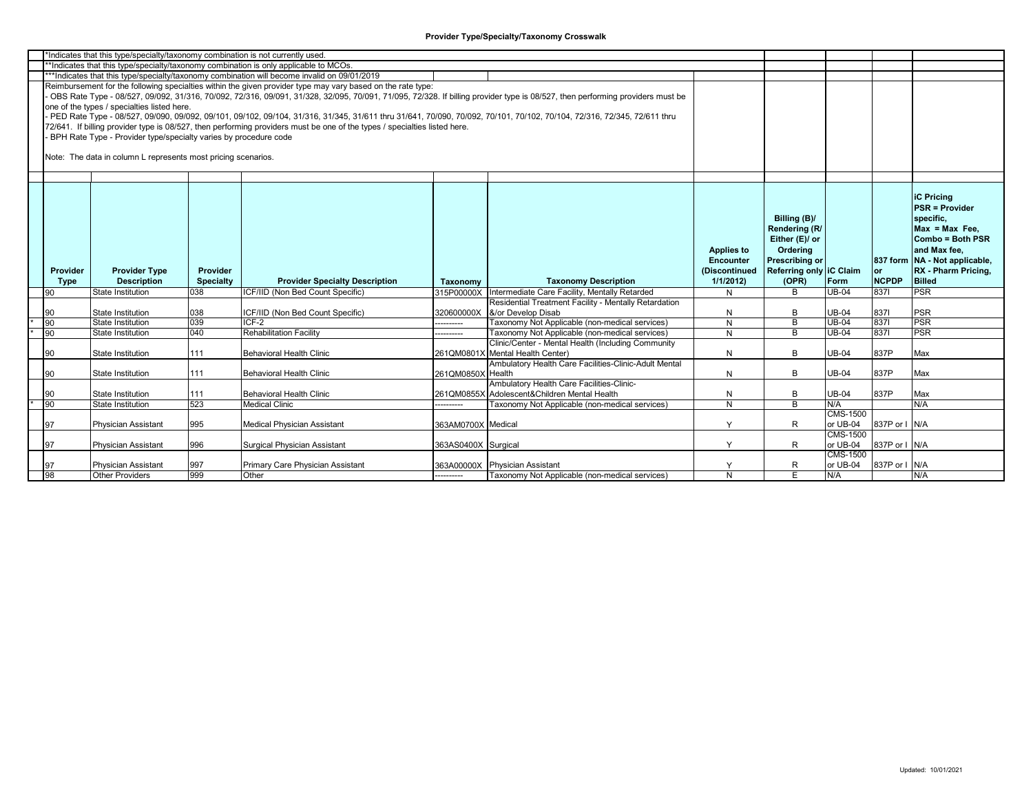# Provider Type/Specialty/Taxonomy Crosswalk

*Indicates that this type/specialty/taxonomy combination is not currently used.

**Indicates that this type/specialty/taxonomy combination is only applicable to MCOs.

***Indicates that this type/specialty/taxonomy combination will become invalid on 09/01/2019

Reimbursement for the following specialties within the given provider type may vary based on the rate type:

- OBS Rate Type - 08/527, 09/092, 31/316, 70/092, 72/316, 09/091, 31/328, 32/095, 70/091, 71/095, 72/328. If billing provider type is 08/527, then performing providers must be one of the types / specialties listed here.
- PED Rate Type - 08/527, 09/090, 09/092, 09/101, 09/102, 09/104, 31/316, 31/345, 31/611 thru 31/641, 70/090, 70/092, 70/101, 70/102, 70/104, 72/316, 72/345, 72/611 thru 72/641. If billing provider type is 08/527, then performing providers must be one of the types / specialties listed here.
- BPH Rate Type - Provider type/specialty varies by procedure code

Note: The data in column L represents most pricing scenarios.

| | Provider Type | Provider Type Description | Provider Specialty | Provider Specialty Description | Taxonomy | Taxonomy Description | Applies to Encounter (Discontinued 1/1/2012) | Billing (B)/ Rendering (R/ Either (E)/ or Ordering Prescribing or Referring only (OPR) | iC Claim Form | 837 form or NCPDP | iC Pricing PSR = Provider specific, Max = Max Fee, Combo = Both PSR and Max fee, NA - Not applicable, RX - Pharm Pricing, Billed |
|---|---|---|---|---|---|---|---|---|---|---|---|
| | 90 | State Institution | 038 | ICF/IID (Non Bed Count Specific) | 315P00000X | Intermediate Care Facility, Mentally Retarded | N | B | UB-04 | 837I | PSR |
| | 90 | State Institution | 038 | ICF/IID (Non Bed Count Specific) | 320600000X | Residential Treatment Facility - Mentally Retardation &/or Develop Disab | N | B | UB-04 | 837I | PSR |
| * | 90 | State Institution | 039 | ICF-2 | ---------- | Taxonomy Not Applicable (non-medical services) | N | B | UB-04 | 837I | PSR |
| * | 90 | State Institution | 040 | Rehabilitation Facility | ---------- | Taxonomy Not Applicable (non-medical services) | N | B | UB-04 | 837I | PSR |
| | 90 | State Institution | 111 | Behavioral Health Clinic | 261QM0801X | Clinic/Center - Mental Health (Including Community Mental Health Center) | N | B | UB-04 | 837P | Max |
| | 90 | State Institution | 111 | Behavioral Health Clinic | 261QM0850X | Ambulatory Health Care Facilities-Clinic-Adult Mental Health | N | B | UB-04 | 837P | Max |
| | 90 | State Institution | 111 | Behavioral Health Clinic | 261QM0855X | Ambulatory Health Care Facilities-Clinic-Adolescent&Children Mental Health | N | B | UB-04 | 837P | Max |
| * | 90 | State Institution | 523 | Medical Clinic | ---------- | Taxonomy Not Applicable (non-medical services) | N | B | N/A | | N/A |
| | 97 | Physician Assistant | 995 | Medical Physician Assistant | 363AM0700X | Medical | Y | R | CMS-1500 or UB-04 | 837P or I | N/A |
| | 97 | Physician Assistant | 996 | Surgical Physician Assistant | 363AS0400X | Surgical | Y | R | CMS-1500 or UB-04 | 837P or I | N/A |
| | 97 | Physician Assistant | 997 | Primary Care Physician Assistant | 363A00000X | Physician Assistant | Y | R | CMS-1500 or UB-04 | 837P or I | N/A |
| | 98 | Other Providers | 999 | Other | ---------- | Taxonomy Not Applicable (non-medical services) | N | E | N/A | | N/A |

Updated: 10/01/2021